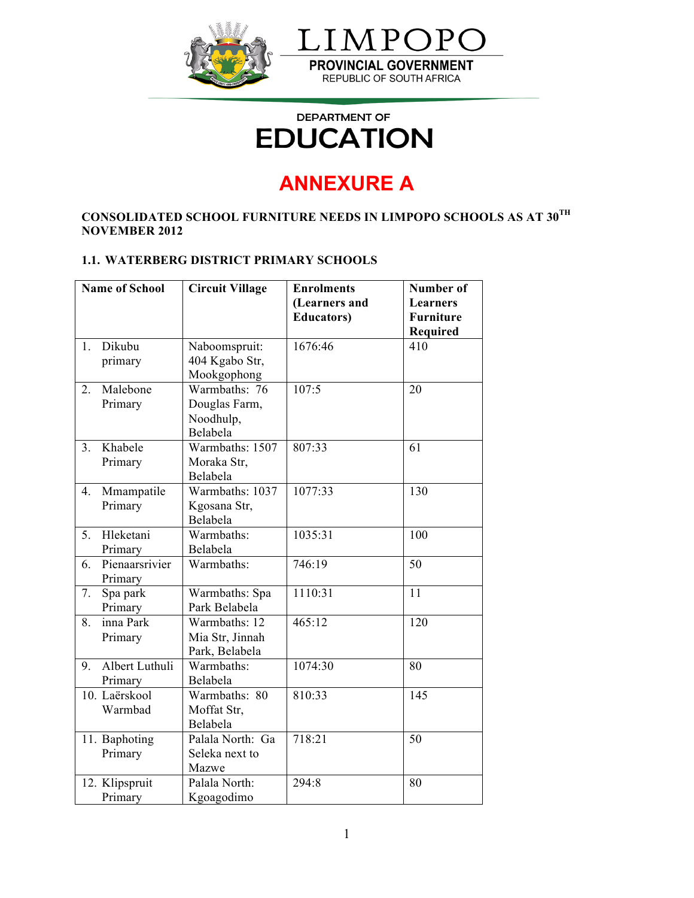LIMPOPO

PROVINCIAL GOVERNMENT

REPUBLIC OF SOUTH AFRICA

DEPARTMENT OF

# EDUCATION

# ANNEXURE A

**CONSOLIDATED SCHOOL FURNITURE NEEDS IN LIMPOPO SCHOOLS AS AT 30TH NOVEMBER 2012**

### 1.1. WATERBERG DISTRICT PRIMARY SCHOOLS

| Name of School | Circuit Village | Enrolments (Learners and Educators) | Number of Learners Furniture Required |
|---|---|---|---|
| 1. Dikubu primary | Naboomspruit: 404 Kgabo Str, Mookgophong | 1676:46 | 410 |
| 2. Malebone Primary | Warmbaths: 76 Douglas Farm, Noodhulp, Belabela | 107:5 | 20 |
| 3. Khabele Primary | Warmbaths: 1507 Moraka Str, Belabela | 807:33 | 61 |
| 4. Mmampatile Primary | Warmbaths: 1037 Kgosana Str, Belabela | 1077:33 | 130 |
| 5. Hleketani Primary | Warmbaths: Belabela | 1035:31 | 100 |
| 6. Pienaarsrivier Primary | Warmbaths: | 746:19 | 50 |
| 7. Spa park Primary | Warmbaths: Spa Park Belabela | 1110:31 | 11 |
| 8. inna Park Primary | Warmbaths: 12 Mia Str, Jinnah Park, Belabela | 465:12 | 120 |
| 9. Albert Luthuli Primary | Warmbaths: Belabela | 1074:30 | 80 |
| 10. Laërskool Warmbad | Warmbaths: 80 Moffat Str, Belabela | 810:33 | 145 |
| 11. Baphoting Primary | Palala North: Ga Seleka next to Mazwe | 718:21 | 50 |
| 12. Klipspruit Primary | Palala North: Kgoagodimo | 294:8 | 80 |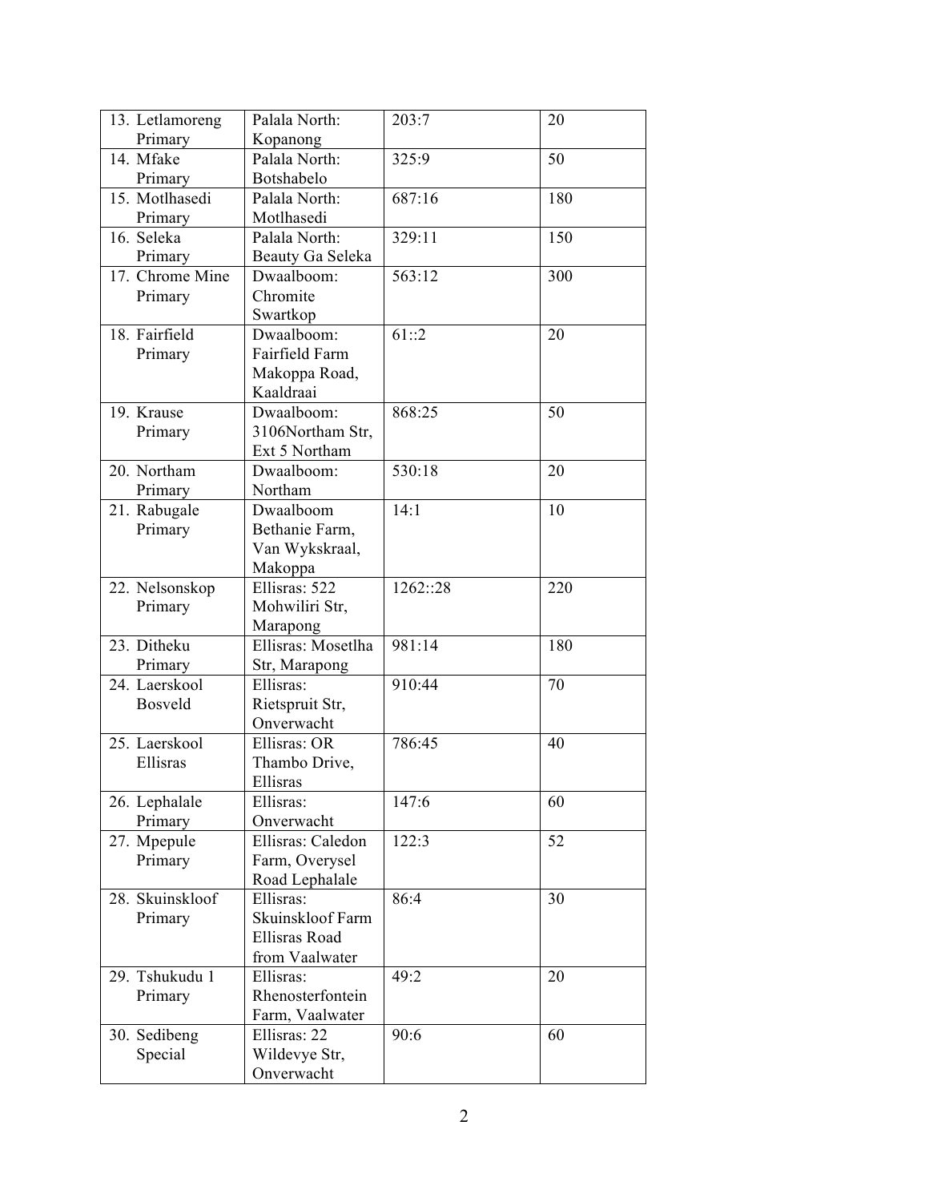| 13. Letlamoreng Primary | Palala North: Kopanong | 203:7 | 20 |
|---|---|---|---|
| 14. Mfake Primary | Palala North: Botshabelo | 325:9 | 50 |
| 15. Motlhasedi Primary | Palala North: Motlhasedi | 687:16 | 180 |
| 16. Seleka Primary | Palala North: Beauty Ga Seleka | 329:11 | 150 |
| 17. Chrome Mine Primary | Dwaalboom: Chromite Swartkop | 563:12 | 300 |
| 18. Fairfield Primary | Dwaalboom: Fairfield Farm Makoppa Road, Kaaldraai | 61::2 | 20 |
| 19. Krause Primary | Dwaalboom: 3106Northam Str, Ext 5 Northam | 868:25 | 50 |
| 20. Northam Primary | Dwaalboom: Northam | 530:18 | 20 |
| 21. Rabugale Primary | Dwaalboom Bethanie Farm, Van Wykskraal, Makoppa | 14:1 | 10 |
| 22. Nelsonskop Primary | Ellisras: 522 Mohwiliri Str, Marapong | 1262::28 | 220 |
| 23. Ditheku Primary | Ellisras: Mosetlha Str, Marapong | 981:14 | 180 |
| 24. Laerskool Bosveld | Ellisras: Rietspruit Str, Onverwacht | 910:44 | 70 |
| 25. Laerskool Ellisras | Ellisras: OR Thambo Drive, Ellisras | 786:45 | 40 |
| 26. Lephalale Primary | Ellisras: Onverwacht | 147:6 | 60 |
| 27. Mpepule Primary | Ellisras: Caledon Farm, Overysel Road Lephalale | 122:3 | 52 |
| 28. Skuinskloof Primary | Ellisras: Skuinskloof Farm Ellisras Road from Vaalwater | 86:4 | 30 |
| 29. Tshukudu 1 Primary | Ellisras: Rhenosterfontein Farm, Vaalwater | 49:2 | 20 |
| 30. Sedibeng Special | Ellisras: 22 Wildevye Str, Onverwacht | 90:6 | 60 |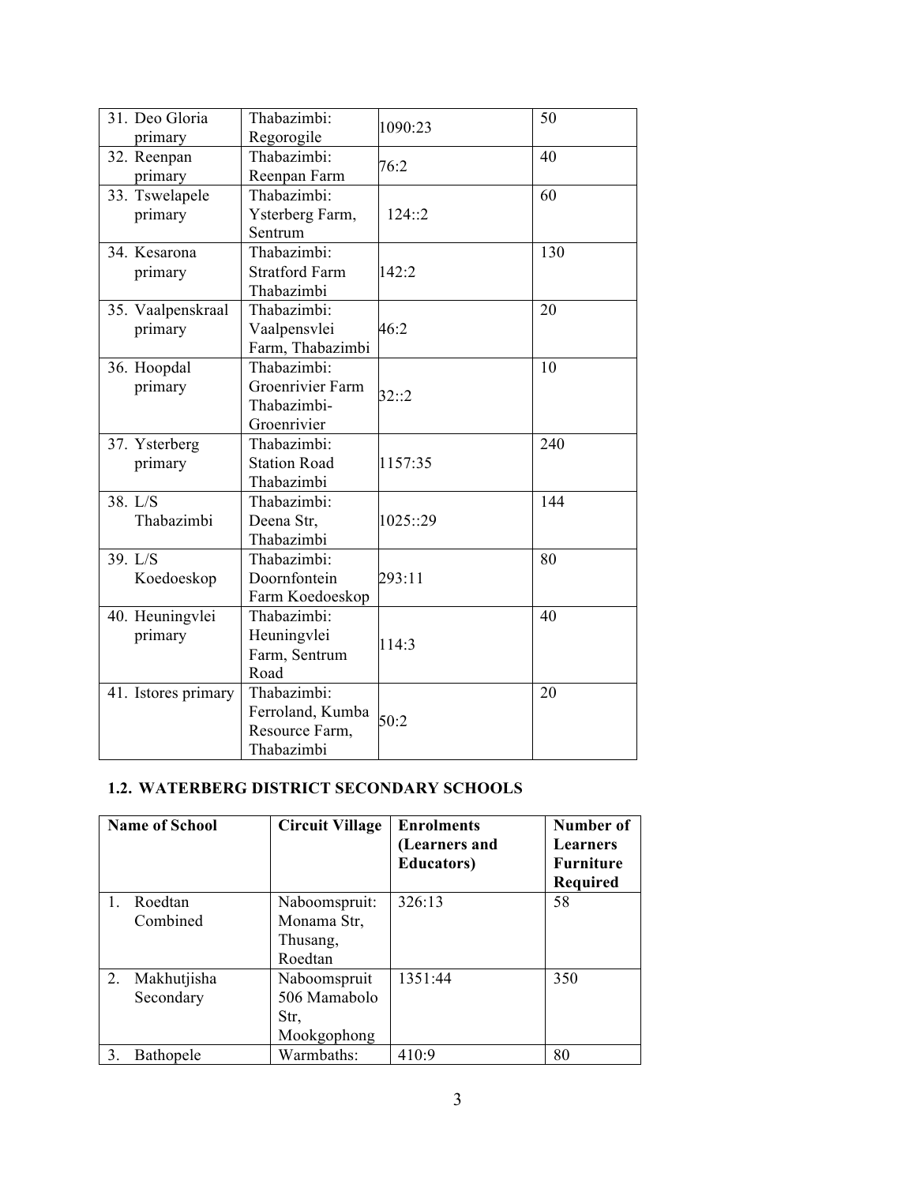| | | | |
|---|---|---|---|
| 31. Deo Gloria primary | Thabazimbi: Regorogile | 1090:23 | 50 |
| 32. Reenpan primary | Thabazimbi: Reenpan Farm | 76:2 | 40 |
| 33. Tswelapele primary | Thabazimbi: Ysterberg Farm, Sentrum | 124::2 | 60 |
| 34. Kesarona primary | Thabazimbi: Stratford Farm Thabazimbi | 142:2 | 130 |
| 35. Vaalpenskraal primary | Thabazimbi: Vaalpensvlei Farm, Thabazimbi | 46:2 | 20 |
| 36. Hoopdal primary | Thabazimbi: Groenrivier Farm Thabazimbi-Groenrivier | 32::2 | 10 |
| 37. Ysterberg primary | Thabazimbi: Station Road Thabazimbi | 1157:35 | 240 |
| 38. L/S Thabazimbi | Thabazimbi: Deena Str, Thabazimbi | 1025::29 | 144 |
| 39. L/S Koedoeskop | Thabazimbi: Doornfontein Farm Koedoeskop | 293:11 | 80 |
| 40. Heuningvlei primary | Thabazimbi: Heuningvlei Farm, Sentrum Road | 114:3 | 40 |
| 41. Istores primary | Thabazimbi: Ferroland, Kumba Resource Farm, Thabazimbi | 50:2 | 20 |

### 1.2. WATERBERG DISTRICT SECONDARY SCHOOLS

| Name of School | Circuit Village | Enrolments (Learners and Educators) | Number of Learners Furniture Required |
|---|---|---|---|
| 1. Roedtan Combined | Naboomspruit: Monama Str, Thusang, Roedtan | 326:13 | 58 |
| 2. Makhutjisha Secondary | Naboomspruit 506 Mamabolo Str, Mookgophong | 1351:44 | 350 |
| 3. Bathopele | Warmbaths: | 410:9 | 80 |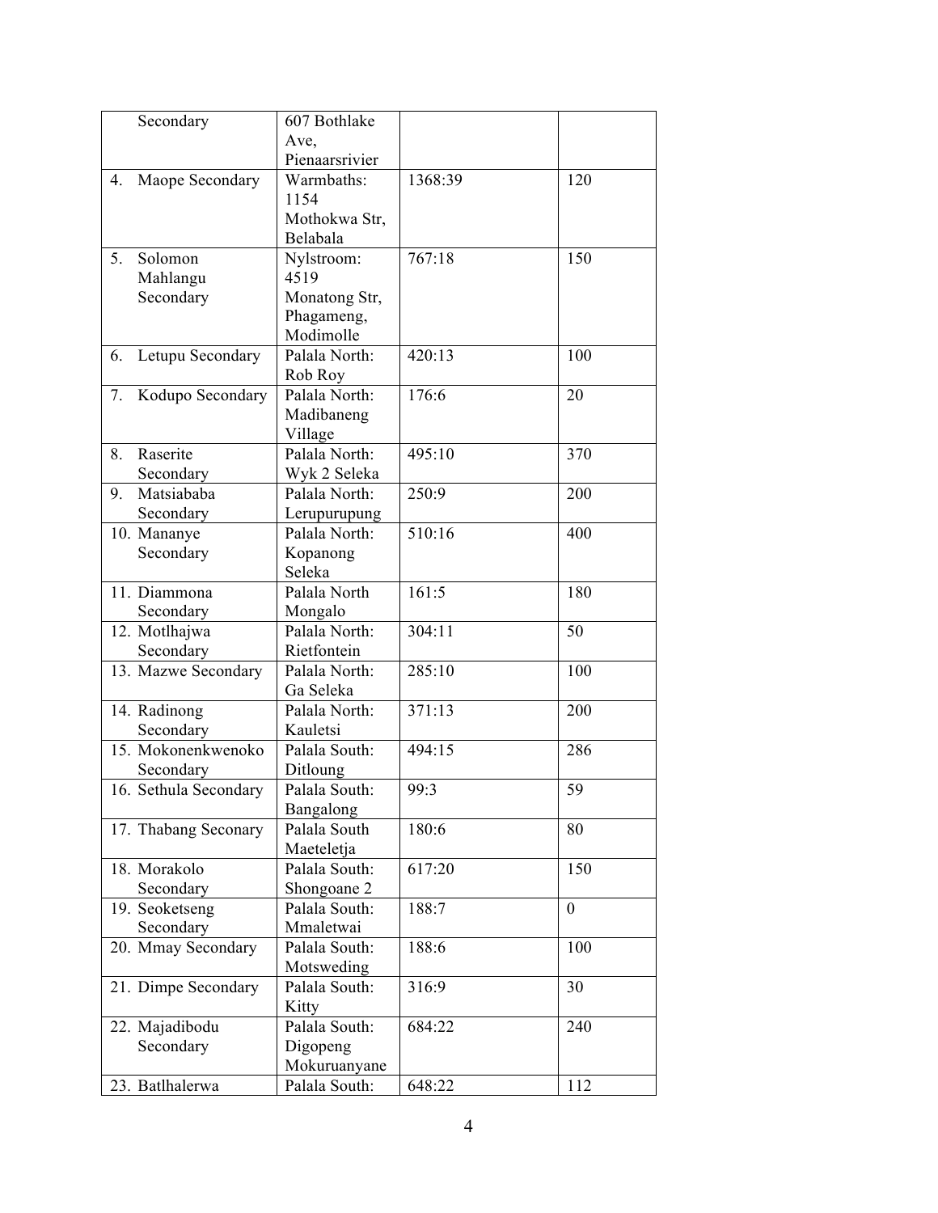| | | | |
|---|---|---|---|
| Secondary | 607 Bothlake Ave, Pienaarsrivier | | |
| 4. Maope Secondary | Warmbaths: 1154 Mothokwa Str, Belabala | 1368:39 | 120 |
| 5. Solomon Mahlangu Secondary | Nylstroom: 4519 Monatong Str, Phagameng, Modimolle | 767:18 | 150 |
| 6. Letupu Secondary | Palala North: Rob Roy | 420:13 | 100 |
| 7. Kodupo Secondary | Palala North: Madibaneng Village | 176:6 | 20 |
| 8. Raserite Secondary | Palala North: Wyk 2 Seleka | 495:10 | 370 |
| 9. Matsiababa Secondary | Palala North: Lerupurupung | 250:9 | 200 |
| 10. Mananye Secondary | Palala North: Kopanong Seleka | 510:16 | 400 |
| 11. Diammona Secondary | Palala North Mongalo | 161:5 | 180 |
| 12. Motlhajwa Secondary | Palala North: Rietfontein | 304:11 | 50 |
| 13. Mazwe Secondary | Palala North: Ga Seleka | 285:10 | 100 |
| 14. Radinong Secondary | Palala North: Kauletsi | 371:13 | 200 |
| 15. Mokonenkwenoko Secondary | Palala South: Ditloung | 494:15 | 286 |
| 16. Sethula Secondary | Palala South: Bangalong | 99:3 | 59 |
| 17. Thabang Seconary | Palala South Maeteletja | 180:6 | 80 |
| 18. Morakolo Secondary | Palala South: Shongoane 2 | 617:20 | 150 |
| 19. Seoketseng Secondary | Palala South: Mmaletwai | 188:7 | 0 |
| 20. Mmay Secondary | Palala South: Motsweding | 188:6 | 100 |
| 21. Dimpe Secondary | Palala South: Kitty | 316:9 | 30 |
| 22. Majadibodu Secondary | Palala South: Digopeng Mokuruanyane | 684:22 | 240 |
| 23. Batlhalerwa | Palala South: | 648:22 | 112 |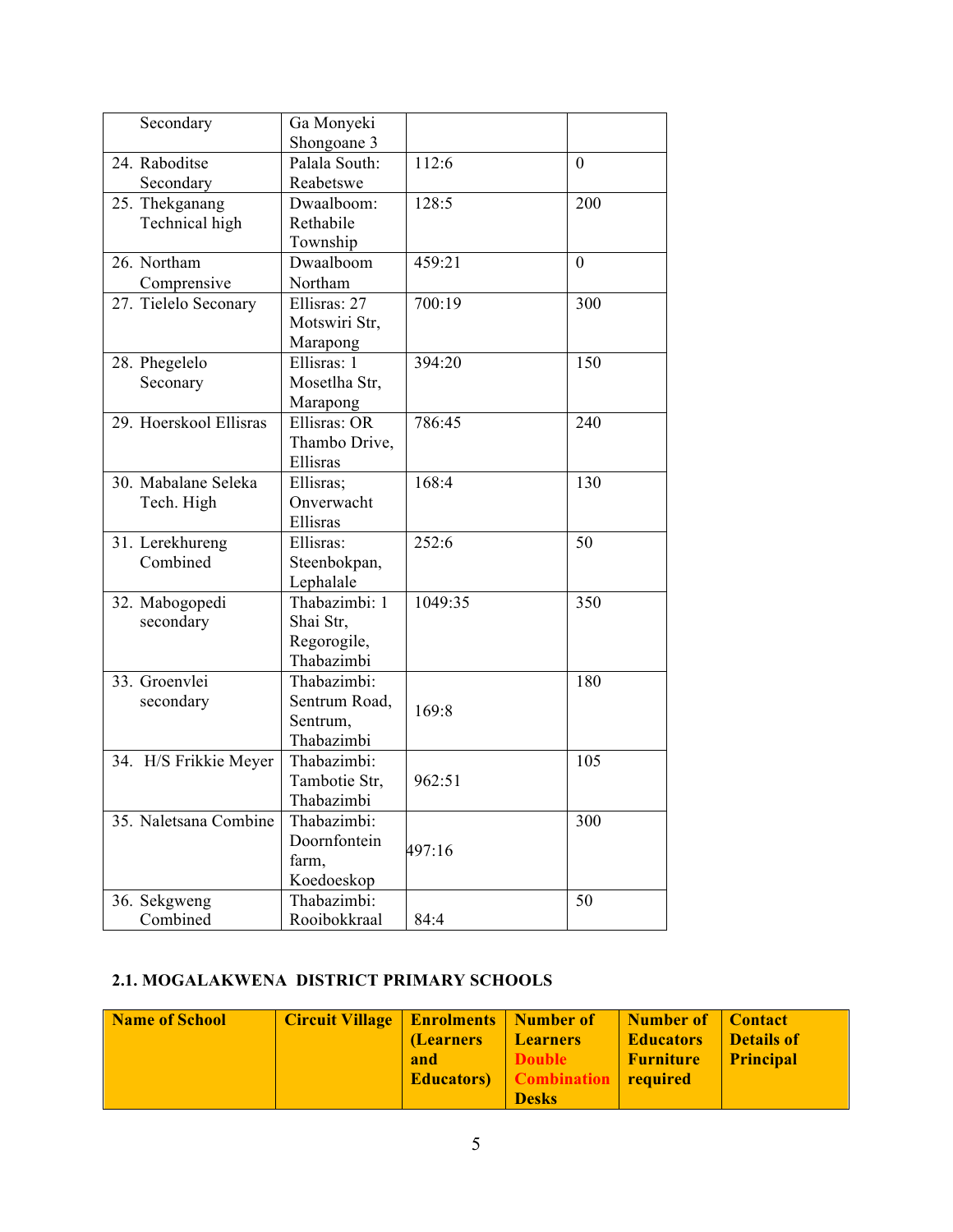| | | | |
|---|---|---|---|
| Secondary | Ga Monyeki Shongoane 3 | | |
| 24. Raboditse Secondary | Palala South: Reabetswe | 112:6 | 0 |
| 25. Thekganang Technical high | Dwaalboom: Rethabile Township | 128:5 | 200 |
| 26. Northam Comprensive | Dwaalboom Northam | 459:21 | 0 |
| 27. Tielelo Seconary | Ellisras: 27 Motswiri Str, Marapong | 700:19 | 300 |
| 28. Phegelelo Seconary | Ellisras: 1 Mosetlha Str, Marapong | 394:20 | 150 |
| 29. Hoerskool Ellisras | Ellisras: OR Thambo Drive, Ellisras | 786:45 | 240 |
| 30. Mabalane Seleka Tech. High | Ellisras; Onverwacht Ellisras | 168:4 | 130 |
| 31. Lerekhureng Combined | Ellisras: Steenbokpan, Lephalale | 252:6 | 50 |
| 32. Mabogopedi secondary | Thabazimbi: 1 Shai Str, Regorogile, Thabazimbi | 1049:35 | 350 |
| 33. Groenvlei secondary | Thabazimbi: Sentrum Road, Sentrum, Thabazimbi | 169:8 | 180 |
| 34. H/S Frikkie Meyer | Thabazimbi: Tambotie Str, Thabazimbi | 962:51 | 105 |
| 35. Naletsana Combine | Thabazimbi: Doornfontein farm, Koedoeskop | 497:16 | 300 |
| 36. Sekgweng Combined | Thabazimbi: Rooibokkraal | 84:4 | 50 |

### 2.1. MOGALAKWENA DISTRICT PRIMARY SCHOOLS

| Name of School | Circuit Village | Enrolments (Learners and Educators) | Number of Learners Double Combination Desks | Number of Educators Furniture required | Contact Details of Principal |
|---|---|---|---|---|---|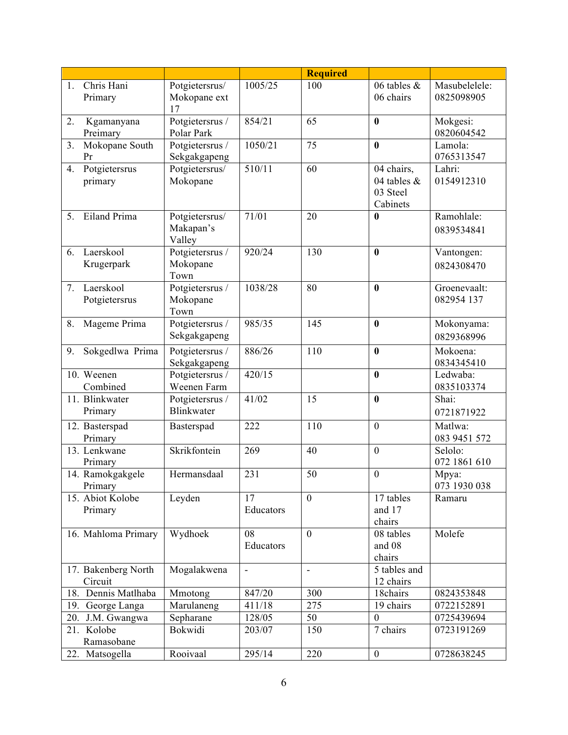|  |  |  | **Required** |  |  |
|---|---|---|---|---|---|
| 1. Chris Hani Primary | Potgietersrus/ Mokopane ext 17 | 1005/25 | 100 | 06 tables & 06 chairs | Masubelelele: 0825098905 |
| 2. Kgamanyana Preimary | Potgietersrus / Polar Park | 854/21 | 65 | **0** | Mokgesi: 0820604542 |
| 3. Mokopane South Pr | Potgietersrus / Sekgakgapeng | 1050/21 | 75 | **0** | Lamola: 0765313547 |
| 4. Potgietersrus primary | Potgietersrus/ Mokopane | 510/11 | 60 | 04 chairs, 04 tables & 03 Steel Cabinets | Lahri: 0154912310 |
| 5. Eiland Prima | Potgietersrus/ Makapan's Valley | 71/01 | 20 | **0** | Ramohlale: 0839534841 |
| 6. Laerskool Krugerpark | Potgietersrus / Mokopane Town | 920/24 | 130 | **0** | Vantongen: 0824308470 |
| 7. Laerskool Potgietersrus | Potgietersrus / Mokopane Town | 1038/28 | 80 | **0** | Groenevaalt: 082954 137 |
| 8. Mageme Prima | Potgietersrus / Sekgakgapeng | 985/35 | 145 | **0** | Mokonyama: 0829368996 |
| 9. Sokgedlwa Prima | Potgietersrus / Sekgakgapeng | 886/26 | 110 | **0** | Mokoena: 0834345410 |
| 10. Weenen Combined | Potgietersrus / Weenen Farm | 420/15 |  | **0** | Ledwaba: 0835103374 |
| 11. Blinkwater Primary | Potgietersrus / Blinkwater | 41/02 | 15 | **0** | Shai: 0721871922 |
| 12. Basterspad Primary | Basterspad | 222 | 110 | 0 | Matlwa: 083 9451 572 |
| 13. Lenkwane Primary | Skrikfontein | 269 | 40 | 0 | Selolo: 072 1861 610 |
| 14. Ramokgakgele Primary | Hermansdaal | 231 | 50 | 0 | Mpya: 073 1930 038 |
| 15. Abiot Kolobe Primary | Leyden | 17 Educators | 0 | 17 tables and 17 chairs | Ramaru |
| 16. Mahloma Primary | Wydhoek | 08 Educators | 0 | 08 tables and 08 chairs | Molefe |
| 17. Bakenberg North Circuit | Mogalakwena | - | - | 5 tables and 12 chairs |  |
| 18. Dennis Matlhaba | Mmotong | 847/20 | 300 | 18chairs | 0824353848 |
| 19. George Langa | Marulaneng | 411/18 | 275 | 19 chairs | 0722152891 |
| 20. J.M. Gwangwa | Sepharane | 128/05 | 50 | 0 | 0725439694 |
| 21. Kolobe Ramasobane | Bokwidi | 203/07 | 150 | 7 chairs | 0723191269 |
| 22. Matsogella | Rooivaal | 295/14 | 220 | 0 | 0728638245 |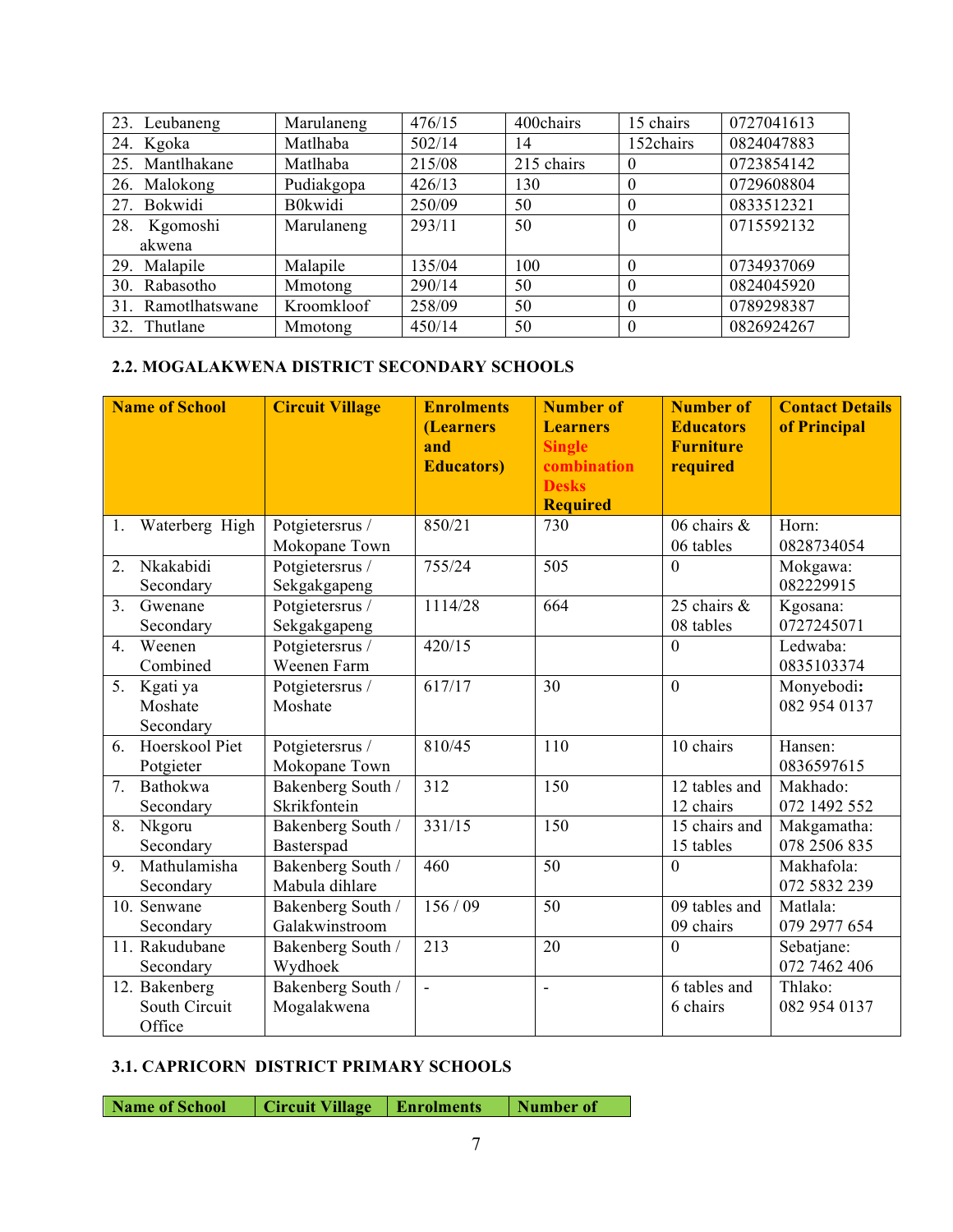| | | | | | |
|---|---|---|---|---|---|
| 23. Leubaneng | Marulaneng | 476/15 | 400chairs | 15 chairs | 0727041613 |
| 24. Kgoka | Matlhaba | 502/14 | 14 | 152chairs | 0824047883 |
| 25. Mantlhakane | Matlhaba | 215/08 | 215 chairs | 0 | 0723854142 |
| 26. Malokong | Pudiakgopa | 426/13 | 130 | 0 | 0729608804 |
| 27. Bokwidi | B0kwidi | 250/09 | 50 | 0 | 0833512321 |
| 28. Kgomoshi akwena | Marulaneng | 293/11 | 50 | 0 | 0715592132 |
| 29. Malapile | Malapile | 135/04 | 100 | 0 | 0734937069 |
| 30. Rabasotho | Mmotong | 290/14 | 50 | 0 | 0824045920 |
| 31. Ramotlhatswane | Kroomkloof | 258/09 | 50 | 0 | 0789298387 |
| 32. Thutlane | Mmotong | 450/14 | 50 | 0 | 0826924267 |

### 2.2. MOGALAKWENA DISTRICT SECONDARY SCHOOLS

| Name of School | Circuit Village | Enrolments (Learners and Educators) | Number of Learners Single combination Desks Required | Number of Educators Furniture required | Contact Details of Principal |
|---|---|---|---|---|---|
| 1. Waterberg High | Potgietersrus / Mokopane Town | 850/21 | 730 | 06 chairs & 06 tables | Horn: 0828734054 |
| 2. Nkakabidi Secondary | Potgietersrus / Sekgakgapeng | 755/24 | 505 | 0 | Mokgawa: 082229915 |
| 3. Gwenane Secondary | Potgietersrus / Sekgakgapeng | 1114/28 | 664 | 25 chairs & 08 tables | Kgosana: 0727245071 |
| 4. Weenen Combined | Potgietersrus / Weenen Farm | 420/15 | | 0 | Ledwaba: 0835103374 |
| 5. Kgati ya Moshate Secondary | Potgietersrus / Moshate | 617/17 | 30 | 0 | Monyebodi: 082 954 0137 |
| 6. Hoerskool Piet Potgieter | Potgietersrus / Mokopane Town | 810/45 | 110 | 10 chairs | Hansen: 0836597615 |
| 7. Bathokwa Secondary | Bakenberg South / Skrikfontein | 312 | 150 | 12 tables and 12 chairs | Makhado: 072 1492 552 |
| 8. Nkgoru Secondary | Bakenberg South / Basterspad | 331/15 | 150 | 15 chairs and 15 tables | Makgamatha: 078 2506 835 |
| 9. Mathulamisha Secondary | Bakenberg South / Mabula dihlare | 460 | 50 | 0 | Makhafola: 072 5832 239 |
| 10. Senwane Secondary | Bakenberg South / Galakwinstroom | 156 / 09 | 50 | 09 tables and 09 chairs | Matlala: 079 2977 654 |
| 11. Rakudubane Secondary | Bakenberg South / Wydhoek | 213 | 20 | 0 | Sebatjane: 072 7462 406 |
| 12. Bakenberg South Circuit Office | Bakenberg South / Mogalakwena | - | - | 6 tables and 6 chairs | Thlako: 082 954 0137 |

### 3.1. CAPRICORN DISTRICT PRIMARY SCHOOLS

| Name of School | Circuit Village | Enrolments | Number of |
|---|---|---|---|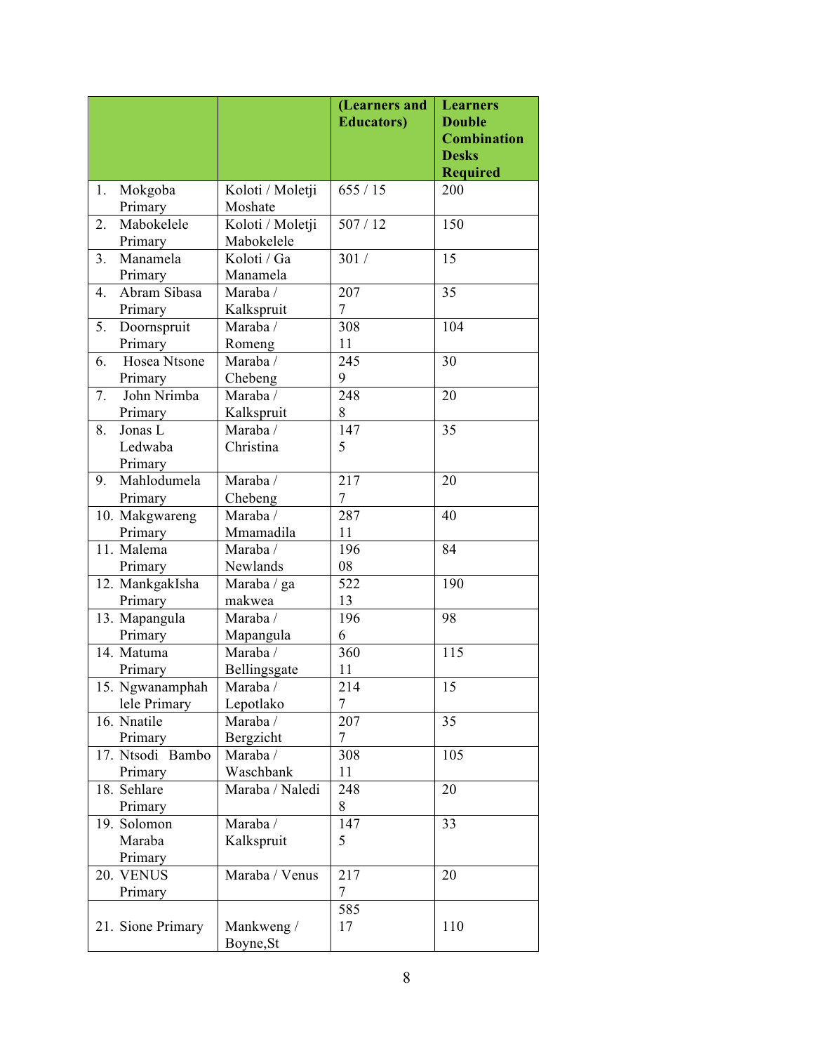| | | (Learners and Educators) | Learners Double Combination Desks Required |
|---|---|---|---|
| 1. Mokgoba Primary | Koloti / Moletji Moshate | 655 / 15 | 200 |
| 2. Mabokelele Primary | Koloti / Moletji Mabokelele | 507 / 12 | 150 |
| 3. Manamela Primary | Koloti / Ga Manamela | 301 / | 15 |
| 4. Abram Sibasa Primary | Maraba / Kalkspruit | 207 7 | 35 |
| 5. Doornspruit Primary | Maraba / Romeng | 308 11 | 104 |
| 6. Hosea Ntsone Primary | Maraba / Chebeng | 245 9 | 30 |
| 7. John Nrimba Primary | Maraba / Kalkspruit | 248 8 | 20 |
| 8. Jonas L Ledwaba Primary | Maraba / Christina | 147 5 | 35 |
| 9. Mahlodumela Primary | Maraba / Chebeng | 217 7 | 20 |
| 10. Makgwareng Primary | Maraba / Mmamadila | 287 11 | 40 |
| 11. Malema Primary | Maraba / Newlands | 196 08 | 84 |
| 12. MankgakIsha Primary | Maraba / ga makwea | 522 13 | 190 |
| 13. Mapangula Primary | Maraba / Mapangula | 196 6 | 98 |
| 14. Matuma Primary | Maraba / Bellingsgate | 360 11 | 115 |
| 15. Ngwanamphahlele Primary | Maraba / Lepotlako | 214 7 | 15 |
| 16. Nnatile Primary | Maraba / Bergzicht | 207 7 | 35 |
| 17. Ntsodi Bambo Primary | Maraba / Waschbank | 308 11 | 105 |
| 18. Sehlare Primary | Maraba / Naledi | 248 8 | 20 |
| 19. Solomon Maraba Primary | Maraba / Kalkspruit | 147 5 | 33 |
| 20. VENUS Primary | Maraba / Venus | 217 7 | 20 |
| 21. Sione Primary | Mankweng / Boyne,St | 585 17 | 110 |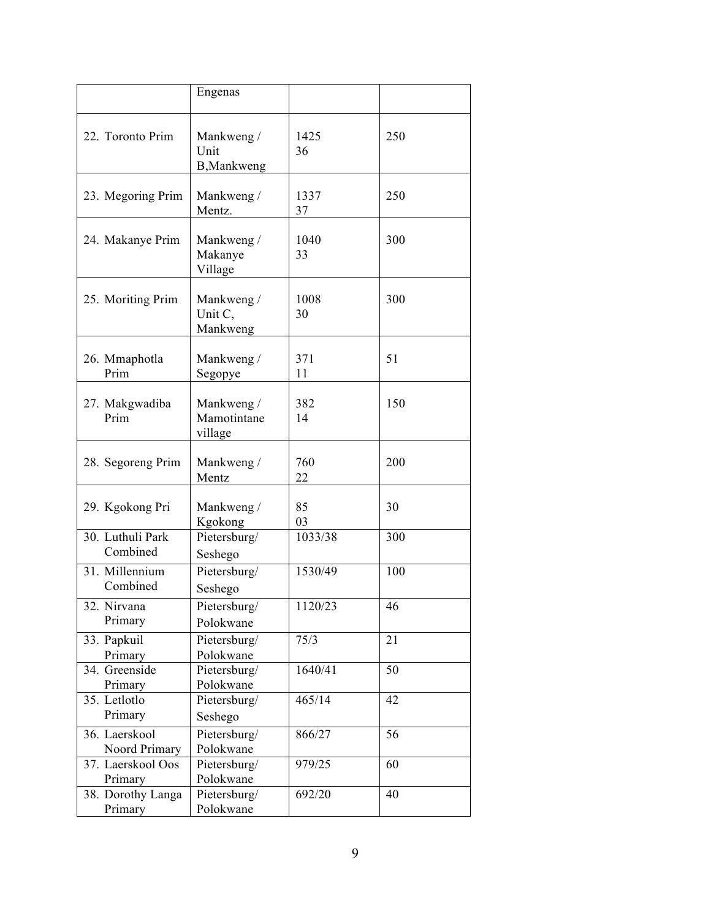|  | Engenas |  |  |
|---|---|---|---|
| 22. Toronto Prim | Mankweng / Unit B,Mankweng | 1425 36 | 250 |
| 23. Megoring Prim | Mankweng / Mentz. | 1337 37 | 250 |
| 24. Makanye Prim | Mankweng / Makanye Village | 1040 33 | 300 |
| 25. Moriting Prim | Mankweng / Unit C, Mankweng | 1008 30 | 300 |
| 26. Mmaphotla Prim | Mankweng / Segopye | 371 11 | 51 |
| 27. Makgwadiba Prim | Mankweng / Mamotintane village | 382 14 | 150 |
| 28. Segoreng Prim | Mankweng / Mentz | 760 22 | 200 |
| 29. Kgokong Pri | Mankweng / Kgokong | 85 03 | 30 |
| 30. Luthuli Park Combined | Pietersburg/ Seshego | 1033/38 | 300 |
| 31. Millennium Combined | Pietersburg/ Seshego | 1530/49 | 100 |
| 32. Nirvana Primary | Pietersburg/ Polokwane | 1120/23 | 46 |
| 33. Papkuil Primary | Pietersburg/ Polokwane | 75/3 | 21 |
| 34. Greenside Primary | Pietersburg/ Polokwane | 1640/41 | 50 |
| 35. Letlotlo Primary | Pietersburg/ Seshego | 465/14 | 42 |
| 36. Laerskool Noord Primary | Pietersburg/ Polokwane | 866/27 | 56 |
| 37. Laerskool Oos Primary | Pietersburg/ Polokwane | 979/25 | 60 |
| 38. Dorothy Langa Primary | Pietersburg/ Polokwane | 692/20 | 40 |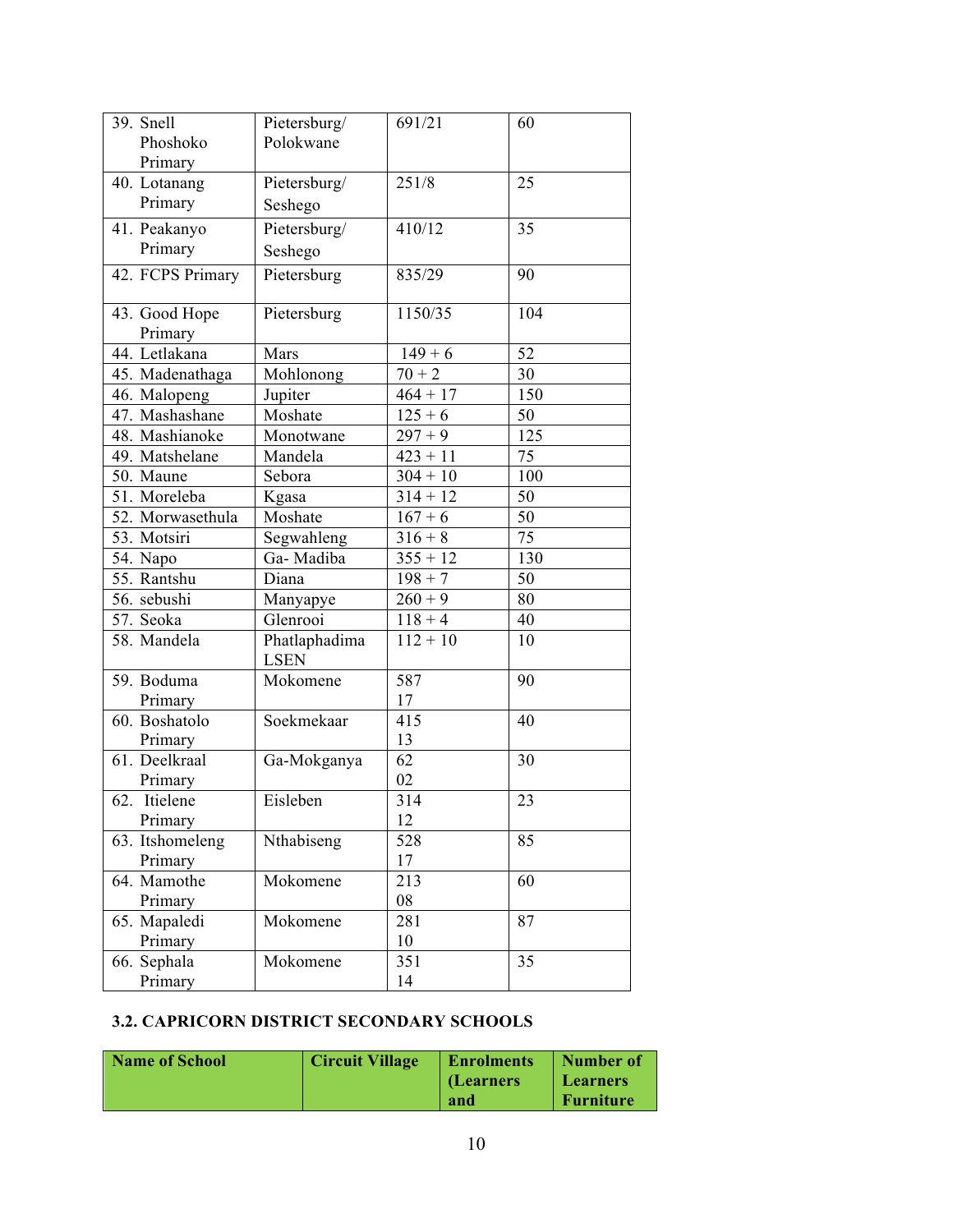| | | | |
|---|---|---|---|
| 39. Snell Phoshoko Primary | Pietersburg/ Polokwane | 691/21 | 60 |
| 40. Lotanang Primary | Pietersburg/ Seshego | 251/8 | 25 |
| 41. Peakanyo Primary | Pietersburg/ Seshego | 410/12 | 35 |
| 42. FCPS Primary | Pietersburg | 835/29 | 90 |
| 43. Good Hope Primary | Pietersburg | 1150/35 | 104 |
| 44. Letlakana | Mars | 149 + 6 | 52 |
| 45. Madenathaga | Mohlonong | 70 + 2 | 30 |
| 46. Malopeng | Jupiter | 464 + 17 | 150 |
| 47. Mashashane | Moshate | 125 + 6 | 50 |
| 48. Mashianoke | Monotwane | 297 + 9 | 125 |
| 49. Matshelane | Mandela | 423 + 11 | 75 |
| 50. Maune | Sebora | 304 + 10 | 100 |
| 51. Moreleba | Kgasa | 314 + 12 | 50 |
| 52. Morwasethula | Moshate | 167 + 6 | 50 |
| 53. Motsiri | Segwahleng | 316 + 8 | 75 |
| 54. Napo | Ga- Madiba | 355 + 12 | 130 |
| 55. Rantshu | Diana | 198 + 7 | 50 |
| 56. sebushi | Manyapye | 260 + 9 | 80 |
| 57. Seoka | Glenrooi | 118 + 4 | 40 |
| 58. Mandela | Phatlaphadima LSEN | 112 + 10 | 10 |
| 59. Boduma Primary | Mokomene | 587 17 | 90 |
| 60. Boshatolo Primary | Soekmekaar | 415 13 | 40 |
| 61. Deelkraal Primary | Ga-Mokganya | 62 02 | 30 |
| 62. Itielene Primary | Eisleben | 314 12 | 23 |
| 63. Itshomeleng Primary | Nthabiseng | 528 17 | 85 |
| 64. Mamothe Primary | Mokomene | 213 08 | 60 |
| 65. Mapaledi Primary | Mokomene | 281 10 | 87 |
| 66. Sephala Primary | Mokomene | 351 14 | 35 |

### 3.2. CAPRICORN DISTRICT SECONDARY SCHOOLS

| Name of School | Circuit Village | Enrolments (Learners and | Number of Learners Furniture |
|---|---|---|---|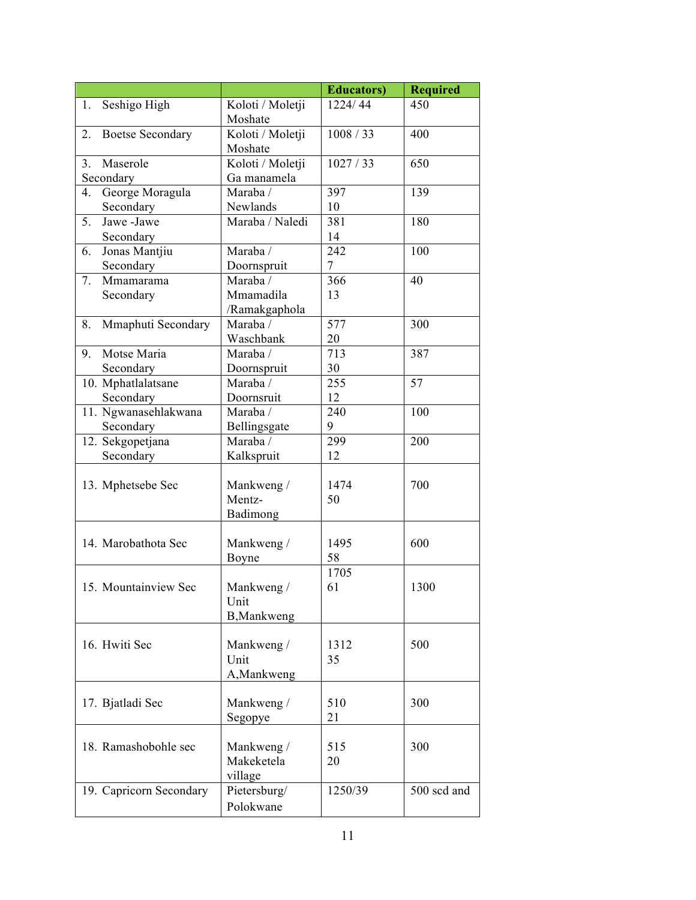| | | Educators) | Required |
|---|---|---|---|
| 1. Seshigo High | Koloti / Moletji Moshate | 1224/ 44 | 450 |
| 2. Boetse Secondary | Koloti / Moletji Moshate | 1008 / 33 | 400 |
| 3. Maserole Secondary | Koloti / Moletji Ga manamela | 1027 / 33 | 650 |
| 4. George Moragula Secondary | Maraba / Newlands | 397 10 | 139 |
| 5. Jawe -Jawe Secondary | Maraba / Naledi | 381 14 | 180 |
| 6. Jonas Mantjiu Secondary | Maraba / Doornspruit | 242 7 | 100 |
| 7. Mmamarama Secondary | Maraba / Mmamadila /Ramakgaphola | 366 13 | 40 |
| 8. Mmaphuti Secondary | Maraba / Waschbank | 577 20 | 300 |
| 9. Motse Maria Secondary | Maraba / Doornspruit | 713 30 | 387 |
| 10. Mphatlalatsane Secondary | Maraba / Doornsruit | 255 12 | 57 |
| 11. Ngwanasehlakwana Secondary | Maraba / Bellingsgate | 240 9 | 100 |
| 12. Sekgopetjana Secondary | Maraba / Kalkspruit | 299 12 | 200 |
| 13. Mphetsebe Sec | Mankweng / Mentz- Badimong | 1474 50 | 700 |
| 14. Marobathota Sec | Mankweng / Boyne | 1495 58 | 600 |
| 15. Mountainview Sec | Mankweng / Unit B,Mankweng | 1705 61 | 1300 |
| 16. Hwiti Sec | Mankweng / Unit A,Mankweng | 1312 35 | 500 |
| 17. Bjatladi Sec | Mankweng / Segopye | 510 21 | 300 |
| 18. Ramashobohle sec | Mankweng / Makeketela village | 515 20 | 300 |
| 19. Capricorn Secondary | Pietersburg/ Polokwane | 1250/39 | 500 scd and |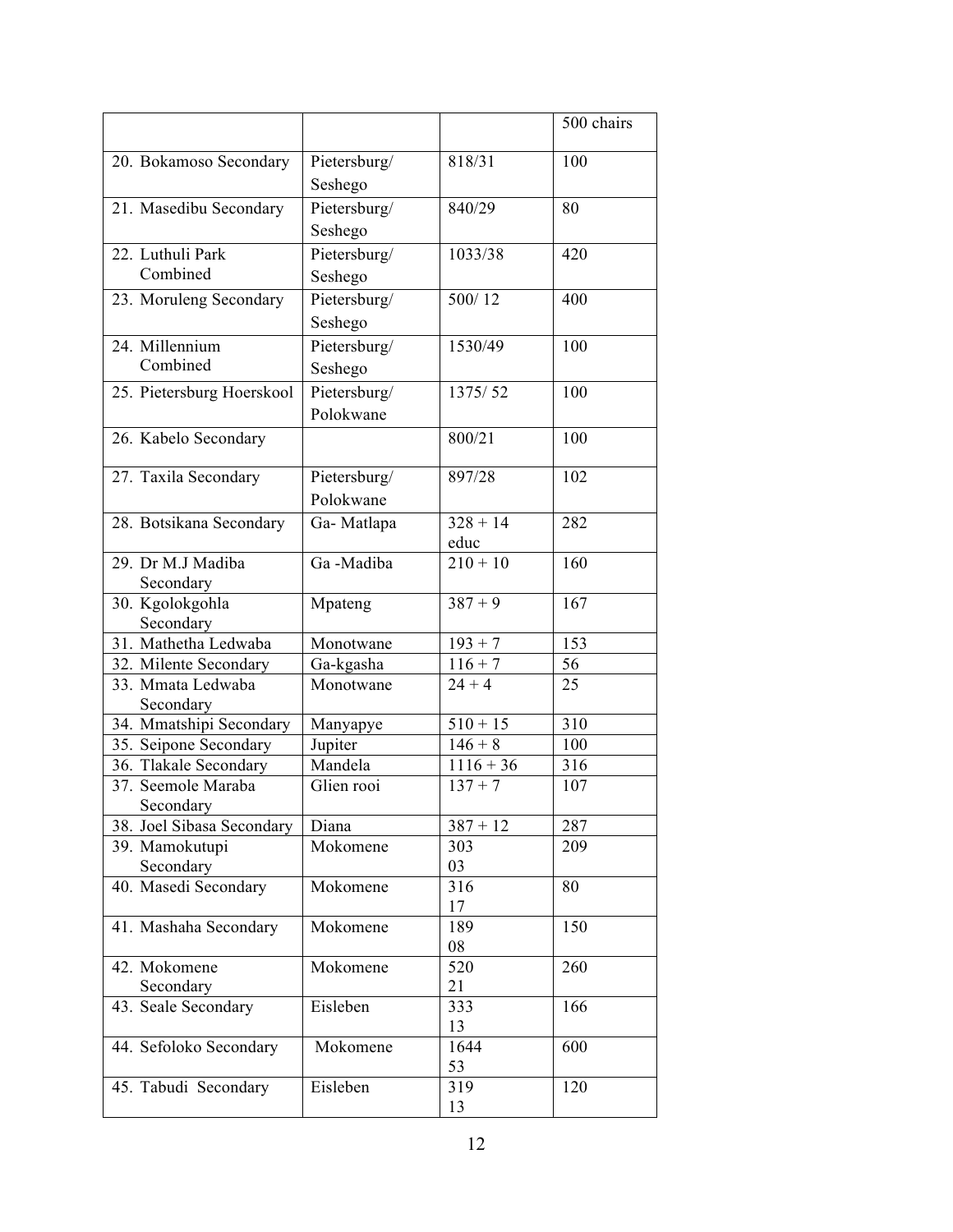| | | | |
|---|---|---|---|
| | | | 500 chairs |
| 20. Bokamoso Secondary | Pietersburg/ Seshego | 818/31 | 100 |
| 21. Masedibu Secondary | Pietersburg/ Seshego | 840/29 | 80 |
| 22. Luthuli Park Combined | Pietersburg/ Seshego | 1033/38 | 420 |
| 23. Moruleng Secondary | Pietersburg/ Seshego | 500/ 12 | 400 |
| 24. Millennium Combined | Pietersburg/ Seshego | 1530/49 | 100 |
| 25. Pietersburg Hoerskool | Pietersburg/ Polokwane | 1375/ 52 | 100 |
| 26. Kabelo Secondary | | 800/21 | 100 |
| 27. Taxila Secondary | Pietersburg/ Polokwane | 897/28 | 102 |
| 28. Botsikana Secondary | Ga- Matlapa | 328 + 14 educ | 282 |
| 29. Dr M.J Madiba Secondary | Ga -Madiba | 210 + 10 | 160 |
| 30. Kgolokgohla Secondary | Mpateng | 387 + 9 | 167 |
| 31. Mathetha Ledwaba | Monotwane | 193 + 7 | 153 |
| 32. Milente Secondary | Ga-kgasha | 116 + 7 | 56 |
| 33. Mmata Ledwaba Secondary | Monotwane | 24 + 4 | 25 |
| 34. Mmatshipi Secondary | Manyapye | 510 + 15 | 310 |
| 35. Seipone Secondary | Jupiter | 146 + 8 | 100 |
| 36. Tlakale Secondary | Mandela | 1116 + 36 | 316 |
| 37. Seemole Maraba Secondary | Glien rooi | 137 + 7 | 107 |
| 38. Joel Sibasa Secondary | Diana | 387 + 12 | 287 |
| 39. Mamokutupi Secondary | Mokomene | 303 03 | 209 |
| 40. Masedi Secondary | Mokomene | 316 17 | 80 |
| 41. Mashaha Secondary | Mokomene | 189 08 | 150 |
| 42. Mokomene Secondary | Mokomene | 520 21 | 260 |
| 43. Seale Secondary | Eisleben | 333 13 | 166 |
| 44. Sefoloko Secondary | Mokomene | 1644 53 | 600 |
| 45. Tabudi Secondary | Eisleben | 319 13 | 120 |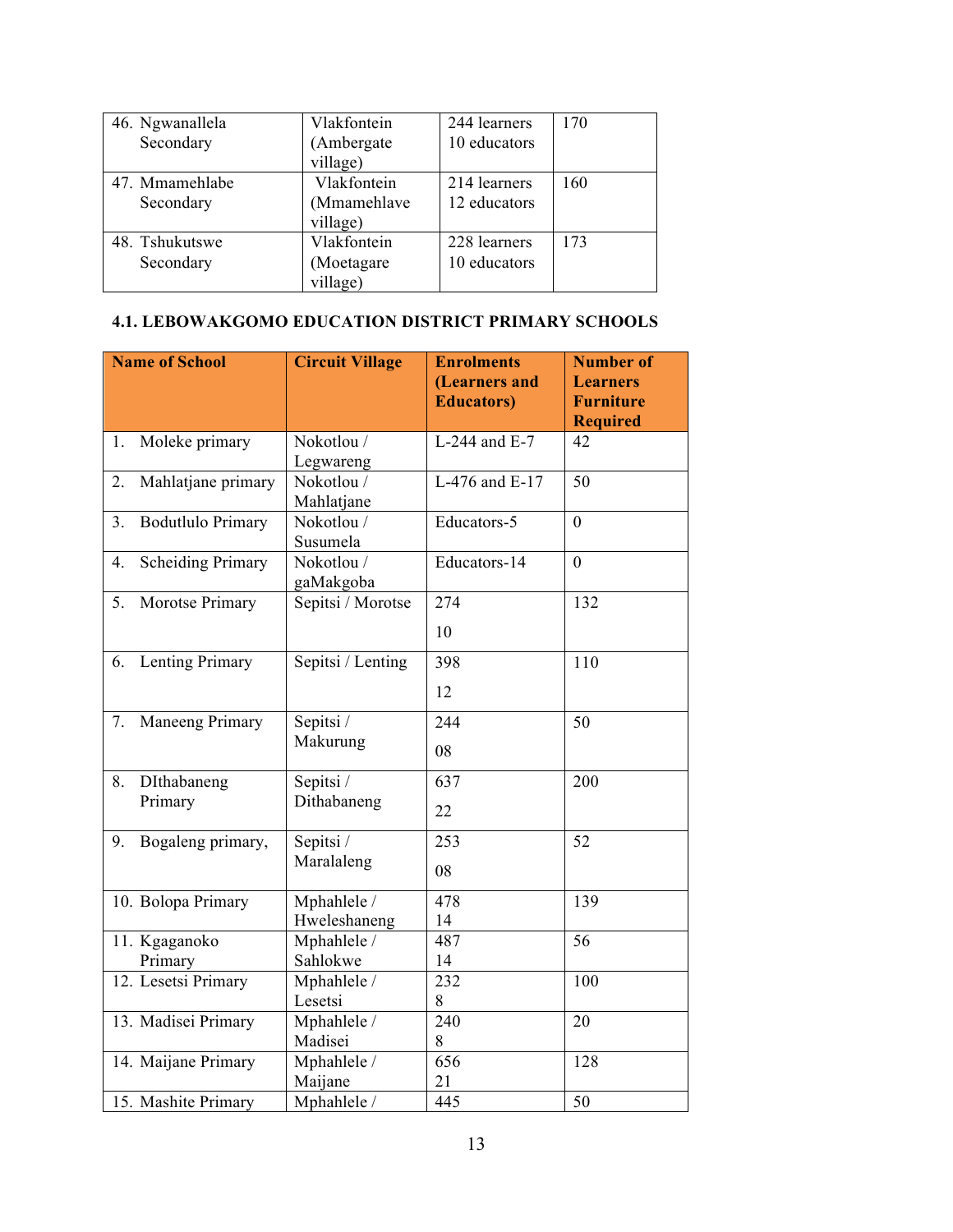| | | | |
|---|---|---|---|
| 46. Ngwanallela Secondary | Vlakfontein (Ambergate village) | 244 learners 10 educators | 170 |
| 47. Mmamehlabe Secondary | Vlakfontein (Mmamehlave village) | 214 learners 12 educators | 160 |
| 48. Tshukutswe Secondary | Vlakfontein (Moetagare village) | 228 learners 10 educators | 173 |

**4.1. LEBOWAKGOMO EDUCATION DISTRICT PRIMARY SCHOOLS**

| Name of School | Circuit Village | Enrolments (Learners and Educators) | Number of Learners Furniture Required |
|---|---|---|---|
| 1. Moleke primary | Nokotlou / Legwareng | L-244 and E-7 | 42 |
| 2. Mahlatjane primary | Nokotlou / Mahlatjane | L-476 and E-17 | 50 |
| 3. Bodutlulo Primary | Nokotlou / Susumela | Educators-5 | 0 |
| 4. Scheiding Primary | Nokotlou / gaMakgoba | Educators-14 | 0 |
| 5. Morotse Primary | Sepitsi / Morotse | 274<br>10 | 132 |
| 6. Lenting Primary | Sepitsi / Lenting | 398<br>12 | 110 |
| 7. Maneeng Primary | Sepitsi / Makurung | 244<br>08 | 50 |
| 8. DIthabaneng Primary | Sepitsi / Dithabaneng | 637<br>22 | 200 |
| 9. Bogaleng primary, | Sepitsi / Maralaleng | 253<br>08 | 52 |
| 10. Bolopa Primary | Mphahlele / Hweleshaneng | 478<br>14 | 139 |
| 11. Kgaganoko Primary | Mphahlele / Sahlokwe | 487<br>14 | 56 |
| 12. Lesetsi Primary | Mphahlele / Lesetsi | 232<br>8 | 100 |
| 13. Madisei Primary | Mphahlele / Madisei | 240<br>8 | 20 |
| 14. Maijane Primary | Mphahlele / Maijane | 656<br>21 | 128 |
| 15. Mashite Primary | Mphahlele / | 445 | 50 |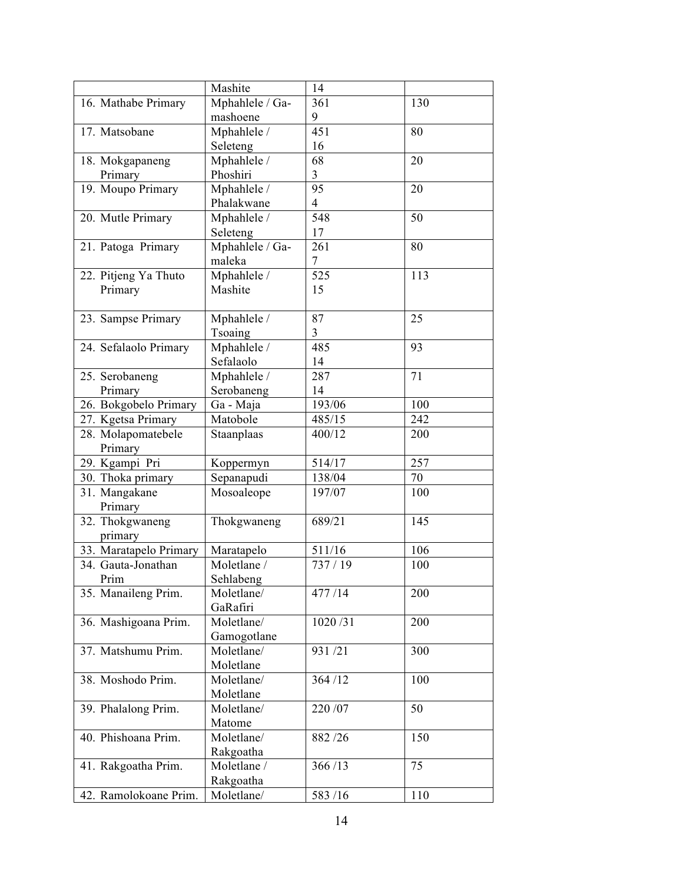| | | | |
|---|---|---|---|
| | Mashite | 14 | |
| 16. Mathabe Primary | Mphahlele / Ga-mashoene | 361 9 | 130 |
| 17. Matsobane | Mphahlele / Seleteng | 451 16 | 80 |
| 18. Mokgapaneng Primary | Mphahlele / Phoshiri | 68 3 | 20 |
| 19. Moupo Primary | Mphahlele / Phalakwane | 95 4 | 20 |
| 20. Mutle Primary | Mphahlele / Seleteng | 548 17 | 50 |
| 21. Patoga Primary | Mphahlele / Ga-maleka | 261 7 | 80 |
| 22. Pitjeng Ya Thuto Primary | Mphahlele / Mashite | 525 15 | 113 |
| 23. Sampse Primary | Mphahlele / Tsoaing | 87 3 | 25 |
| 24. Sefalaolo Primary | Mphahlele / Sefalaolo | 485 14 | 93 |
| 25. Serobaneng Primary | Mphahlele / Serobaneng | 287 14 | 71 |
| 26. Bokgobelo Primary | Ga - Maja | 193/06 | 100 |
| 27. Kgetsa Primary | Matobole | 485/15 | 242 |
| 28. Molapomatebele Primary | Staanplaas | 400/12 | 200 |
| 29. Kgampi Pri | Koppermyn | 514/17 | 257 |
| 30. Thoka primary | Sepanapudi | 138/04 | 70 |
| 31. Mangakane Primary | Mosoaleope | 197/07 | 100 |
| 32. Thokgwaneng primary | Thokgwaneng | 689/21 | 145 |
| 33. Maratapelo Primary | Maratapelo | 511/16 | 106 |
| 34. Gauta-Jonathan Prim | Moletlane / Sehlabeng | 737 / 19 | 100 |
| 35. Manaileng Prim. | Moletlane/ GaRafiri | 477 /14 | 200 |
| 36. Mashigoana Prim. | Moletlane/ Gamogotlane | 1020 /31 | 200 |
| 37. Matshumu Prim. | Moletlane/ Moletlane | 931 /21 | 300 |
| 38. Moshodo Prim. | Moletlane/ Moletlane | 364 /12 | 100 |
| 39. Phalalong Prim. | Moletlane/ Matome | 220 /07 | 50 |
| 40. Phishoana Prim. | Moletlane/ Rakgoatha | 882 /26 | 150 |
| 41. Rakgoatha Prim. | Moletlane / Rakgoatha | 366 /13 | 75 |
| 42. Ramolokoane Prim. | Moletlane/ | 583 /16 | 110 |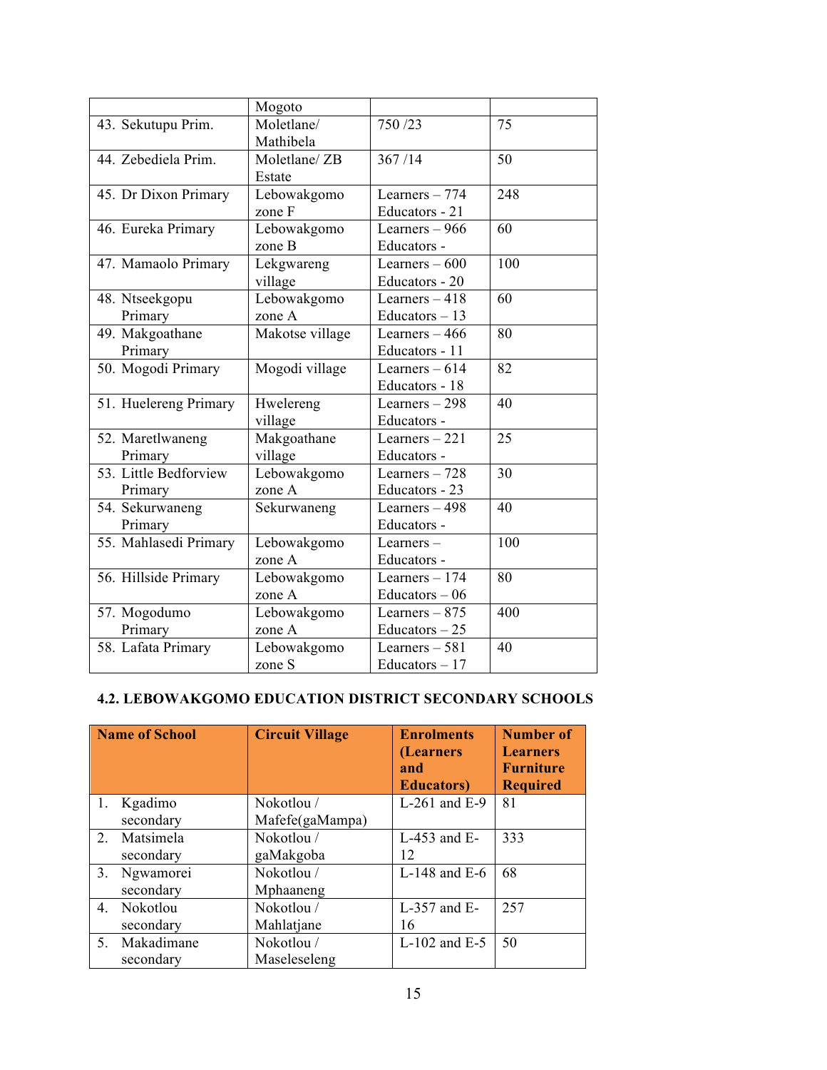| | | | |
|---|---|---|---|
| | Mogoto | | |
| 43. Sekutupu Prim. | Moletlane/ Mathibela | 750 /23 | 75 |
| 44. Zebediela Prim. | Moletlane/ ZB Estate | 367 /14 | 50 |
| 45. Dr Dixon Primary | Lebowakgomo zone F | Learners – 774 Educators - 21 | 248 |
| 46. Eureka Primary | Lebowakgomo zone B | Learners – 966 Educators - | 60 |
| 47. Mamaolo Primary | Lekgwareng village | Learners – 600 Educators - 20 | 100 |
| 48. Ntseekgopu Primary | Lebowakgomo zone A | Learners – 418 Educators – 13 | 60 |
| 49. Makgoathane Primary | Makotse village | Learners – 466 Educators - 11 | 80 |
| 50. Mogodi Primary | Mogodi village | Learners – 614 Educators - 18 | 82 |
| 51. Huelereng Primary | Hwelereng village | Learners – 298 Educators - | 40 |
| 52. Maretlwaneng Primary | Makgoathane village | Learners – 221 Educators - | 25 |
| 53. Little Bedforview Primary | Lebowakgomo zone A | Learners – 728 Educators - 23 | 30 |
| 54. Sekurwaneng Primary | Sekurwaneng | Learners – 498 Educators - | 40 |
| 55. Mahlasedi Primary | Lebowakgomo zone A | Learners – Educators - | 100 |
| 56. Hillside Primary | Lebowakgomo zone A | Learners – 174 Educators – 06 | 80 |
| 57. Mogodumo Primary | Lebowakgomo zone A | Learners – 875 Educators – 25 | 400 |
| 58. Lafata Primary | Lebowakgomo zone S | Learners – 581 Educators – 17 | 40 |

### 4.2. LEBOWAKGOMO EDUCATION DISTRICT SECONDARY SCHOOLS

| Name of School | Circuit Village | Enrolments (Learners and Educators) | Number of Learners Furniture Required |
|---|---|---|---|
| 1. Kgadimo secondary | Nokotlou / Mafefe(gaMampa) | L-261 and E-9 | 81 |
| 2. Matsimela secondary | Nokotlou / gaMakgoba | L-453 and E-12 | 333 |
| 3. Ngwamorei secondary | Nokotlou / Mphaaneng | L-148 and E-6 | 68 |
| 4. Nokotlou secondary | Nokotlou / Mahlatjane | L-357 and E-16 | 257 |
| 5. Makadimane secondary | Nokotlou / Maseleseleng | L-102 and E-5 | 50 |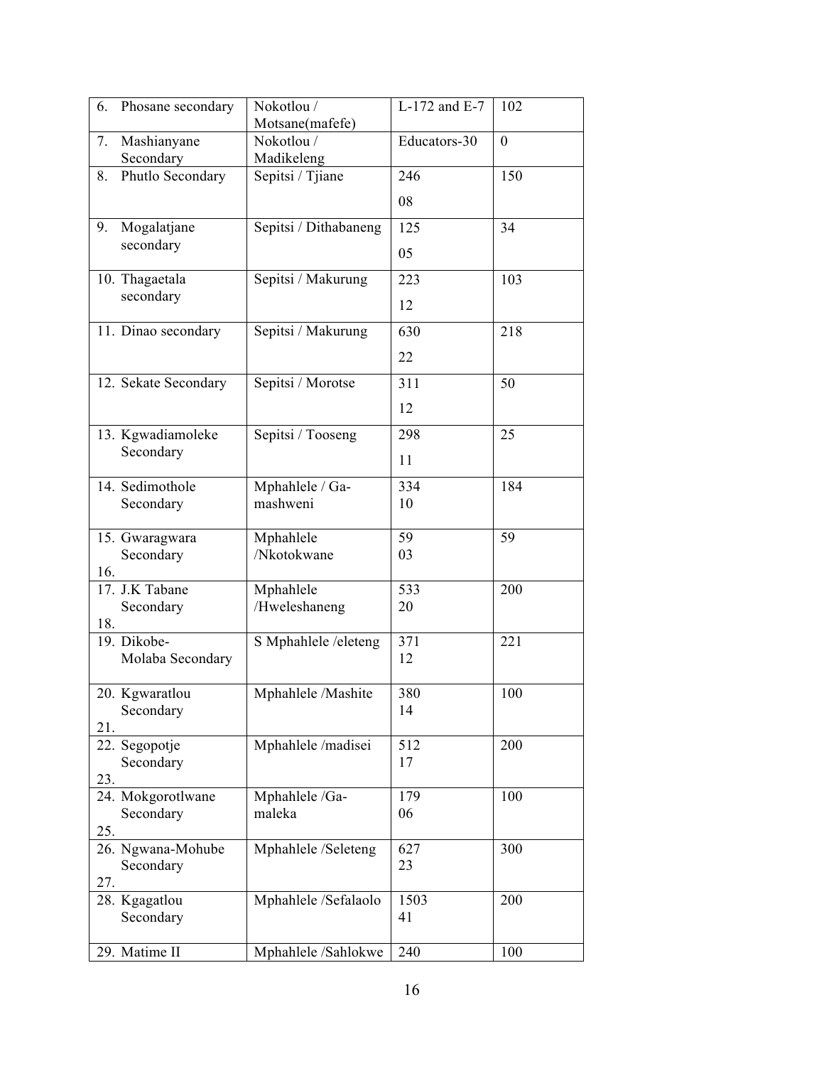| | | | |
|---|---|---|---|
| 6. Phosane secondary | Nokotlou / Motsane(mafefe) | L-172 and E-7 | 102 |
| 7. Mashianyane Secondary | Nokotlou / Madikeleng | Educators-30 | 0 |
| 8. Phutlo Secondary | Sepitsi / Tjiane | 246<br>08 | 150 |
| 9. Mogalatjane secondary | Sepitsi / Dithabaneng | 125<br>05 | 34 |
| 10. Thagaetala secondary | Sepitsi / Makurung | 223<br>12 | 103 |
| 11. Dinao secondary | Sepitsi / Makurung | 630<br>22 | 218 |
| 12. Sekate Secondary | Sepitsi / Morotse | 311<br>12 | 50 |
| 13. Kgwadiamoleke Secondary | Sepitsi / Tooseng | 298<br>11 | 25 |
| 14. Sedimothole Secondary | Mphahlele / Ga-mashweni | 334<br>10 | 184 |
| 15. Gwaragwara Secondary<br>16. | Mphahlele /Nkotokwane | 59<br>03 | 59 |
| 17. J.K Tabane Secondary<br>18. | Mphahlele /Hweleshaneng | 533<br>20 | 200 |
| 19. Dikobe-Molaba Secondary | S Mphahlele /eleteng | 371<br>12 | 221 |
| 20. Kgwaratlou Secondary<br>21. | Mphahlele /Mashite | 380<br>14 | 100 |
| 22. Segopotje Secondary<br>23. | Mphahlele /madisei | 512<br>17 | 200 |
| 24. Mokgorotlwane Secondary<br>25. | Mphahlele /Ga-maleka | 179<br>06 | 100 |
| 26. Ngwana-Mohube Secondary<br>27. | Mphahlele /Seleteng | 627<br>23 | 300 |
| 28. Kgagatlou Secondary | Mphahlele /Sefalaolo | 1503<br>41 | 200 |
| 29. Matime II | Mphahlele /Sahlokwe | 240 | 100 |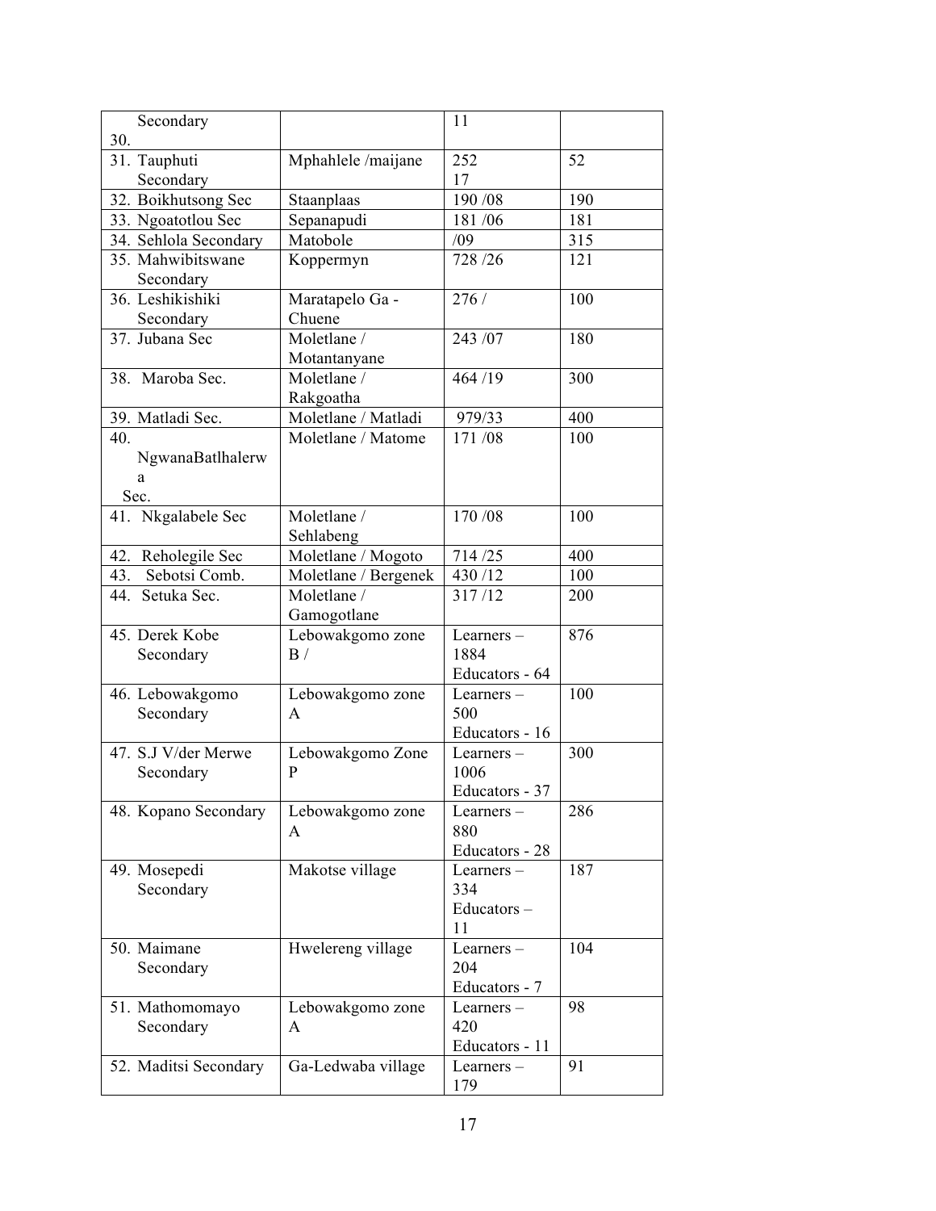| Secondary 30. | | 11 | |
|---|---|---|---|
| 31. Tauphuti Secondary | Mphahlele /maijane | 252 17 | 52 |
| 32. Boikhutsong Sec | Staanplaas | 190 /08 | 190 |
| 33. Ngoatotlou Sec | Sepanapudi | 181 /06 | 181 |
| 34. Sehlola Secondary | Matobole | /09 | 315 |
| 35. Mahwibitswane Secondary | Koppermyn | 728 /26 | 121 |
| 36. Leshikishiki Secondary | Maratapelo Ga - Chuene | 276 / | 100 |
| 37. Jubana Sec | Moletlane / Motantanyane | 243 /07 | 180 |
| 38. Maroba Sec. | Moletlane / Rakgoatha | 464 /19 | 300 |
| 39. Matladi Sec. | Moletlane / Matladi | 979/33 | 400 |
| 40. NgwanaBatlhalerwa Sec. | Moletlane / Matome | 171 /08 | 100 |
| 41. Nkgalabele Sec | Moletlane / Sehlabeng | 170 /08 | 100 |
| 42. Reholegile Sec | Moletlane / Mogoto | 714 /25 | 400 |
| 43. Sebotsi Comb. | Moletlane / Bergenek | 430 /12 | 100 |
| 44. Setuka Sec. | Moletlane / Gamogotlane | 317 /12 | 200 |
| 45. Derek Kobe Secondary | Lebowakgomo zone B / | Learners – 1884 Educators - 64 | 876 |
| 46. Lebowakgomo Secondary | Lebowakgomo zone A | Learners – 500 Educators - 16 | 100 |
| 47. S.J V/der Merwe Secondary | Lebowakgomo Zone P | Learners – 1006 Educators - 37 | 300 |
| 48. Kopano Secondary | Lebowakgomo zone A | Learners – 880 Educators - 28 | 286 |
| 49. Mosepedi Secondary | Makotse village | Learners – 334 Educators – 11 | 187 |
| 50. Maimane Secondary | Hwelereng village | Learners – 204 Educators - 7 | 104 |
| 51. Mathomomayo Secondary | Lebowakgomo zone A | Learners – 420 Educators - 11 | 98 |
| 52. Maditsi Secondary | Ga-Ledwaba village | Learners – 179 | 91 |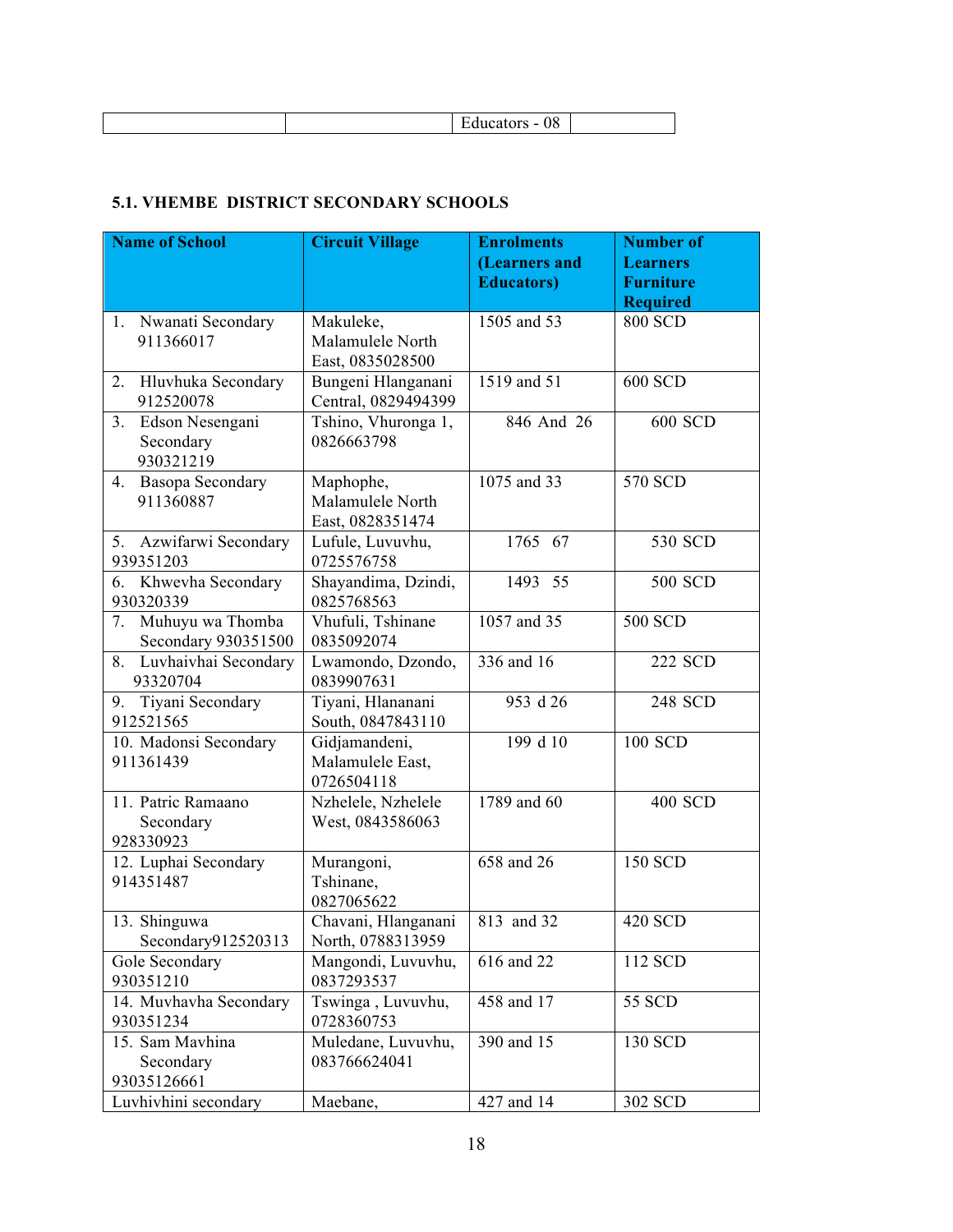| | | Educators - 08 | |
|---|---|---|---|

**5.1. VHEMBE DISTRICT SECONDARY SCHOOLS**

| Name of School | Circuit Village | Enrolments (Learners and Educators) | Number of Learners Furniture Required |
|---|---|---|---|
| 1. Nwanati Secondary 911366017 | Makuleke, Malamulele North East, 0835028500 | 1505 and 53 | 800 SCD |
| 2. Hluvhuka Secondary 912520078 | Bungeni Hlanganani Central, 0829494399 | 1519 and 51 | 600 SCD |
| 3. Edson Nesengani Secondary 930321219 | Tshino, Vhuronga 1, 0826663798 | 846 And 26 | 600 SCD |
| 4. Basopa Secondary 911360887 | Maphophe, Malamulele North East, 0828351474 | 1075 and 33 | 570 SCD |
| 5. Azwifarwi Secondary 939351203 | Lufule, Luvuvhu, 0725576758 | 1765 67 | 530 SCD |
| 6. Khwevha Secondary 930320339 | Shayandima, Dzindi, 0825768563 | 1493 55 | 500 SCD |
| 7. Muhuyu wa Thomba Secondary 930351500 | Vhufuli, Tshinane 0835092074 | 1057 and 35 | 500 SCD |
| 8. Luvhaivhai Secondary 93320704 | Lwamondo, Dzondo, 0839907631 | 336 and 16 | 222 SCD |
| 9. Tiyani Secondary 912521565 | Tiyani, Hlananani South, 0847843110 | 953 d 26 | 248 SCD |
| 10. Madonsi Secondary 911361439 | Gidjamandeni, Malamulele East, 0726504118 | 199 d 10 | 100 SCD |
| 11. Patric Ramaano Secondary 928330923 | Nzhelele, Nzhelele West, 0843586063 | 1789 and 60 | 400 SCD |
| 12. Luphai Secondary 914351487 | Murangoni, Tshinane, 0827065622 | 658 and 26 | 150 SCD |
| 13. Shinguwa Secondary912520313 | Chavani, Hlanganani North, 0788313959 | 813 and 32 | 420 SCD |
| Gole Secondary 930351210 | Mangondi, Luvuvhu, 0837293537 | 616 and 22 | 112 SCD |
| 14. Muvhavha Secondary 930351234 | Tswinga , Luvuvhu, 0728360753 | 458 and 17 | 55 SCD |
| 15. Sam Mavhina Secondary 93035126661 | Muledane, Luvuvhu, 083766624041 | 390 and 15 | 130 SCD |
| Luvhivhini secondary | Maebane, | 427 and 14 | 302 SCD |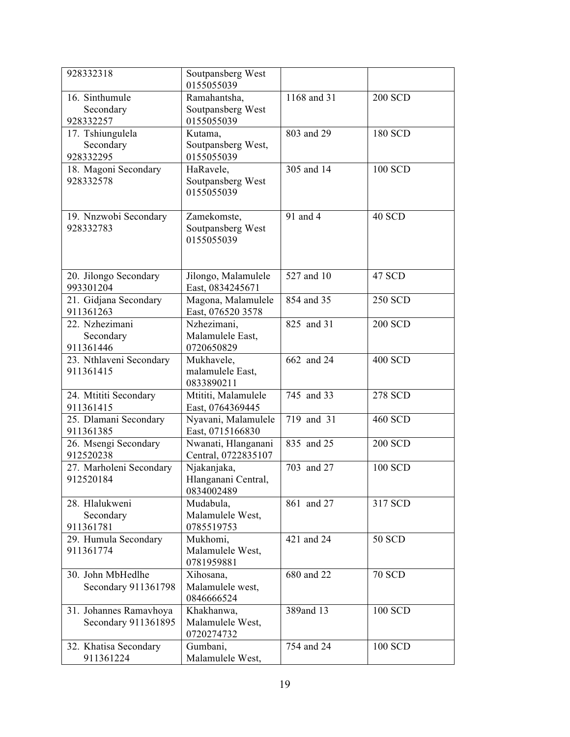| | | | |
|---|---|---|---|
| 928332318 | Soutpansberg West 0155055039 | | |
| 16. Sinthumule Secondary 928332257 | Ramahantsha, Soutpansberg West 0155055039 | 1168 and 31 | 200 SCD |
| 17. Tshiungulela Secondary 928332295 | Kutama, Soutpansberg West, 0155055039 | 803 and 29 | 180 SCD |
| 18. Magoni Secondary 928332578 | HaRavele, Soutpansberg West 0155055039 | 305 and 14 | 100 SCD |
| 19. Nnzwobi Secondary 928332783 | Zamekomste, Soutpansberg West 0155055039 | 91 and 4 | 40 SCD |
| 20. Jilongo Secondary 993301204 | Jilongo, Malamulele East, 0834245671 | 527 and 10 | 47 SCD |
| 21. Gidjana Secondary 911361263 | Magona, Malamulele East, 076520 3578 | 854 and 35 | 250 SCD |
| 22. Nzhezimani Secondary 911361446 | Nzhezimani, Malamulele East, 0720650829 | 825 and 31 | 200 SCD |
| 23. Nthlaveni Secondary 911361415 | Mukhavele, malamulele East, 0833890211 | 662 and 24 | 400 SCD |
| 24. Mtititi Secondary 911361415 | Mtititi, Malamulele East, 0764369445 | 745 and 33 | 278 SCD |
| 25. Dlamani Secondary 911361385 | Nyavani, Malamulele East, 0715166830 | 719 and 31 | 460 SCD |
| 26. Msengi Secondary 912520238 | Nwanati, Hlanganani Central, 0722835107 | 835 and 25 | 200 SCD |
| 27. Marholeni Secondary 912520184 | Njakanjaka, Hlanganani Central, 0834002489 | 703 and 27 | 100 SCD |
| 28. Hlalukweni Secondary 911361781 | Mudabula, Malamulele West, 0785519753 | 861 and 27 | 317 SCD |
| 29. Humula Secondary 911361774 | Mukhomi, Malamulele West, 0781959881 | 421 and 24 | 50 SCD |
| 30. John MbHedlhe Secondary 911361798 | Xihosana, Malamulele west, 0846666524 | 680 and 22 | 70 SCD |
| 31. Johannes Ramavhoya Secondary 911361895 | Khakhanwa, Malamulele West, 0720274732 | 389and 13 | 100 SCD |
| 32. Khatisa Secondary 911361224 | Gumbani, Malamulele West, | 754 and 24 | 100 SCD |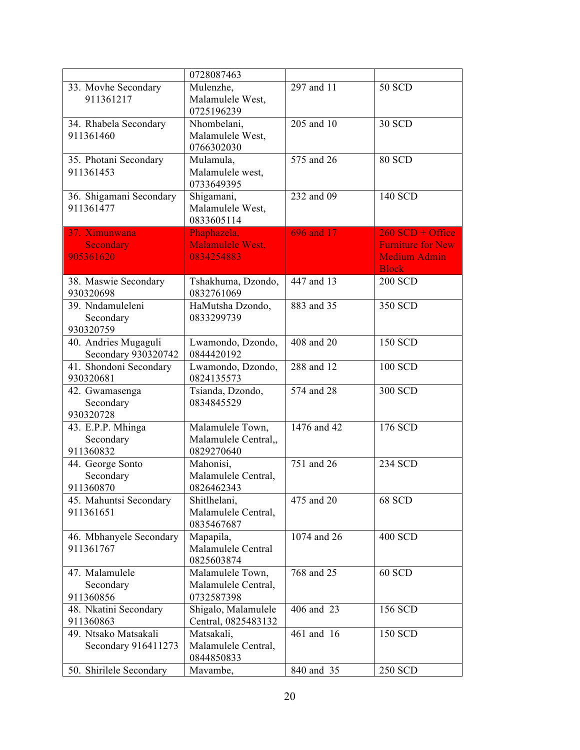| | | | |
|---|---|---|---|
| | 0728087463 | | |
| 33. Movhe Secondary 911361217 | Mulenzhe, Malamulele West, 0725196239 | 297 and 11 | 50 SCD |
| 34. Rhabela Secondary 911361460 | Nhombelani, Malamulele West, 0766302030 | 205 and 10 | 30 SCD |
| 35. Photani Secondary 911361453 | Mulamula, Malamulele west, 0733649395 | 575 and 26 | 80 SCD |
| 36. Shigamani Secondary 911361477 | Shigamani, Malamulele West, 0833605114 | 232 and 09 | 140 SCD |
| 37. Ximunwana Secondary 905361620 | Phaphazela, Malamulele West, 0834254883 | 696 and 17 | 260 SCD + Office Furniture for New Medium Admin Block |
| 38. Maswie Secondary 930320698 | Tshakhuma, Dzondo, 0832761069 | 447 and 13 | 200 SCD |
| 39. Nndamuleleni Secondary 930320759 | HaMutsha Dzondo, 0833299739 | 883 and 35 | 350 SCD |
| 40. Andries Mugaguli Secondary 930320742 | Lwamondo, Dzondo, 0844420192 | 408 and 20 | 150 SCD |
| 41. Shondoni Secondary 930320681 | Lwamondo, Dzondo, 0824135573 | 288 and 12 | 100 SCD |
| 42. Gwamasenga Secondary 930320728 | Tsianda, Dzondo, 0834845529 | 574 and 28 | 300 SCD |
| 43. E.P.P. Mhinga Secondary 911360832 | Malamulele Town, Malamulele Central,, 0829270640 | 1476 and 42 | 176 SCD |
| 44. George Sonto Secondary 911360870 | Mahonisi, Malamulele Central, 0826462343 | 751 and 26 | 234 SCD |
| 45. Mahuntsi Secondary 911361651 | Shitlhelani, Malamulele Central, 0835467687 | 475 and 20 | 68 SCD |
| 46. Mbhanyele Secondary 911361767 | Mapapila, Malamulele Central 0825603874 | 1074 and 26 | 400 SCD |
| 47. Malamulele Secondary 911360856 | Malamulele Town, Malamulele Central, 0732587398 | 768 and 25 | 60 SCD |
| 48. Nkatini Secondary 911360863 | Shigalo, Malamulele Central, 0825483132 | 406 and 23 | 156 SCD |
| 49. Ntsako Matsakali Secondary 916411273 | Matsakali, Malamulele Central, 0844850833 | 461 and 16 | 150 SCD |
| 50. Shirilele Secondary | Mavambe, | 840 and 35 | 250 SCD |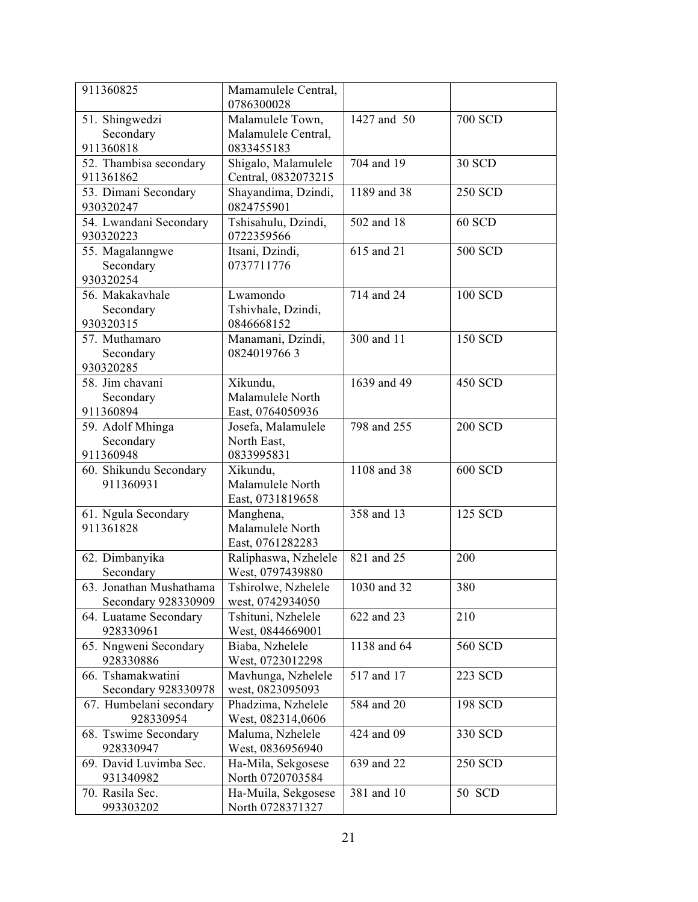| | | | |
|---|---|---|---|
| 911360825 | Mamamulele Central, 0786300028 | | |
| 51. Shingwedzi Secondary 911360818 | Malamulele Town, Malamulele Central, 0833455183 | 1427 and 50 | 700 SCD |
| 52. Thambisa secondary 911361862 | Shigalo, Malamulele Central, 0832073215 | 704 and 19 | 30 SCD |
| 53. Dimani Secondary 930320247 | Shayandima, Dzindi, 0824755901 | 1189 and 38 | 250 SCD |
| 54. Lwandani Secondary 930320223 | Tshisahulu, Dzindi, 0722359566 | 502 and 18 | 60 SCD |
| 55. Magalanngwe Secondary 930320254 | Itsani, Dzindi, 0737711776 | 615 and 21 | 500 SCD |
| 56. Makakavhale Secondary 930320315 | Lwamondo Tshivhale, Dzindi, 0846668152 | 714 and 24 | 100 SCD |
| 57. Muthamaro Secondary 930320285 | Manamani, Dzindi, 0824019766 3 | 300 and 11 | 150 SCD |
| 58. Jim chavani Secondary 911360894 | Xikundu, Malamulele North East, 0764050936 | 1639 and 49 | 450 SCD |
| 59. Adolf Mhinga Secondary 911360948 | Josefa, Malamulele North East, 0833995831 | 798 and 255 | 200 SCD |
| 60. Shikundu Secondary 911360931 | Xikundu, Malamulele North East, 0731819658 | 1108 and 38 | 600 SCD |
| 61. Ngula Secondary 911361828 | Manghena, Malamulele North East, 0761282283 | 358 and 13 | 125 SCD |
| 62. Dimbanyika Secondary | Raliphaswa, Nzhelele West, 0797439880 | 821 and 25 | 200 |
| 63. Jonathan Mushathama Secondary 928330909 | Tshirolwe, Nzhelele west, 0742934050 | 1030 and 32 | 380 |
| 64. Luatame Secondary 928330961 | Tshituni, Nzhelele West, 0844669001 | 622 and 23 | 210 |
| 65. Nngweni Secondary 928330886 | Biaba, Nzhelele West, 0723012298 | 1138 and 64 | 560 SCD |
| 66. Tshamakwatini Secondary 928330978 | Mavhunga, Nzhelele west, 0823095093 | 517 and 17 | 223 SCD |
| 67. Humbelani secondary 928330954 | Phadzima, Nzhelele West, 082314,0606 | 584 and 20 | 198 SCD |
| 68. Tswime Secondary 928330947 | Maluma, Nzhelele West, 0836956940 | 424 and 09 | 330 SCD |
| 69. David Luvimba Sec. 931340982 | Ha-Mila, Sekgosese North 0720703584 | 639 and 22 | 250 SCD |
| 70. Rasila Sec. 993303202 | Ha-Muila, Sekgosese North 0728371327 | 381 and 10 | 50 SCD |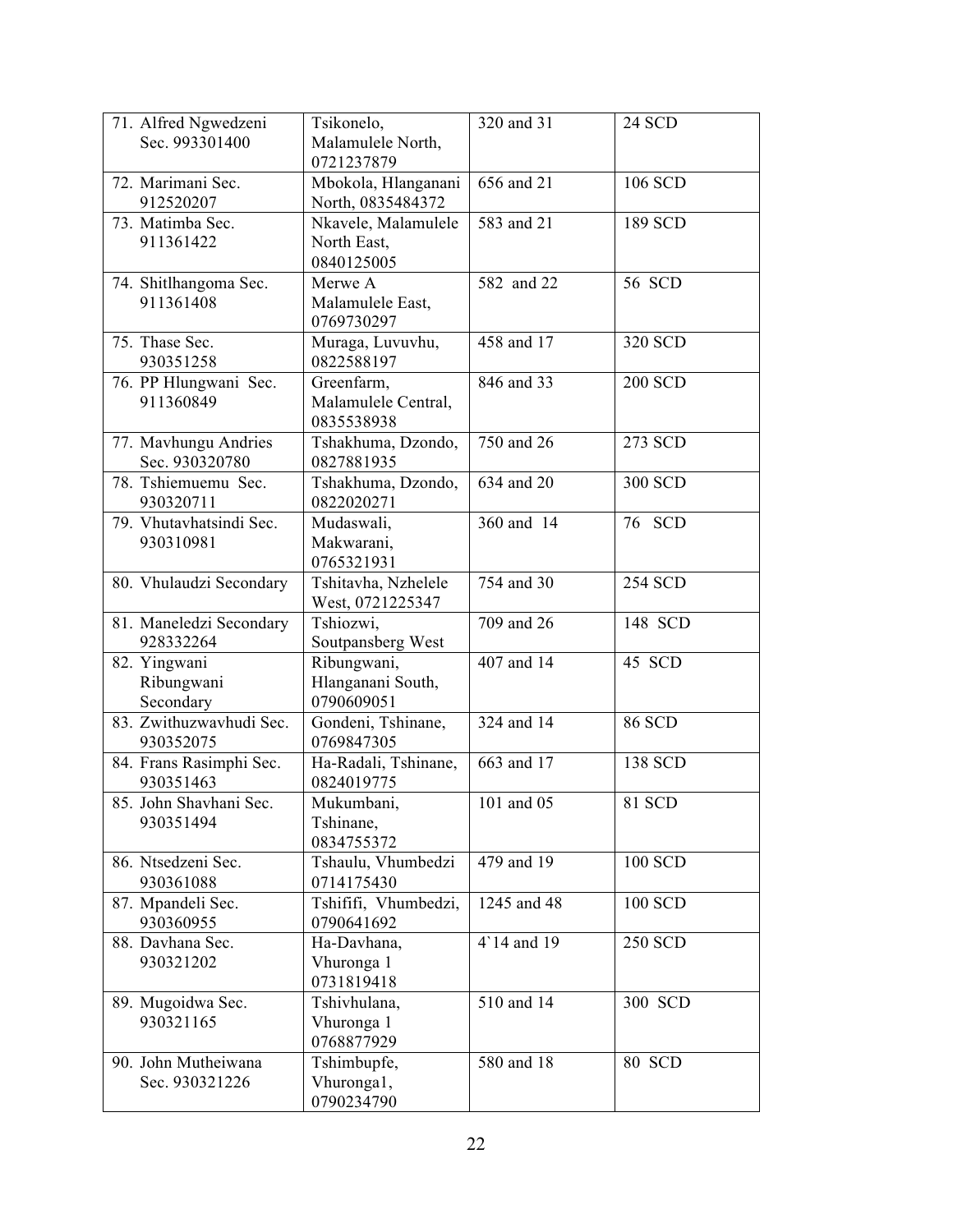| | | | |
|---|---|---|---|
| 71. Alfred Ngwedzeni Sec. 993301400 | Tsikonelo, Malamulele North, 0721237879 | 320 and 31 | 24 SCD |
| 72. Marimani Sec. 912520207 | Mbokola, Hlanganani North, 0835484372 | 656 and 21 | 106 SCD |
| 73. Matimba Sec. 911361422 | Nkavele, Malamulele North East, 0840125005 | 583 and 21 | 189 SCD |
| 74. Shitlhangoma Sec. 911361408 | Merwe A Malamulele East, 0769730297 | 582 and 22 | 56 SCD |
| 75. Thase Sec. 930351258 | Muraga, Luvuvhu, 0822588197 | 458 and 17 | 320 SCD |
| 76. PP Hlungwani Sec. 911360849 | Greenfarm, Malamulele Central, 0835538938 | 846 and 33 | 200 SCD |
| 77. Mavhungu Andries Sec. 930320780 | Tshakhuma, Dzondo, 0827881935 | 750 and 26 | 273 SCD |
| 78. Tshiemuemu Sec. 930320711 | Tshakhuma, Dzondo, 0822020271 | 634 and 20 | 300 SCD |
| 79. Vhutavhatsindi Sec. 930310981 | Mudaswali, Makwarani, 0765321931 | 360 and 14 | 76 SCD |
| 80. Vhulaudzi Secondary | Tshitavha, Nzhelele West, 0721225347 | 754 and 30 | 254 SCD |
| 81. Maneledzi Secondary 928332264 | Tshiozwi, Soutpansberg West | 709 and 26 | 148 SCD |
| 82. Yingwani Ribungwani Secondary | Ribungwani, Hlanganani South, 0790609051 | 407 and 14 | 45 SCD |
| 83. Zwithuzwavhudi Sec. 930352075 | Gondeni, Tshinane, 0769847305 | 324 and 14 | 86 SCD |
| 84. Frans Rasimphi Sec. 930351463 | Ha-Radali, Tshinane, 0824019775 | 663 and 17 | 138 SCD |
| 85. John Shavhani Sec. 930351494 | Mukumbani, Tshinane, 0834755372 | 101 and 05 | 81 SCD |
| 86. Ntsedzeni Sec. 930361088 | Tshaulu, Vhumbedzi 0714175430 | 479 and 19 | 100 SCD |
| 87. Mpandeli Sec. 930360955 | Tshififi, Vhumbedzi, 0790641692 | 1245 and 48 | 100 SCD |
| 88. Davhana Sec. 930321202 | Ha-Davhana, Vhuronga 1 0731819418 | 4`14 and 19 | 250 SCD |
| 89. Mugoidwa Sec. 930321165 | Tshivhulana, Vhuronga 1 0768877929 | 510 and 14 | 300 SCD |
| 90. John Mutheiwana Sec. 930321226 | Tshimbupfe, Vhuronga1, 0790234790 | 580 and 18 | 80 SCD |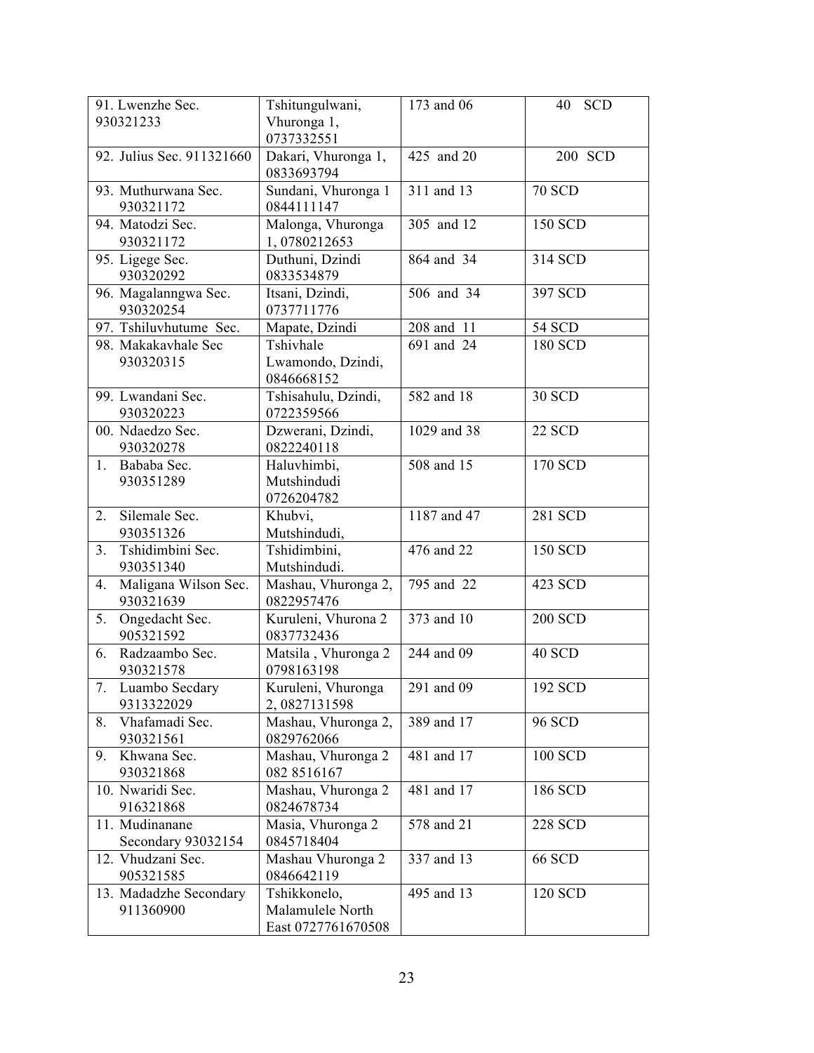| 91. Lwenzhe Sec. 930321233 | Tshitungulwani, Vhuronga 1, 0737332551 | 173 and 06 | 40 SCD |
|---|---|---|---|
| 92. Julius Sec. 911321660 | Dakari, Vhuronga 1, 0833693794 | 425 and 20 | 200 SCD |
| 93. Muthurwana Sec. 930321172 | Sundani, Vhuronga 1 0844111147 | 311 and 13 | 70 SCD |
| 94. Matodzi Sec. 930321172 | Malonga, Vhuronga 1, 0780212653 | 305 and 12 | 150 SCD |
| 95. Ligege Sec. 930320292 | Duthuni, Dzindi 0833534879 | 864 and 34 | 314 SCD |
| 96. Magalanngwa Sec. 930320254 | Itsani, Dzindi, 0737711776 | 506 and 34 | 397 SCD |
| 97. Tshiluvhutume Sec. | Mapate, Dzindi | 208 and 11 | 54 SCD |
| 98. Makakavhale Sec 930320315 | Tshivhale Lwamondo, Dzindi, 0846668152 | 691 and 24 | 180 SCD |
| 99. Lwandani Sec. 930320223 | Tshisahulu, Dzindi, 0722359566 | 582 and 18 | 30 SCD |
| 00. Ndaedzo Sec. 930320278 | Dzwerani, Dzindi, 0822240118 | 1029 and 38 | 22 SCD |
| 1. Bababa Sec. 930351289 | Haluvhimbi, Mutshindudi 0726204782 | 508 and 15 | 170 SCD |
| 2. Silemale Sec. 930351326 | Khubvi, Mutshindudi, | 1187 and 47 | 281 SCD |
| 3. Tshidimbini Sec. 930351340 | Tshidimbini, Mutshindudi. | 476 and 22 | 150 SCD |
| 4. Maligana Wilson Sec. 930321639 | Mashau, Vhuronga 2, 0822957476 | 795 and 22 | 423 SCD |
| 5. Ongedacht Sec. 905321592 | Kuruleni, Vhurona 2 0837732436 | 373 and 10 | 200 SCD |
| 6. Radzaambo Sec. 930321578 | Matsila , Vhuronga 2 0798163198 | 244 and 09 | 40 SCD |
| 7. Luambo Secdary 9313322029 | Kuruleni, Vhuronga 2, 0827131598 | 291 and 09 | 192 SCD |
| 8. Vhafamadi Sec. 930321561 | Mashau, Vhuronga 2, 0829762066 | 389 and 17 | 96 SCD |
| 9. Khwana Sec. 930321868 | Mashau, Vhuronga 2 082 8516167 | 481 and 17 | 100 SCD |
| 10. Nwaridi Sec. 916321868 | Mashau, Vhuronga 2 0824678734 | 481 and 17 | 186 SCD |
| 11. Mudinanane Secondary 93032154 | Masia, Vhuronga 2 0845718404 | 578 and 21 | 228 SCD |
| 12. Vhudzani Sec. 905321585 | Mashau Vhuronga 2 0846642119 | 337 and 13 | 66 SCD |
| 13. Madadzhe Secondary 911360900 | Tshikkonelo, Malamulele North East 0727761670508 | 495 and 13 | 120 SCD |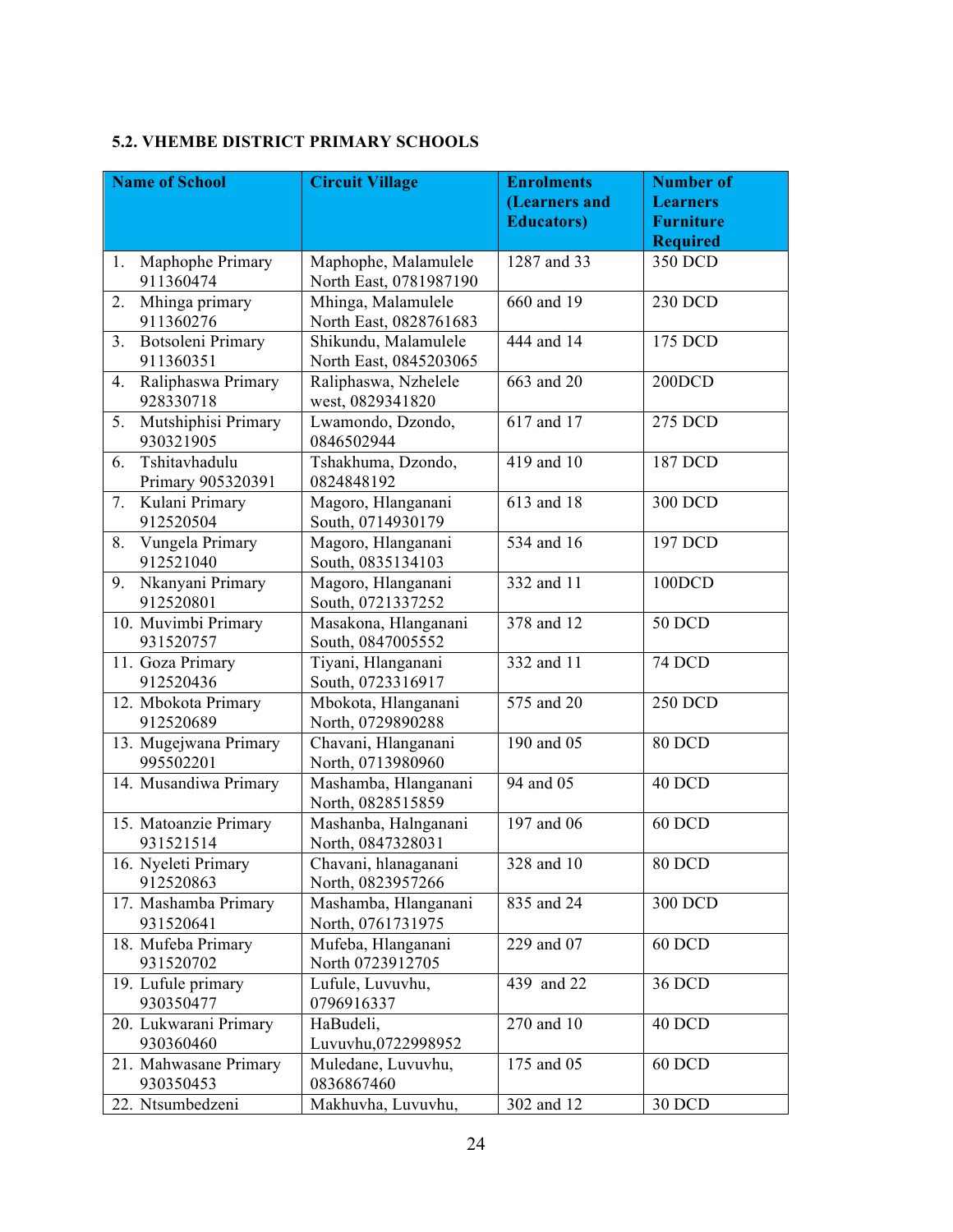### 5.2. VHEMBE DISTRICT PRIMARY SCHOOLS

| Name of School | Circuit Village | Enrolments (Learners and Educators) | Number of Learners Furniture Required |
|---|---|---|---|
| 1. Maphophe Primary 911360474 | Maphophe, Malamulele North East, 0781987190 | 1287 and 33 | 350 DCD |
| 2. Mhinga primary 911360276 | Mhinga, Malamulele North East, 0828761683 | 660 and 19 | 230 DCD |
| 3. Botsoleni Primary 911360351 | Shikundu, Malamulele North East, 0845203065 | 444 and 14 | 175 DCD |
| 4. Raliphaswa Primary 928330718 | Raliphaswa, Nzhelele west, 0829341820 | 663 and 20 | 200DCD |
| 5. Mutshiphisi Primary 930321905 | Lwamondo, Dzondo, 0846502944 | 617 and 17 | 275 DCD |
| 6. Tshitavhadulu Primary 905320391 | Tshakhuma, Dzondo, 0824848192 | 419 and 10 | 187 DCD |
| 7. Kulani Primary 912520504 | Magoro, Hlanganani South, 0714930179 | 613 and 18 | 300 DCD |
| 8. Vungela Primary 912521040 | Magoro, Hlanganani South, 0835134103 | 534 and 16 | 197 DCD |
| 9. Nkanyani Primary 912520801 | Magoro, Hlanganani South, 0721337252 | 332 and 11 | 100DCD |
| 10. Muvimbi Primary 931520757 | Masakona, Hlanganani South, 0847005552 | 378 and 12 | 50 DCD |
| 11. Goza Primary 912520436 | Tiyani, Hlanganani South, 0723316917 | 332 and 11 | 74 DCD |
| 12. Mbokota Primary 912520689 | Mbokota, Hlanganani North, 0729890288 | 575 and 20 | 250 DCD |
| 13. Mugejwana Primary 995502201 | Chavani, Hlanganani North, 0713980960 | 190 and 05 | 80 DCD |
| 14. Musandiwa Primary | Mashamba, Hlanganani North, 0828515859 | 94 and 05 | 40 DCD |
| 15. Matoanzie Primary 931521514 | Mashanba, Halnganani North, 0847328031 | 197 and 06 | 60 DCD |
| 16. Nyeleti Primary 912520863 | Chavani, hlanaganani North, 0823957266 | 328 and 10 | 80 DCD |
| 17. Mashamba Primary 931520641 | Mashamba, Hlanganani North, 0761731975 | 835 and 24 | 300 DCD |
| 18. Mufeba Primary 931520702 | Mufeba, Hlanganani North 0723912705 | 229 and 07 | 60 DCD |
| 19. Lufule primary 930350477 | Lufule, Luvuvhu, 0796916337 | 439 and 22 | 36 DCD |
| 20. Lukwarani Primary 930360460 | HaBudeli, Luvuvhu,0722998952 | 270 and 10 | 40 DCD |
| 21. Mahwasane Primary 930350453 | Muledane, Luvuvhu, 0836867460 | 175 and 05 | 60 DCD |
| 22. Ntsumbedzeni | Makhuvha, Luvuvhu, | 302 and 12 | 30 DCD |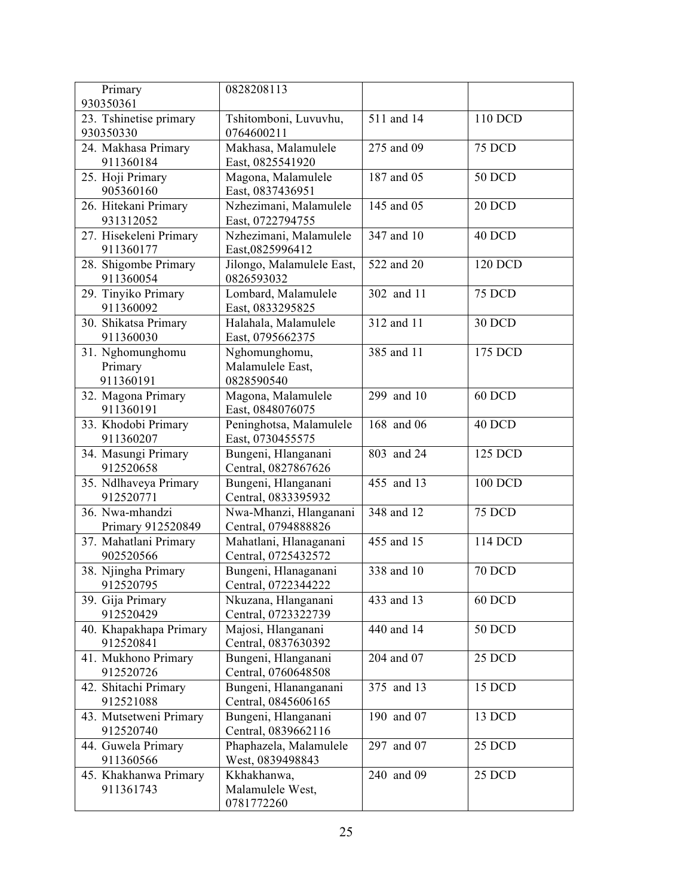| Primary 930350361 | 0828208113 | | |
|---|---|---|---|
| 23. Tshinetise primary 930350330 | Tshitomboni, Luvuvhu, 0764600211 | 511 and 14 | 110 DCD |
| 24. Makhasa Primary 911360184 | Makhasa, Malamulele East, 0825541920 | 275 and 09 | 75 DCD |
| 25. Hoji Primary 905360160 | Magona, Malamulele East, 0837436951 | 187 and 05 | 50 DCD |
| 26. Hitekani Primary 931312052 | Nzhezimani, Malamulele East, 0722794755 | 145 and 05 | 20 DCD |
| 27. Hisekeleni Primary 911360177 | Nzhezimani, Malamulele East,0825996412 | 347 and 10 | 40 DCD |
| 28. Shigombe Primary 911360054 | Jilongo, Malamulele East, 0826593032 | 522 and 20 | 120 DCD |
| 29. Tinyiko Primary 911360092 | Lombard, Malamulele East, 0833295825 | 302 and 11 | 75 DCD |
| 30. Shikatsa Primary 911360030 | Halahala, Malamulele East, 0795662375 | 312 and 11 | 30 DCD |
| 31. Nghomunghomu Primary 911360191 | Nghomunghomu, Malamulele East, 0828590540 | 385 and 11 | 175 DCD |
| 32. Magona Primary 911360191 | Magona, Malamulele East, 0848076075 | 299 and 10 | 60 DCD |
| 33. Khodobi Primary 911360207 | Peninghotsa, Malamulele East, 0730455575 | 168 and 06 | 40 DCD |
| 34. Masungi Primary 912520658 | Bungeni, Hlanganani Central, 0827867626 | 803 and 24 | 125 DCD |
| 35. Ndlhaveya Primary 912520771 | Bungeni, Hlanganani Central, 0833395932 | 455 and 13 | 100 DCD |
| 36. Nwa-mhandzi Primary 912520849 | Nwa-Mhanzi, Hlanganani Central, 0794888826 | 348 and 12 | 75 DCD |
| 37. Mahatlani Primary 902520566 | Mahatlani, Hlanaganani Central, 0725432572 | 455 and 15 | 114 DCD |
| 38. Njingha Primary 912520795 | Bungeni, Hlanaganani Central, 0722344222 | 338 and 10 | 70 DCD |
| 39. Gija Primary 912520429 | Nkuzana, Hlanganani Central, 0723322739 | 433 and 13 | 60 DCD |
| 40. Khapakhapa Primary 912520841 | Majosi, Hlanganani Central, 0837630392 | 440 and 14 | 50 DCD |
| 41. Mukhono Primary 912520726 | Bungeni, Hlanganani Central, 0760648508 | 204 and 07 | 25 DCD |
| 42. Shitachi Primary 912521088 | Bungeni, Hlananganani Central, 0845606165 | 375 and 13 | 15 DCD |
| 43. Mutsetweni Primary 912520740 | Bungeni, Hlanganani Central, 0839662116 | 190 and 07 | 13 DCD |
| 44. Guwela Primary 911360566 | Phaphazela, Malamulele West, 0839498843 | 297 and 07 | 25 DCD |
| 45. Khakhanwa Primary 911361743 | Kkhakhanwa, Malamulele West, 0781772260 | 240 and 09 | 25 DCD |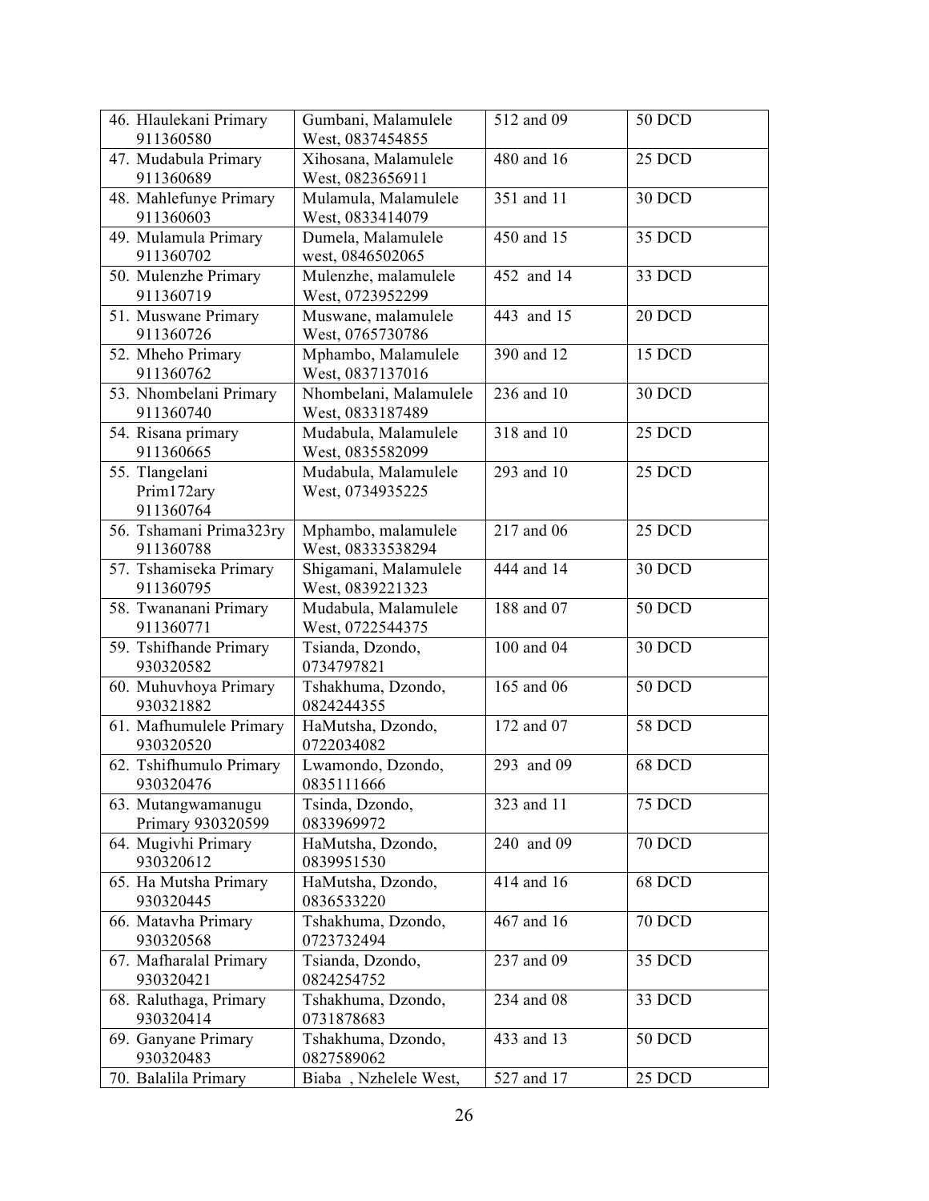| 46. Hlaulekani Primary 911360580 | Gumbani, Malamulele West, 0837454855 | 512 and 09 | 50 DCD |
|---|---|---|---|
| 47. Mudabula Primary 911360689 | Xihosana, Malamulele West, 0823656911 | 480 and 16 | 25 DCD |
| 48. Mahlefunye Primary 911360603 | Mulamula, Malamulele West, 0833414079 | 351 and 11 | 30 DCD |
| 49. Mulamula Primary 911360702 | Dumela, Malamulele west, 0846502065 | 450 and 15 | 35 DCD |
| 50. Mulenzhe Primary 911360719 | Mulenzhe, malamulele West, 0723952299 | 452 and 14 | 33 DCD |
| 51. Muswane Primary 911360726 | Muswane, malamulele West, 0765730786 | 443 and 15 | 20 DCD |
| 52. Mheho Primary 911360762 | Mphambo, Malamulele West, 0837137016 | 390 and 12 | 15 DCD |
| 53. Nhombelani Primary 911360740 | Nhombelani, Malamulele West, 0833187489 | 236 and 10 | 30 DCD |
| 54. Risana primary 911360665 | Mudabula, Malamulele West, 0835582099 | 318 and 10 | 25 DCD |
| 55. Tlangelani Prim172ary 911360764 | Mudabula, Malamulele West, 0734935225 | 293 and 10 | 25 DCD |
| 56. Tshamani Prima323ry 911360788 | Mphambo, malamulele West, 08333538294 | 217 and 06 | 25 DCD |
| 57. Tshamiseka Primary 911360795 | Shigamani, Malamulele West, 0839221323 | 444 and 14 | 30 DCD |
| 58. Twananani Primary 911360771 | Mudabula, Malamulele West, 0722544375 | 188 and 07 | 50 DCD |
| 59. Tshifhande Primary 930320582 | Tsianda, Dzondo, 0734797821 | 100 and 04 | 30 DCD |
| 60. Muhuvhoya Primary 930321882 | Tshakhuma, Dzondo, 0824244355 | 165 and 06 | 50 DCD |
| 61. Mafhumulele Primary 930320520 | HaMutsha, Dzondo, 0722034082 | 172 and 07 | 58 DCD |
| 62. Tshifhumulo Primary 930320476 | Lwamondo, Dzondo, 0835111666 | 293 and 09 | 68 DCD |
| 63. Mutangwamanugu Primary 930320599 | Tsinda, Dzondo, 0833969972 | 323 and 11 | 75 DCD |
| 64. Mugivhi Primary 930320612 | HaMutsha, Dzondo, 0839951530 | 240 and 09 | 70 DCD |
| 65. Ha Mutsha Primary 930320445 | HaMutsha, Dzondo, 0836533220 | 414 and 16 | 68 DCD |
| 66. Matavha Primary 930320568 | Tshakhuma, Dzondo, 0723732494 | 467 and 16 | 70 DCD |
| 67. Mafharalal Primary 930320421 | Tsianda, Dzondo, 0824254752 | 237 and 09 | 35 DCD |
| 68. Raluthaga, Primary 930320414 | Tshakhuma, Dzondo, 0731878683 | 234 and 08 | 33 DCD |
| 69. Ganyane Primary 930320483 | Tshakhuma, Dzondo, 0827589062 | 433 and 13 | 50 DCD |
| 70. Balalila Primary | Biaba , Nzhelele West, | 527 and 17 | 25 DCD |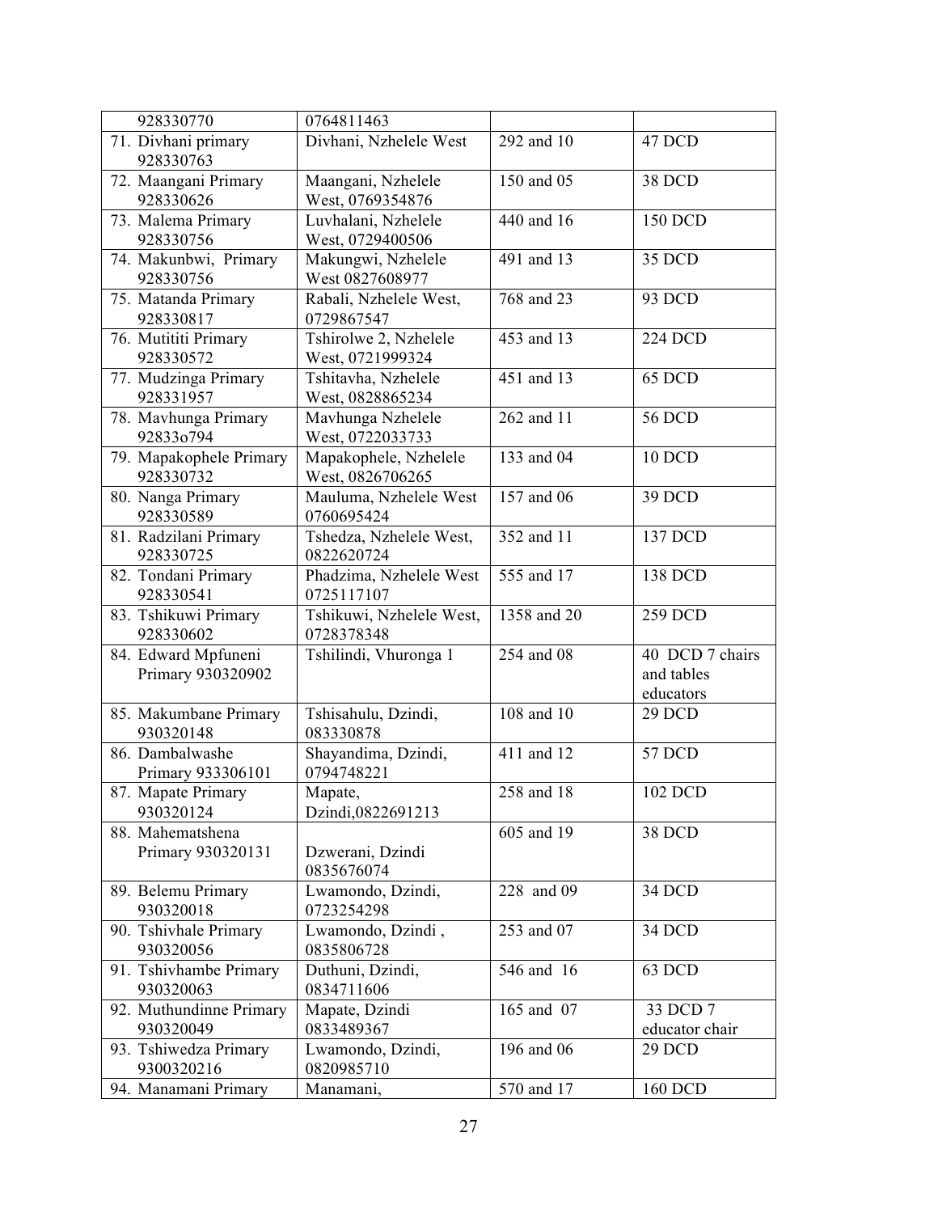| | | | |
|---|---|---|---|
| 928330770 | 0764811463 | | |
| 71. Divhani primary 928330763 | Divhani, Nzhelele West | 292 and 10 | 47 DCD |
| 72. Maangani Primary 928330626 | Maangani, Nzhelele West, 0769354876 | 150 and 05 | 38 DCD |
| 73. Malema Primary 928330756 | Luvhalani, Nzhelele West, 0729400506 | 440 and 16 | 150 DCD |
| 74. Makunbwi, Primary 928330756 | Makungwi, Nzhelele West 0827608977 | 491 and 13 | 35 DCD |
| 75. Matanda Primary 928330817 | Rabali, Nzhelele West, 0729867547 | 768 and 23 | 93 DCD |
| 76. Mutititi Primary 928330572 | Tshirolwe 2, Nzhelele West, 0721999324 | 453 and 13 | 224 DCD |
| 77. Mudzinga Primary 928331957 | Tshitavha, Nzhelele West, 0828865234 | 451 and 13 | 65 DCD |
| 78. Mavhunga Primary 92833o794 | Mavhunga Nzhelele West, 0722033733 | 262 and 11 | 56 DCD |
| 79. Mapakophele Primary 928330732 | Mapakophele, Nzhelele West, 0826706265 | 133 and 04 | 10 DCD |
| 80. Nanga Primary 928330589 | Mauluma, Nzhelele West 0760695424 | 157 and 06 | 39 DCD |
| 81. Radzilani Primary 928330725 | Tshedza, Nzhelele West, 0822620724 | 352 and 11 | 137 DCD |
| 82. Tondani Primary 928330541 | Phadzima, Nzhelele West 0725117107 | 555 and 17 | 138 DCD |
| 83. Tshikuwi Primary 928330602 | Tshikuwi, Nzhelele West, 0728378348 | 1358 and 20 | 259 DCD |
| 84. Edward Mpfuneni Primary 930320902 | Tshilindi, Vhuronga 1 | 254 and 08 | 40 DCD 7 chairs and tables educators |
| 85. Makumbane Primary 930320148 | Tshisahulu, Dzindi, 083330878 | 108 and 10 | 29 DCD |
| 86. Dambalwashe Primary 933306101 | Shayandima, Dzindi, 0794748221 | 411 and 12 | 57 DCD |
| 87. Mapate Primary 930320124 | Mapate, Dzindi,0822691213 | 258 and 18 | 102 DCD |
| 88. Mahematshena Primary 930320131 | Dzwerani, Dzindi 0835676074 | 605 and 19 | 38 DCD |
| 89. Belemu Primary 930320018 | Lwamondo, Dzindi, 0723254298 | 228 and 09 | 34 DCD |
| 90. Tshivhale Primary 930320056 | Lwamondo, Dzindi , 0835806728 | 253 and 07 | 34 DCD |
| 91. Tshivhambe Primary 930320063 | Duthuni, Dzindi, 0834711606 | 546 and 16 | 63 DCD |
| 92. Muthundinne Primary 930320049 | Mapate, Dzindi 0833489367 | 165 and 07 | 33 DCD 7 educator chair |
| 93. Tshiwedza Primary 9300320216 | Lwamondo, Dzindi, 0820985710 | 196 and 06 | 29 DCD |
| 94. Manamani Primary | Manamani, | 570 and 17 | 160 DCD |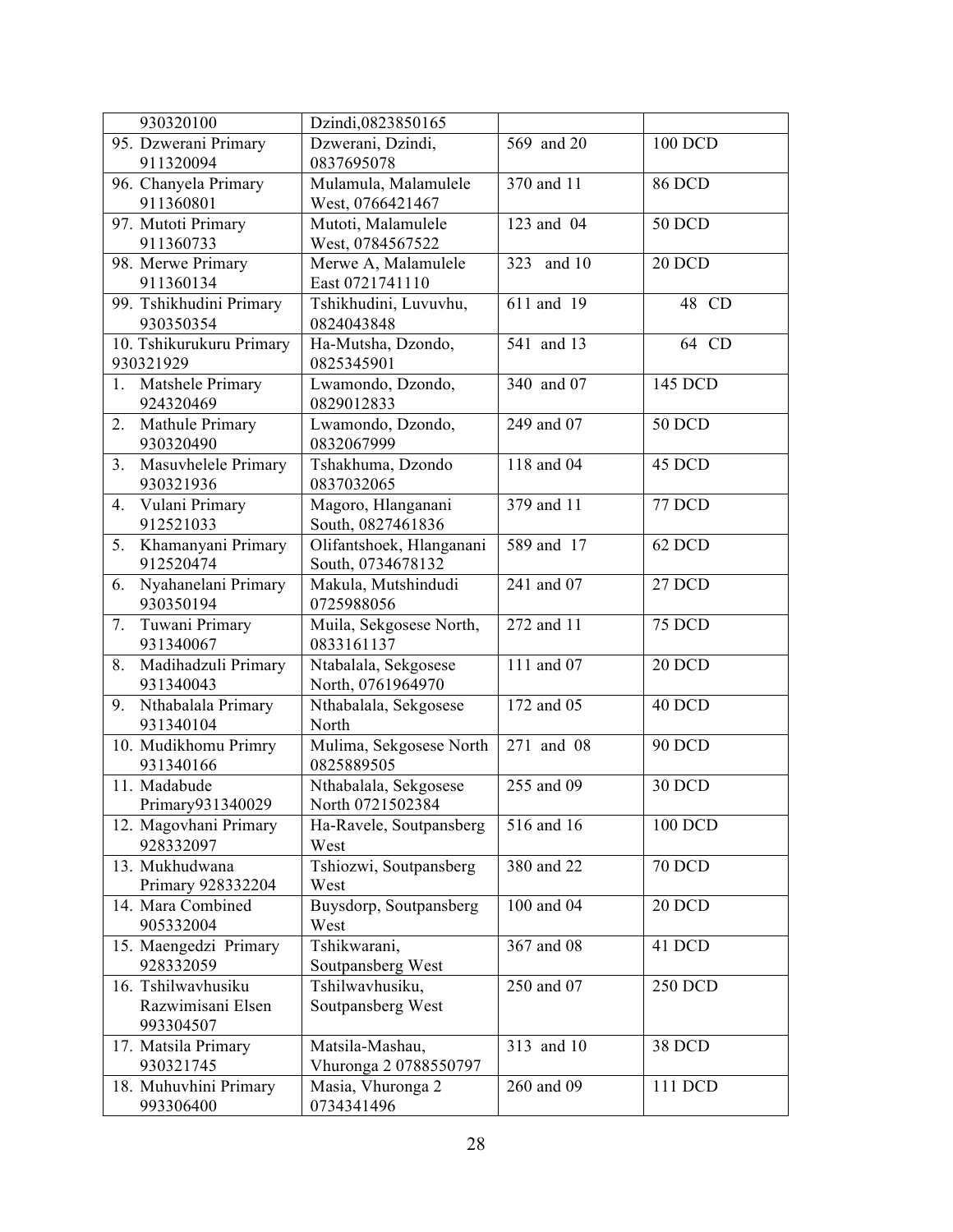| | | | |
|---|---|---|---|
| 930320100 | Dzindi,0823850165 | | |
| 95. Dzwerani Primary 911320094 | Dzwerani, Dzindi, 0837695078 | 569 and 20 | 100 DCD |
| 96. Chanyela Primary 911360801 | Mulamula, Malamulele West, 0766421467 | 370 and 11 | 86 DCD |
| 97. Mutoti Primary 911360733 | Mutoti, Malamulele West, 0784567522 | 123 and 04 | 50 DCD |
| 98. Merwe Primary 911360134 | Merwe A, Malamulele East 0721741110 | 323 and 10 | 20 DCD |
| 99. Tshikhudini Primary 930350354 | Tshikhudini, Luvuvhu, 0824043848 | 611 and 19 | 48 CD |
| 10. Tshikurukuru Primary 930321929 | Ha-Mutsha, Dzondo, 0825345901 | 541 and 13 | 64 CD |
| 1. Matshele Primary 924320469 | Lwamondo, Dzondo, 0829012833 | 340 and 07 | 145 DCD |
| 2. Mathule Primary 930320490 | Lwamondo, Dzondo, 0832067999 | 249 and 07 | 50 DCD |
| 3. Masuvhelele Primary 930321936 | Tshakhuma, Dzondo 0837032065 | 118 and 04 | 45 DCD |
| 4. Vulani Primary 912521033 | Magoro, Hlanganani South, 0827461836 | 379 and 11 | 77 DCD |
| 5. Khamanyani Primary 912520474 | Olifantshoek, Hlanganani South, 0734678132 | 589 and 17 | 62 DCD |
| 6. Nyahanelani Primary 930350194 | Makula, Mutshindudi 0725988056 | 241 and 07 | 27 DCD |
| 7. Tuwani Primary 931340067 | Muila, Sekgosese North, 0833161137 | 272 and 11 | 75 DCD |
| 8. Madihadzuli Primary 931340043 | Ntabalala, Sekgosese North, 0761964970 | 111 and 07 | 20 DCD |
| 9. Nthabalala Primary 931340104 | Nthabalala, Sekgosese North | 172 and 05 | 40 DCD |
| 10. Mudikhomu Primry 931340166 | Mulima, Sekgosese North 0825889505 | 271 and 08 | 90 DCD |
| 11. Madabude Primary931340029 | Nthabalala, Sekgosese North 0721502384 | 255 and 09 | 30 DCD |
| 12. Magovhani Primary 928332097 | Ha-Ravele, Soutpansberg West | 516 and 16 | 100 DCD |
| 13. Mukhudwana Primary 928332204 | Tshiozwi, Soutpansberg West | 380 and 22 | 70 DCD |
| 14. Mara Combined 905332004 | Buysdorp, Soutpansberg West | 100 and 04 | 20 DCD |
| 15. Maengedzi Primary 928332059 | Tshikwarani, Soutpansberg West | 367 and 08 | 41 DCD |
| 16. Tshilwavhusiku Razwimisani Elsen 993304507 | Tshilwavhusiku, Soutpansberg West | 250 and 07 | 250 DCD |
| 17. Matsila Primary 930321745 | Matsila-Mashau, Vhuronga 2 0788550797 | 313 and 10 | 38 DCD |
| 18. Muhuvhini Primary 993306400 | Masia, Vhuronga 2 0734341496 | 260 and 09 | 111 DCD |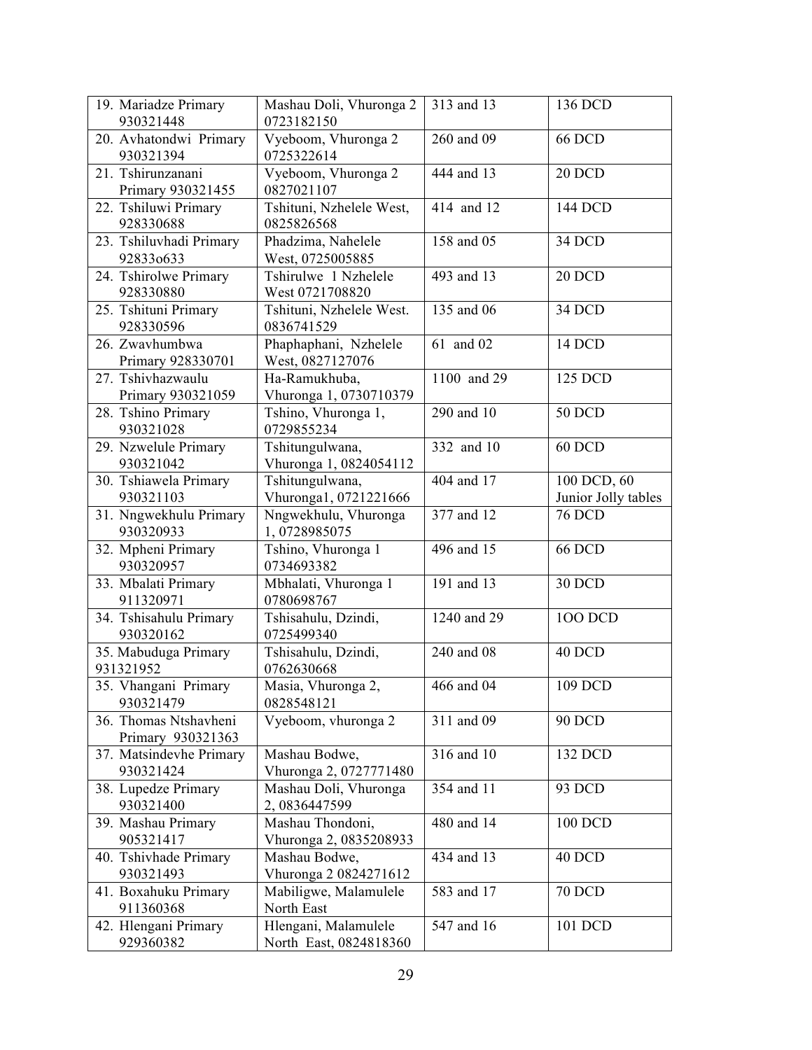| 19. Mariadze Primary 930321448 | Mashau Doli, Vhuronga 2 0723182150 | 313 and 13 | 136 DCD |
|---|---|---|---|
| 20. Avhatondwi Primary 930321394 | Vyeboom, Vhuronga 2 0725322614 | 260 and 09 | 66 DCD |
| 21. Tshirunzanani Primary 930321455 | Vyeboom, Vhuronga 2 0827021107 | 444 and 13 | 20 DCD |
| 22. Tshiluwi Primary 928330688 | Tshituni, Nzhelele West, 0825826568 | 414 and 12 | 144 DCD |
| 23. Tshiluvhadi Primary 92833o633 | Phadzima, Nahelele West, 0725005885 | 158 and 05 | 34 DCD |
| 24. Tshirolwe Primary 928330880 | Tshirulwe 1 Nzhelele West 0721708820 | 493 and 13 | 20 DCD |
| 25. Tshituni Primary 928330596 | Tshituni, Nzhelele West. 0836741529 | 135 and 06 | 34 DCD |
| 26. Zwavhumbwa Primary 928330701 | Phaphaphani, Nzhelele West, 0827127076 | 61 and 02 | 14 DCD |
| 27. Tshivhazwaulu Primary 930321059 | Ha-Ramukhuba, Vhuronga 1, 0730710379 | 1100 and 29 | 125 DCD |
| 28. Tshino Primary 930321028 | Tshino, Vhuronga 1, 0729855234 | 290 and 10 | 50 DCD |
| 29. Nzwelule Primary 930321042 | Tshitungulwana, Vhuronga 1, 0824054112 | 332 and 10 | 60 DCD |
| 30. Tshiawela Primary 930321103 | Tshitungulwana, Vhuronga1, 0721221666 | 404 and 17 | 100 DCD, 60 Junior Jolly tables |
| 31. Nngwekhulu Primary 930320933 | Nngwekhulu, Vhuronga 1, 0728985075 | 377 and 12 | 76 DCD |
| 32. Mpheni Primary 930320957 | Tshino, Vhuronga 1 0734693382 | 496 and 15 | 66 DCD |
| 33. Mbalati Primary 911320971 | Mbhalati, Vhuronga 1 0780698767 | 191 and 13 | 30 DCD |
| 34. Tshisahulu Primary 930320162 | Tshisahulu, Dzindi, 0725499340 | 1240 and 29 | 1OO DCD |
| 35. Mabuduga Primary 931321952 | Tshisahulu, Dzindi, 0762630668 | 240 and 08 | 40 DCD |
| 35. Vhangani Primary 930321479 | Masia, Vhuronga 2, 0828548121 | 466 and 04 | 109 DCD |
| 36. Thomas Ntshavheni Primary 930321363 | Vyeboom, vhuronga 2 | 311 and 09 | 90 DCD |
| 37. Matsindevhe Primary 930321424 | Mashau Bodwe, Vhuronga 2, 0727771480 | 316 and 10 | 132 DCD |
| 38. Lupedze Primary 930321400 | Mashau Doli, Vhuronga 2, 0836447599 | 354 and 11 | 93 DCD |
| 39. Mashau Primary 905321417 | Mashau Thondoni, Vhuronga 2, 0835208933 | 480 and 14 | 100 DCD |
| 40. Tshivhade Primary 930321493 | Mashau Bodwe, Vhuronga 2 0824271612 | 434 and 13 | 40 DCD |
| 41. Boxahuku Primary 911360368 | Mabiligwe, Malamulele North East | 583 and 17 | 70 DCD |
| 42. Hlengani Primary 929360382 | Hlengani, Malamulele North East, 0824818360 | 547 and 16 | 101 DCD |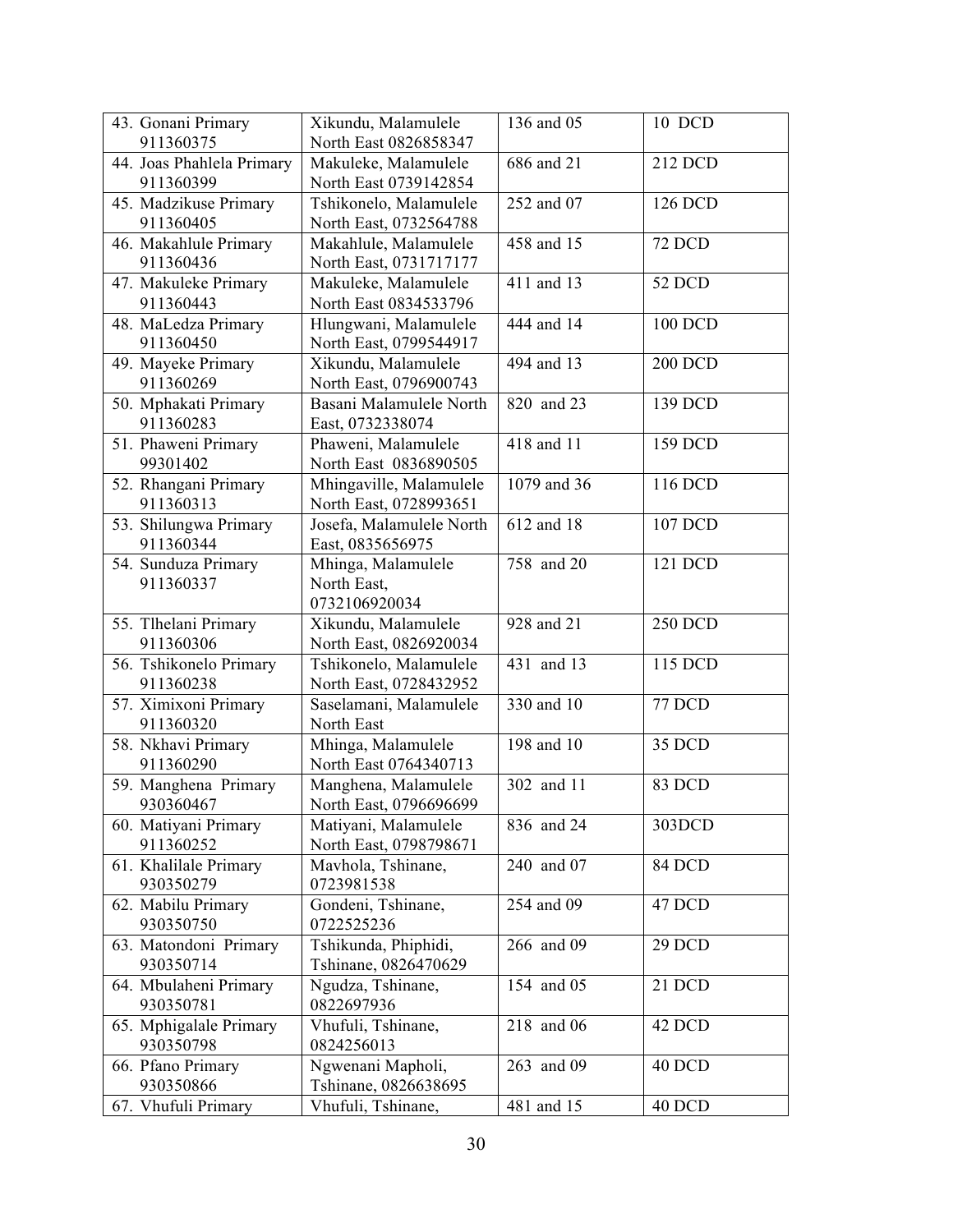| | | | |
|---|---|---|---|
| 43. Gonani Primary 911360375 | Xikundu, Malamulele North East 0826858347 | 136 and 05 | 10 DCD |
| 44. Joas Phahlela Primary 911360399 | Makuleke, Malamulele North East 0739142854 | 686 and 21 | 212 DCD |
| 45. Madzikuse Primary 911360405 | Tshikonelo, Malamulele North East, 0732564788 | 252 and 07 | 126 DCD |
| 46. Makahlule Primary 911360436 | Makahlule, Malamulele North East, 0731717177 | 458 and 15 | 72 DCD |
| 47. Makuleke Primary 911360443 | Makuleke, Malamulele North East 0834533796 | 411 and 13 | 52 DCD |
| 48. MaLedza Primary 911360450 | Hlungwani, Malamulele North East, 0799544917 | 444 and 14 | 100 DCD |
| 49. Mayeke Primary 911360269 | Xikundu, Malamulele North East, 0796900743 | 494 and 13 | 200 DCD |
| 50. Mphakati Primary 911360283 | Basani Malamulele North East, 0732338074 | 820 and 23 | 139 DCD |
| 51. Phaweni Primary 99301402 | Phaweni, Malamulele North East 0836890505 | 418 and 11 | 159 DCD |
| 52. Rhangani Primary 911360313 | Mhingaville, Malamulele North East, 0728993651 | 1079 and 36 | 116 DCD |
| 53. Shilungwa Primary 911360344 | Josefa, Malamulele North East, 0835656975 | 612 and 18 | 107 DCD |
| 54. Sunduza Primary 911360337 | Mhinga, Malamulele North East, 0732106920034 | 758 and 20 | 121 DCD |
| 55. Tlhelani Primary 911360306 | Xikundu, Malamulele North East, 0826920034 | 928 and 21 | 250 DCD |
| 56. Tshikonelo Primary 911360238 | Tshikonelo, Malamulele North East, 0728432952 | 431 and 13 | 115 DCD |
| 57. Ximixoni Primary 911360320 | Saselamani, Malamulele North East | 330 and 10 | 77 DCD |
| 58. Nkhavi Primary 911360290 | Mhinga, Malamulele North East 0764340713 | 198 and 10 | 35 DCD |
| 59. Manghena Primary 930360467 | Manghena, Malamulele North East, 0796696699 | 302 and 11 | 83 DCD |
| 60. Matiyani Primary 911360252 | Matiyani, Malamulele North East, 0798798671 | 836 and 24 | 303DCD |
| 61. Khalilale Primary 930350279 | Mavhola, Tshinane, 0723981538 | 240 and 07 | 84 DCD |
| 62. Mabilu Primary 930350750 | Gondeni, Tshinane, 0722525236 | 254 and 09 | 47 DCD |
| 63. Matondoni Primary 930350714 | Tshikunda, Phiphidi, Tshinane, 0826470629 | 266 and 09 | 29 DCD |
| 64. Mbulaheni Primary 930350781 | Ngudza, Tshinane, 0822697936 | 154 and 05 | 21 DCD |
| 65. Mphigalale Primary 930350798 | Vhufuli, Tshinane, 0824256013 | 218 and 06 | 42 DCD |
| 66. Pfano Primary 930350866 | Ngwenani Mapholi, Tshinane, 0826638695 | 263 and 09 | 40 DCD |
| 67. Vhufuli Primary | Vhufuli, Tshinane, | 481 and 15 | 40 DCD |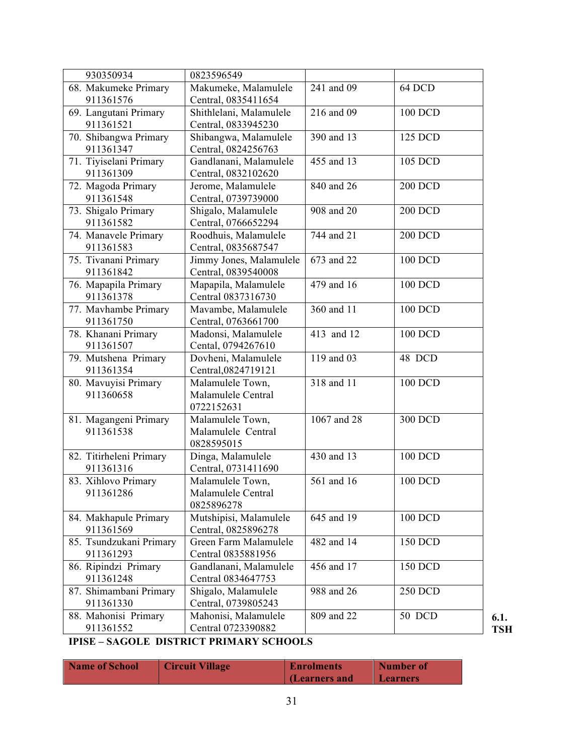| | | | |
|---|---|---|---|
| 930350934 | 0823596549 | | |
| 68. Makumeke Primary 911361576 | Makumeke, Malamulele Central, 0835411654 | 241 and 09 | 64 DCD |
| 69. Langutani Primary 911361521 | Shithlelani, Malamulele Central, 0833945230 | 216 and 09 | 100 DCD |
| 70. Shibangwa Primary 911361347 | Shibangwa, Malamulele Central, 0824256763 | 390 and 13 | 125 DCD |
| 71. Tiyiselani Primary 911361309 | Gandlanani, Malamulele Central, 0832102620 | 455 and 13 | 105 DCD |
| 72. Magoda Primary 911361548 | Jerome, Malamulele Central, 0739739000 | 840 and 26 | 200 DCD |
| 73. Shigalo Primary 911361582 | Shigalo, Malamulele Central, 0766652294 | 908 and 20 | 200 DCD |
| 74. Manavele Primary 911361583 | Roodhuis, Malamulele Central, 0835687547 | 744 and 21 | 200 DCD |
| 75. Tivanani Primary 911361842 | Jimmy Jones, Malamulele Central, 0839540008 | 673 and 22 | 100 DCD |
| 76. Mapapila Primary 911361378 | Mapapila, Malamulele Central 0837316730 | 479 and 16 | 100 DCD |
| 77. Mavhambe Primary 911361750 | Mavambe, Malamulele Central, 0763661700 | 360 and 11 | 100 DCD |
| 78. Khanani Primary 911361507 | Madonsi, Malamulele Cental, 0794267610 | 413 and 12 | 100 DCD |
| 79. Mutshena Primary 911361354 | Dovheni, Malamulele Central,0824719121 | 119 and 03 | 48 DCD |
| 80. Mavuyisi Primary 911360658 | Malamulele Town, Malamulele Central 0722152631 | 318 and 11 | 100 DCD |
| 81. Magangeni Primary 911361538 | Malamulele Town, Malamulele Central 0828595015 | 1067 and 28 | 300 DCD |
| 82. Titirheleni Primary 911361316 | Dinga, Malamulele Central, 0731411690 | 430 and 13 | 100 DCD |
| 83. Xihlovo Primary 911361286 | Malamulele Town, Malamulele Central 0825896278 | 561 and 16 | 100 DCD |
| 84. Makhapule Primary 911361569 | Mutshipisi, Malamulele Central, 0825896278 | 645 and 19 | 100 DCD |
| 85. Tsundzukani Primary 911361293 | Green Farm Malamulele Central 0835881956 | 482 and 14 | 150 DCD |
| 86. Ripindzi Primary 911361248 | Gandlanani, Malamulele Central 0834647753 | 456 and 17 | 150 DCD |
| 87. Shimambani Primary 911361330 | Shigalo, Malamulele Central, 0739805243 | 988 and 26 | 250 DCD |
| 88. Mahonisi Primary 911361552 | Mahonisi, Malamulele Central 0723390882 | 809 and 22 | 50 DCD |

**6.1. TSHIPISE – SAGOLE DISTRICT PRIMARY SCHOOLS**

| Name of School | Circuit Village | Enrolments (Learners and | Number of Learners |
|---|---|---|---|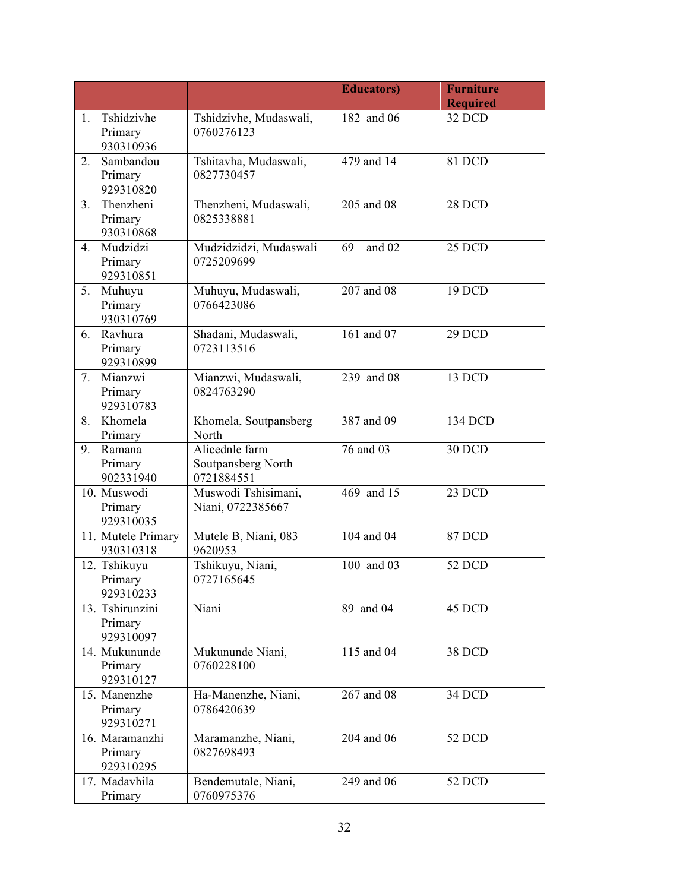| | | Educators) | Furniture Required |
|---|---|---|---|
| 1. Tshidzivhe Primary 930310936 | Tshidzivhe, Mudaswali, 0760276123 | 182 and 06 | 32 DCD |
| 2. Sambandou Primary 929310820 | Tshitavha, Mudaswali, 0827730457 | 479 and 14 | 81 DCD |
| 3. Thenzheni Primary 930310868 | Thenzheni, Mudaswali, 0825338881 | 205 and 08 | 28 DCD |
| 4. Mudzidzi Primary 929310851 | Mudzidzidzi, Mudaswali 0725209699 | 69 and 02 | 25 DCD |
| 5. Muhuyu Primary 930310769 | Muhuyu, Mudaswali, 0766423086 | 207 and 08 | 19 DCD |
| 6. Ravhura Primary 929310899 | Shadani, Mudaswali, 0723113516 | 161 and 07 | 29 DCD |
| 7. Mianzwi Primary 929310783 | Mianzwi, Mudaswali, 0824763290 | 239 and 08 | 13 DCD |
| 8. Khomela Primary | Khomela, Soutpansberg North | 387 and 09 | 134 DCD |
| 9. Ramana Primary 902331940 | Alicednle farm Soutpansberg North 0721884551 | 76 and 03 | 30 DCD |
| 10. Muswodi Primary 929310035 | Muswodi Tshisimani, Niani, 0722385667 | 469 and 15 | 23 DCD |
| 11. Mutele Primary 930310318 | Mutele B, Niani, 083 9620953 | 104 and 04 | 87 DCD |
| 12. Tshikuyu Primary 929310233 | Tshikuyu, Niani, 0727165645 | 100 and 03 | 52 DCD |
| 13. Tshirunzini Primary 929310097 | Niani | 89 and 04 | 45 DCD |
| 14. Mukununde Primary 929310127 | Mukununde Niani, 0760228100 | 115 and 04 | 38 DCD |
| 15. Manenzhe Primary 929310271 | Ha-Manenzhe, Niani, 0786420639 | 267 and 08 | 34 DCD |
| 16. Maramanzhi Primary 929310295 | Maramanzhe, Niani, 0827698493 | 204 and 06 | 52 DCD |
| 17. Madavhila Primary | Bendemutale, Niani, 0760975376 | 249 and 06 | 52 DCD |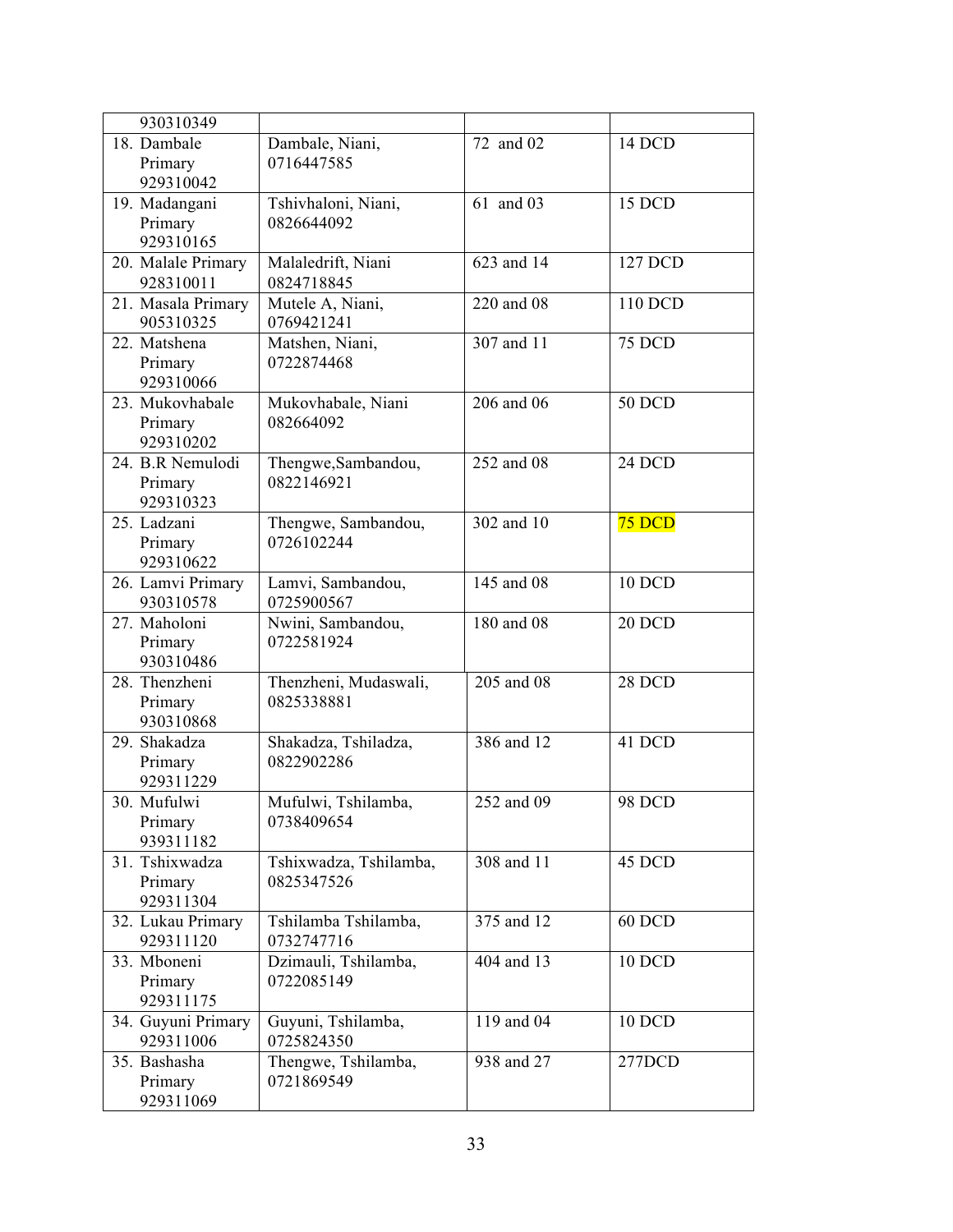| | | | |
|---|---|---|---|
| 930310349 | | | |
| 18. Dambale Primary 929310042 | Dambale, Niani, 0716447585 | 72 and 02 | 14 DCD |
| 19. Madangani Primary 929310165 | Tshivhaloni, Niani, 0826644092 | 61 and 03 | 15 DCD |
| 20. Malale Primary 928310011 | Malaledrift, Niani 0824718845 | 623 and 14 | 127 DCD |
| 21. Masala Primary 905310325 | Mutele A, Niani, 0769421241 | 220 and 08 | 110 DCD |
| 22. Matshena Primary 929310066 | Matshen, Niani, 0722874468 | 307 and 11 | 75 DCD |
| 23. Mukovhabale Primary 929310202 | Mukovhabale, Niani 082664092 | 206 and 06 | 50 DCD |
| 24. B.R Nemulodi Primary 929310323 | Thengwe,Sambandou, 0822146921 | 252 and 08 | 24 DCD |
| 25. Ladzani Primary 929310622 | Thengwe, Sambandou, 0726102244 | 302 and 10 | 75 DCD |
| 26. Lamvi Primary 930310578 | Lamvi, Sambandou, 0725900567 | 145 and 08 | 10 DCD |
| 27. Maholoni Primary 930310486 | Nwini, Sambandou, 0722581924 | 180 and 08 | 20 DCD |
| 28. Thenzheni Primary 930310868 | Thenzheni, Mudaswali, 0825338881 | 205 and 08 | 28 DCD |
| 29. Shakadza Primary 929311229 | Shakadza, Tshiladza, 0822902286 | 386 and 12 | 41 DCD |
| 30. Mufulwi Primary 939311182 | Mufulwi, Tshilamba, 0738409654 | 252 and 09 | 98 DCD |
| 31. Tshixwadza Primary 929311304 | Tshixwadza, Tshilamba, 0825347526 | 308 and 11 | 45 DCD |
| 32. Lukau Primary 929311120 | Tshilamba Tshilamba, 0732747716 | 375 and 12 | 60 DCD |
| 33. Mboneni Primary 929311175 | Dzimauli, Tshilamba, 0722085149 | 404 and 13 | 10 DCD |
| 34. Guyuni Primary 929311006 | Guyuni, Tshilamba, 0725824350 | 119 and 04 | 10 DCD |
| 35. Bashasha Primary 929311069 | Thengwe, Tshilamba, 0721869549 | 938 and 27 | 277DCD |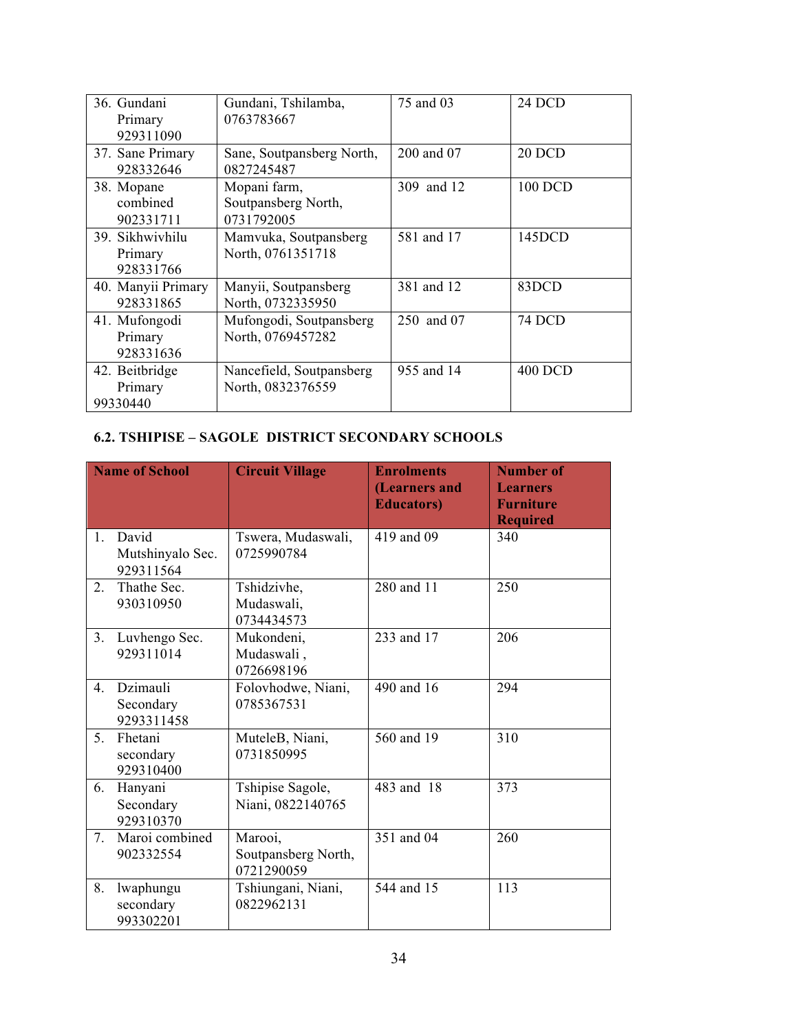| 36. Gundani Primary 929311090 | Gundani, Tshilamba, 0763783667 | 75 and 03 | 24 DCD |
|---|---|---|---|
| 37. Sane Primary 928332646 | Sane, Soutpansberg North, 0827245487 | 200 and 07 | 20 DCD |
| 38. Mopane combined 902331711 | Mopani farm, Soutpansberg North, 0731792005 | 309 and 12 | 100 DCD |
| 39. Sikhwivhilu Primary 928331766 | Mamvuka, Soutpansberg North, 0761351718 | 581 and 17 | 145DCD |
| 40. Manyii Primary 928331865 | Manyii, Soutpansberg North, 0732335950 | 381 and 12 | 83DCD |
| 41. Mufongodi Primary 928331636 | Mufongodi, Soutpansberg North, 0769457282 | 250 and 07 | 74 DCD |
| 42. Beitbridge Primary 99330440 | Nancefield, Soutpansberg North, 0832376559 | 955 and 14 | 400 DCD |

**6.2. TSHIPISE – SAGOLE DISTRICT SECONDARY SCHOOLS**

| Name of School | Circuit Village | Enrolments (Learners and Educators) | Number of Learners Furniture Required |
|---|---|---|---|
| 1. David Mutshinyalo Sec. 929311564 | Tswera, Mudaswali, 0725990784 | 419 and 09 | 340 |
| 2. Thathe Sec. 930310950 | Tshidzivhe, Mudaswali, 0734434573 | 280 and 11 | 250 |
| 3. Luvhengo Sec. 929311014 | Mukondeni, Mudaswali , 0726698196 | 233 and 17 | 206 |
| 4. Dzimauli Secondary 9293311458 | Folovhodwe, Niani, 0785367531 | 490 and 16 | 294 |
| 5. Fhetani secondary 929310400 | MuteleB, Niani, 0731850995 | 560 and 19 | 310 |
| 6. Hanyani Secondary 929310370 | Tshipise Sagole, Niani, 0822140765 | 483 and 18 | 373 |
| 7. Maroi combined 902332554 | Marooi, Soutpansberg North, 0721290059 | 351 and 04 | 260 |
| 8. lwaphungu secondary 993302201 | Tshiungani, Niani, 0822962131 | 544 and 15 | 113 |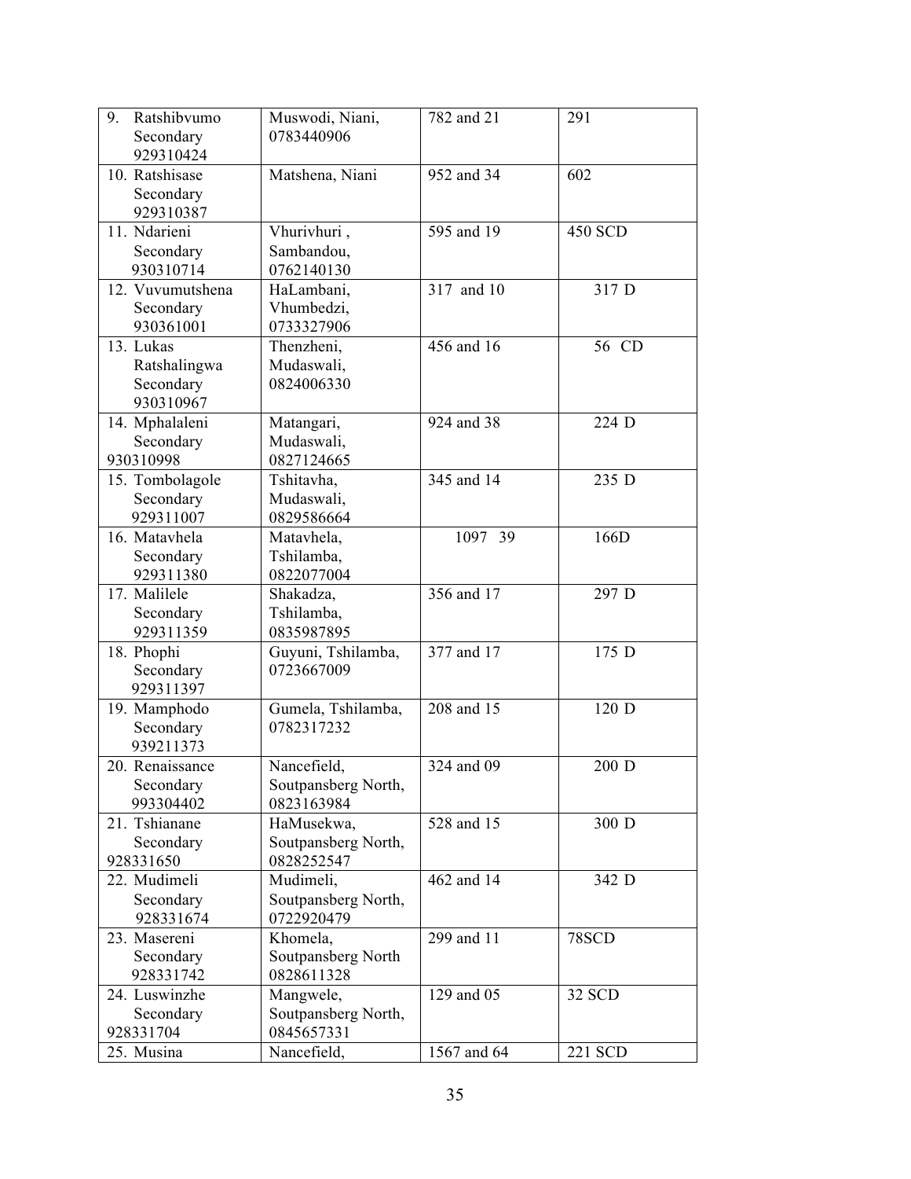| 9. Ratshibvumo Secondary 929310424 | Muswodi, Niani, 0783440906 | 782 and 21 | 291 |
|---|---|---|---|
| 10. Ratshisase Secondary 929310387 | Matshena, Niani | 952 and 34 | 602 |
| 11. Ndarieni Secondary 930310714 | Vhurivhuri , Sambandou, 0762140130 | 595 and 19 | 450 SCD |
| 12. Vuvumutshena Secondary 930361001 | HaLambani, Vhumbedzi, 0733327906 | 317 and 10 | 317 D |
| 13. Lukas Ratshalingwa Secondary 930310967 | Thenzheni, Mudaswali, 0824006330 | 456 and 16 | 56 CD |
| 14. Mphalaleni Secondary 930310998 | Matangari, Mudaswali, 0827124665 | 924 and 38 | 224 D |
| 15. Tombolagole Secondary 929311007 | Tshitavha, Mudaswali, 0829586664 | 345 and 14 | 235 D |
| 16. Matavhela Secondary 929311380 | Matavhela, Tshilamba, 0822077004 | 1097 39 | 166D |
| 17. Malilele Secondary 929311359 | Shakadza, Tshilamba, 0835987895 | 356 and 17 | 297 D |
| 18. Phophi Secondary 929311397 | Guyuni, Tshilamba, 0723667009 | 377 and 17 | 175 D |
| 19. Mamphodo Secondary 939211373 | Gumela, Tshilamba, 0782317232 | 208 and 15 | 120 D |
| 20. Renaissance Secondary 993304402 | Nancefield, Soutpansberg North, 0823163984 | 324 and 09 | 200 D |
| 21. Tshianane Secondary 928331650 | HaMusekwa, Soutpansberg North, 0828252547 | 528 and 15 | 300 D |
| 22. Mudimeli Secondary 928331674 | Mudimeli, Soutpansberg North, 0722920479 | 462 and 14 | 342 D |
| 23. Masereni Secondary 928331742 | Khomela, Soutpansberg North 0828611328 | 299 and 11 | 78SCD |
| 24. Luswinzhe Secondary 928331704 | Mangwele, Soutpansberg North, 0845657331 | 129 and 05 | 32 SCD |
| 25. Musina | Nancefield, | 1567 and 64 | 221 SCD |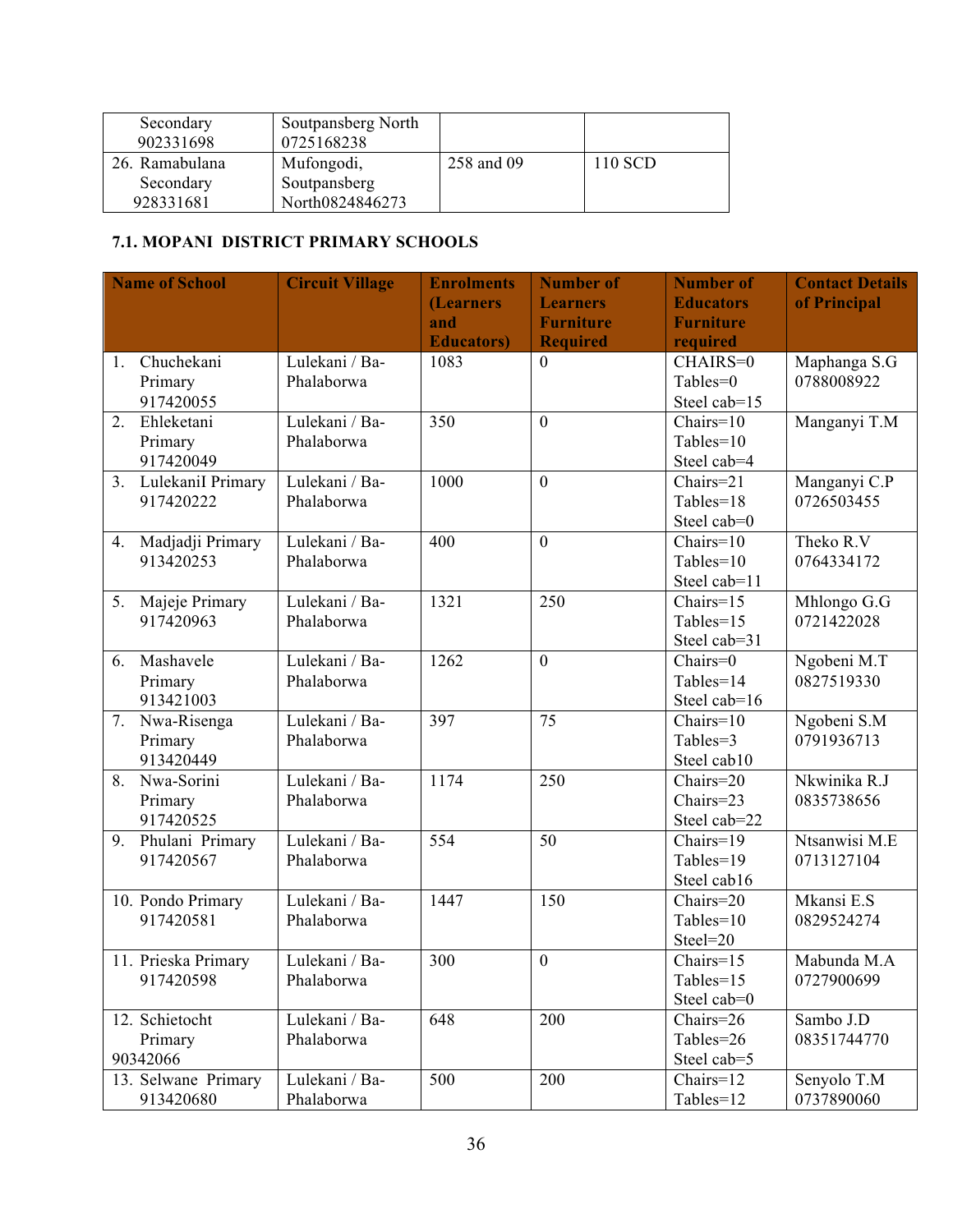| Secondary 902331698 | Soutpansberg North 0725168238 | | |
|---|---|---|---|
| 26. Ramabulana Secondary 928331681 | Mufongodi, Soutpansberg North0824846273 | 258 and 09 | 110 SCD |

### 7.1. MOPANI DISTRICT PRIMARY SCHOOLS

| Name of School | Circuit Village | Enrolments (Learners and Educators) | Number of Learners Furniture Required | Number of Educators Furniture required | Contact Details of Principal |
|---|---|---|---|---|---|
| 1. Chuchekani Primary 917420055 | Lulekani / Ba-Phalaborwa | 1083 | 0 | CHAIRS=0 Tables=0 Steel cab=15 | Maphanga S.G 0788008922 |
| 2. Ehleketani Primary 917420049 | Lulekani / Ba-Phalaborwa | 350 | 0 | Chairs=10 Tables=10 Steel cab=4 | Manganyi T.M |
| 3. LulekaniI Primary 917420222 | Lulekani / Ba-Phalaborwa | 1000 | 0 | Chairs=21 Tables=18 Steel cab=0 | Manganyi C.P 0726503455 |
| 4. Madjadji Primary 913420253 | Lulekani / Ba-Phalaborwa | 400 | 0 | Chairs=10 Tables=10 Steel cab=11 | Theko R.V 0764334172 |
| 5. Majeje Primary 917420963 | Lulekani / Ba-Phalaborwa | 1321 | 250 | Chairs=15 Tables=15 Steel cab=31 | Mhlongo G.G 0721422028 |
| 6. Mashavele Primary 913421003 | Lulekani / Ba-Phalaborwa | 1262 | 0 | Chairs=0 Tables=14 Steel cab=16 | Ngobeni M.T 0827519330 |
| 7. Nwa-Risenga Primary 913420449 | Lulekani / Ba-Phalaborwa | 397 | 75 | Chairs=10 Tables=3 Steel cab10 | Ngobeni S.M 0791936713 |
| 8. Nwa-Sorini Primary 917420525 | Lulekani / Ba-Phalaborwa | 1174 | 250 | Chairs=20 Chairs=23 Steel cab=22 | Nkwinika R.J 0835738656 |
| 9. Phulani Primary 917420567 | Lulekani / Ba-Phalaborwa | 554 | 50 | Chairs=19 Tables=19 Steel cab16 | Ntsanwisi M.E 0713127104 |
| 10. Pondo Primary 917420581 | Lulekani / Ba-Phalaborwa | 1447 | 150 | Chairs=20 Tables=10 Steel=20 | Mkansi E.S 0829524274 |
| 11. Prieska Primary 917420598 | Lulekani / Ba-Phalaborwa | 300 | 0 | Chairs=15 Tables=15 Steel cab=0 | Mabunda M.A 0727900699 |
| 12. Schietocht Primary 90342066 | Lulekani / Ba-Phalaborwa | 648 | 200 | Chairs=26 Tables=26 Steel cab=5 | Sambo J.D 08351744770 |
| 13. Selwane Primary 913420680 | Lulekani / Ba-Phalaborwa | 500 | 200 | Chairs=12 Tables=12 | Senyolo T.M 0737890060 |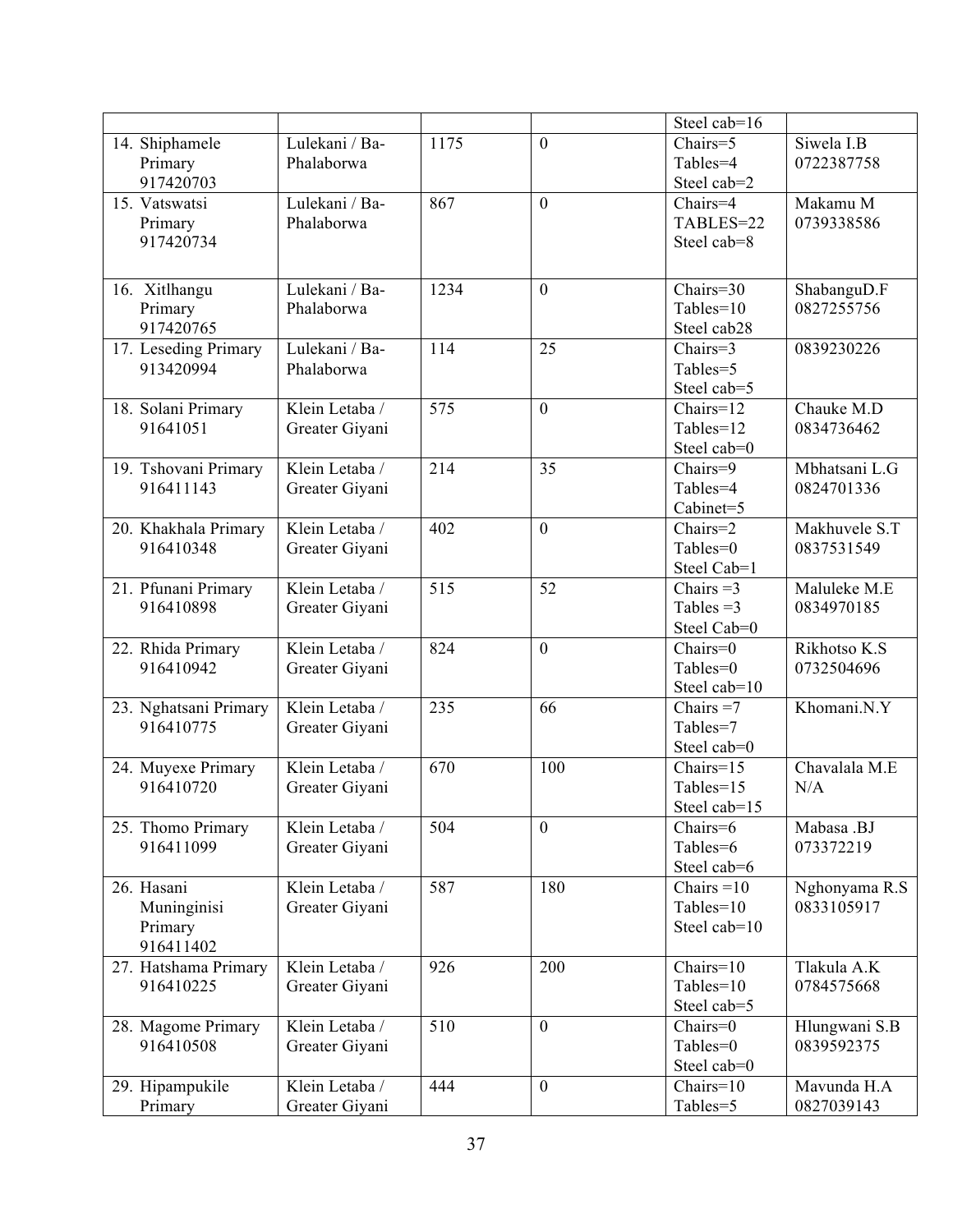| | | | | | |
|---|---|---|---|---|---|
| | | | | Steel cab=16 | |
| 14. Shiphamele Primary 917420703 | Lulekani / Ba-Phalaborwa | 1175 | 0 | Chairs=5<br>Tables=4<br>Steel cab=2 | Siwela I.B 0722387758 |
| 15. Vatswatsi Primary 917420734 | Lulekani / Ba-Phalaborwa | 867 | 0 | Chairs=4<br>TABLES=22<br>Steel cab=8 | Makamu M 0739338586 |
| 16. Xitlhangu Primary 917420765 | Lulekani / Ba-Phalaborwa | 1234 | 0 | Chairs=30<br>Tables=10<br>Steel cab28 | ShabanguD.F 0827255756 |
| 17. Leseding Primary 913420994 | Lulekani / Ba-Phalaborwa | 114 | 25 | Chairs=3<br>Tables=5<br>Steel cab=5 | 0839230226 |
| 18. Solani Primary 91641051 | Klein Letaba / Greater Giyani | 575 | 0 | Chairs=12<br>Tables=12<br>Steel cab=0 | Chauke M.D 0834736462 |
| 19. Tshovani Primary 916411143 | Klein Letaba / Greater Giyani | 214 | 35 | Chairs=9<br>Tables=4<br>Cabinet=5 | Mbhatsani L.G 0824701336 |
| 20. Khakhala Primary 916410348 | Klein Letaba / Greater Giyani | 402 | 0 | Chairs=2<br>Tables=0<br>Steel Cab=1 | Makhuvele S.T 0837531549 |
| 21. Pfunani Primary 916410898 | Klein Letaba / Greater Giyani | 515 | 52 | Chairs =3<br>Tables =3<br>Steel Cab=0 | Maluleke M.E 0834970185 |
| 22. Rhida Primary 916410942 | Klein Letaba / Greater Giyani | 824 | 0 | Chairs=0<br>Tables=0<br>Steel cab=10 | Rikhotso K.S 0732504696 |
| 23. Nghatsani Primary 916410775 | Klein Letaba / Greater Giyani | 235 | 66 | Chairs =7<br>Tables=7<br>Steel cab=0 | Khomani.N.Y |
| 24. Muyexe Primary 916410720 | Klein Letaba / Greater Giyani | 670 | 100 | Chairs=15<br>Tables=15<br>Steel cab=15 | Chavalala M.E N/A |
| 25. Thomo Primary 916411099 | Klein Letaba / Greater Giyani | 504 | 0 | Chairs=6<br>Tables=6<br>Steel cab=6 | Mabasa .BJ 073372219 |
| 26. Hasani Muninginisi Primary 916411402 | Klein Letaba / Greater Giyani | 587 | 180 | Chairs =10<br>Tables=10<br>Steel cab=10 | Nghonyama R.S 0833105917 |
| 27. Hatshama Primary 916410225 | Klein Letaba / Greater Giyani | 926 | 200 | Chairs=10<br>Tables=10<br>Steel cab=5 | Tlakula A.K 0784575668 |
| 28. Magome Primary 916410508 | Klein Letaba / Greater Giyani | 510 | 0 | Chairs=0<br>Tables=0<br>Steel cab=0 | Hlungwani S.B 0839592375 |
| 29. Hipampukile Primary | Klein Letaba / Greater Giyani | 444 | 0 | Chairs=10<br>Tables=5 | Mavunda H.A 0827039143 |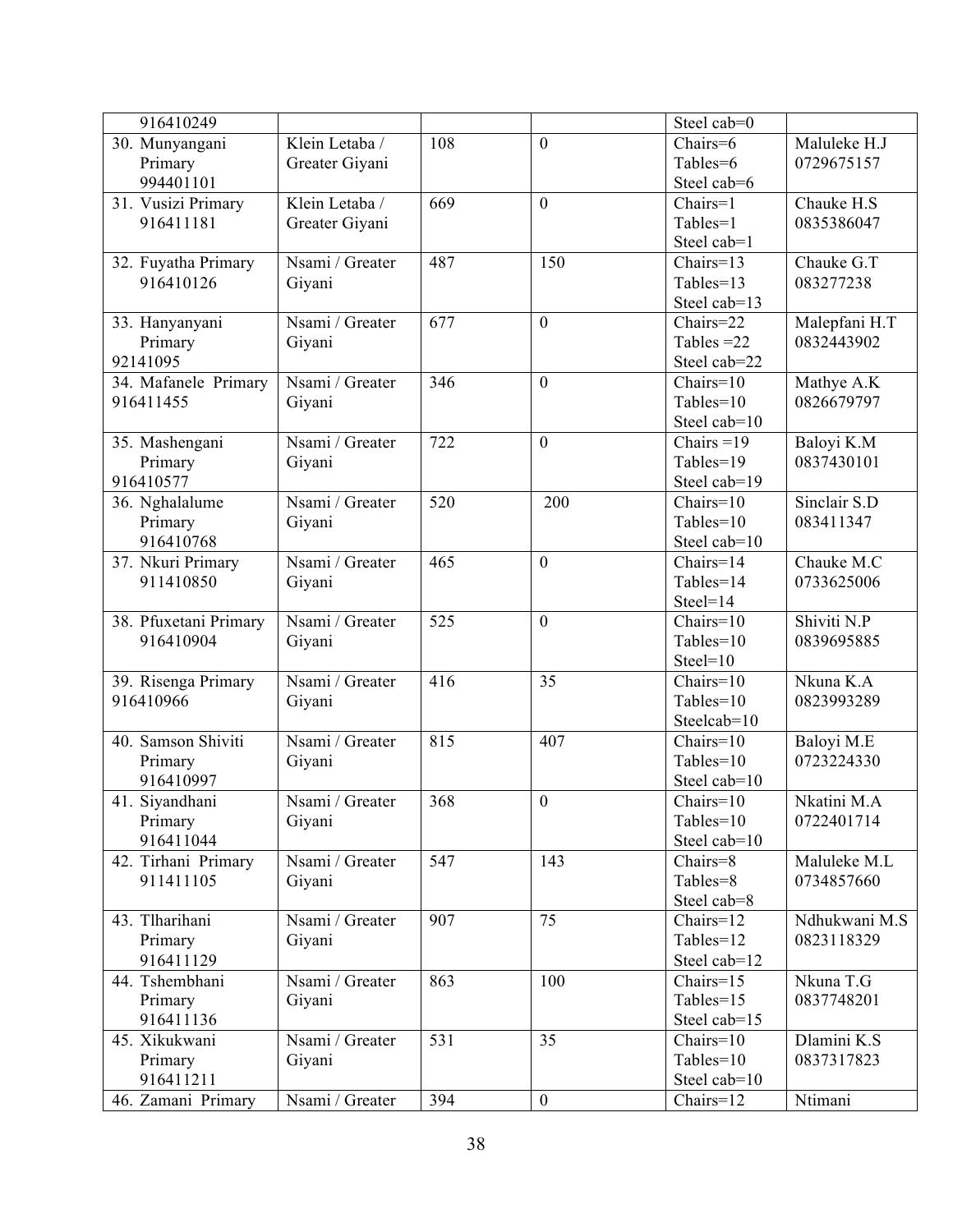| | | | | | |
|---|---|---|---|---|---|
| 916410249 | | | | Steel cab=0 | |
| 30. Munyangani Primary 994401101 | Klein Letaba / Greater Giyani | 108 | 0 | Chairs=6 Tables=6 Steel cab=6 | Maluleke H.J 0729675157 |
| 31. Vusizi Primary 916411181 | Klein Letaba / Greater Giyani | 669 | 0 | Chairs=1 Tables=1 Steel cab=1 | Chauke H.S 0835386047 |
| 32. Fuyatha Primary 916410126 | Nsami / Greater Giyani | 487 | 150 | Chairs=13 Tables=13 Steel cab=13 | Chauke G.T 083277238 |
| 33. Hanyanyani Primary 92141095 | Nsami / Greater Giyani | 677 | 0 | Chairs=22 Tables =22 Steel cab=22 | Malepfani H.T 0832443902 |
| 34. Mafanele Primary 916411455 | Nsami / Greater Giyani | 346 | 0 | Chairs=10 Tables=10 Steel cab=10 | Mathye A.K 0826679797 |
| 35. Mashengani Primary 916410577 | Nsami / Greater Giyani | 722 | 0 | Chairs =19 Tables=19 Steel cab=19 | Baloyi K.M 0837430101 |
| 36. Nghalalume Primary 916410768 | Nsami / Greater Giyani | 520 | 200 | Chairs=10 Tables=10 Steel cab=10 | Sinclair S.D 083411347 |
| 37. Nkuri Primary 911410850 | Nsami / Greater Giyani | 465 | 0 | Chairs=14 Tables=14 Steel=14 | Chauke M.C 0733625006 |
| 38. Pfuxetani Primary 916410904 | Nsami / Greater Giyani | 525 | 0 | Chairs=10 Tables=10 Steel=10 | Shiviti N.P 0839695885 |
| 39. Risenga Primary 916410966 | Nsami / Greater Giyani | 416 | 35 | Chairs=10 Tables=10 Steelcab=10 | Nkuna K.A 0823993289 |
| 40. Samson Shiviti Primary 916410997 | Nsami / Greater Giyani | 815 | 407 | Chairs=10 Tables=10 Steel cab=10 | Baloyi M.E 0723224330 |
| 41. Siyandhani Primary 916411044 | Nsami / Greater Giyani | 368 | 0 | Chairs=10 Tables=10 Steel cab=10 | Nkatini M.A 0722401714 |
| 42. Tirhani Primary 911411105 | Nsami / Greater Giyani | 547 | 143 | Chairs=8 Tables=8 Steel cab=8 | Maluleke M.L 0734857660 |
| 43. Tlharihani Primary 916411129 | Nsami / Greater Giyani | 907 | 75 | Chairs=12 Tables=12 Steel cab=12 | Ndhukwani M.S 0823118329 |
| 44. Tshembhani Primary 916411136 | Nsami / Greater Giyani | 863 | 100 | Chairs=15 Tables=15 Steel cab=15 | Nkuna T.G 0837748201 |
| 45. Xikukwani Primary 916411211 | Nsami / Greater Giyani | 531 | 35 | Chairs=10 Tables=10 Steel cab=10 | Dlamini K.S 0837317823 |
| 46. Zamani Primary | Nsami / Greater | 394 | 0 | Chairs=12 | Ntimani |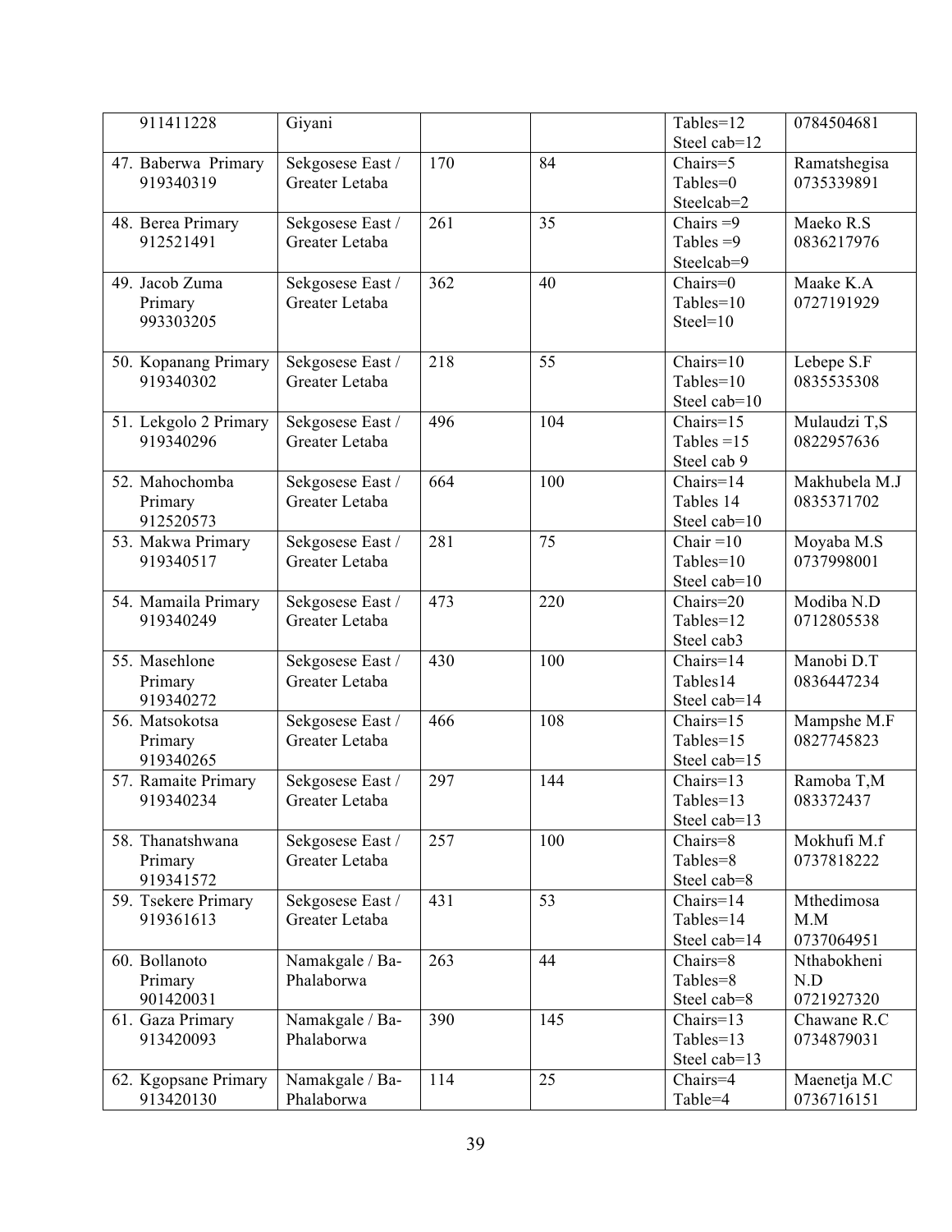| 911411228 | Giyani | | | Tables=12<br>Steel cab=12 | 0784504681 |
|---|---|---|---|---|---|
| 47. Baberwa Primary 919340319 | Sekgosese East / Greater Letaba | 170 | 84 | Chairs=5<br>Tables=0<br>Steelcab=2 | Ramatshegisa 0735339891 |
| 48. Berea Primary 912521491 | Sekgosese East / Greater Letaba | 261 | 35 | Chairs =9<br>Tables =9<br>Steelcab=9 | Maeko R.S 0836217976 |
| 49. Jacob Zuma Primary 993303205 | Sekgosese East / Greater Letaba | 362 | 40 | Chairs=0<br>Tables=10<br>Steel=10 | Maake K.A 0727191929 |
| 50. Kopanang Primary 919340302 | Sekgosese East / Greater Letaba | 218 | 55 | Chairs=10<br>Tables=10<br>Steel cab=10 | Lebepe S.F 0835535308 |
| 51. Lekgolo 2 Primary 919340296 | Sekgosese East / Greater Letaba | 496 | 104 | Chairs=15<br>Tables =15<br>Steel cab 9 | Mulaudzi T,S 0822957636 |
| 52. Mahochomba Primary 912520573 | Sekgosese East / Greater Letaba | 664 | 100 | Chairs=14<br>Tables 14<br>Steel cab=10 | Makhubela M.J 0835371702 |
| 53. Makwa Primary 919340517 | Sekgosese East / Greater Letaba | 281 | 75 | Chair =10<br>Tables=10<br>Steel cab=10 | Moyaba M.S 0737998001 |
| 54. Mamaila Primary 919340249 | Sekgosese East / Greater Letaba | 473 | 220 | Chairs=20<br>Tables=12<br>Steel cab3 | Modiba N.D 0712805538 |
| 55. Masehlone Primary 919340272 | Sekgosese East / Greater Letaba | 430 | 100 | Chairs=14<br>Tables14<br>Steel cab=14 | Manobi D.T 0836447234 |
| 56. Matsokotsa Primary 919340265 | Sekgosese East / Greater Letaba | 466 | 108 | Chairs=15<br>Tables=15<br>Steel cab=15 | Mampshe M.F 0827745823 |
| 57. Ramaite Primary 919340234 | Sekgosese East / Greater Letaba | 297 | 144 | Chairs=13<br>Tables=13<br>Steel cab=13 | Ramoba T,M 083372437 |
| 58. Thanatshwana Primary 919341572 | Sekgosese East / Greater Letaba | 257 | 100 | Chairs=8<br>Tables=8<br>Steel cab=8 | Mokhufi M.f 0737818222 |
| 59. Tsekere Primary 919361613 | Sekgosese East / Greater Letaba | 431 | 53 | Chairs=14<br>Tables=14<br>Steel cab=14 | Mthedimosa M.M 0737064951 |
| 60. Bollanoto Primary 901420031 | Namakgale / Ba-Phalaborwa | 263 | 44 | Chairs=8<br>Tables=8<br>Steel cab=8 | Nthabokheni N.D 0721927320 |
| 61. Gaza Primary 913420093 | Namakgale / Ba-Phalaborwa | 390 | 145 | Chairs=13<br>Tables=13<br>Steel cab=13 | Chawane R.C 0734879031 |
| 62. Kgopsane Primary 913420130 | Namakgale / Ba-Phalaborwa | 114 | 25 | Chairs=4<br>Table=4 | Maenetja M.C 0736716151 |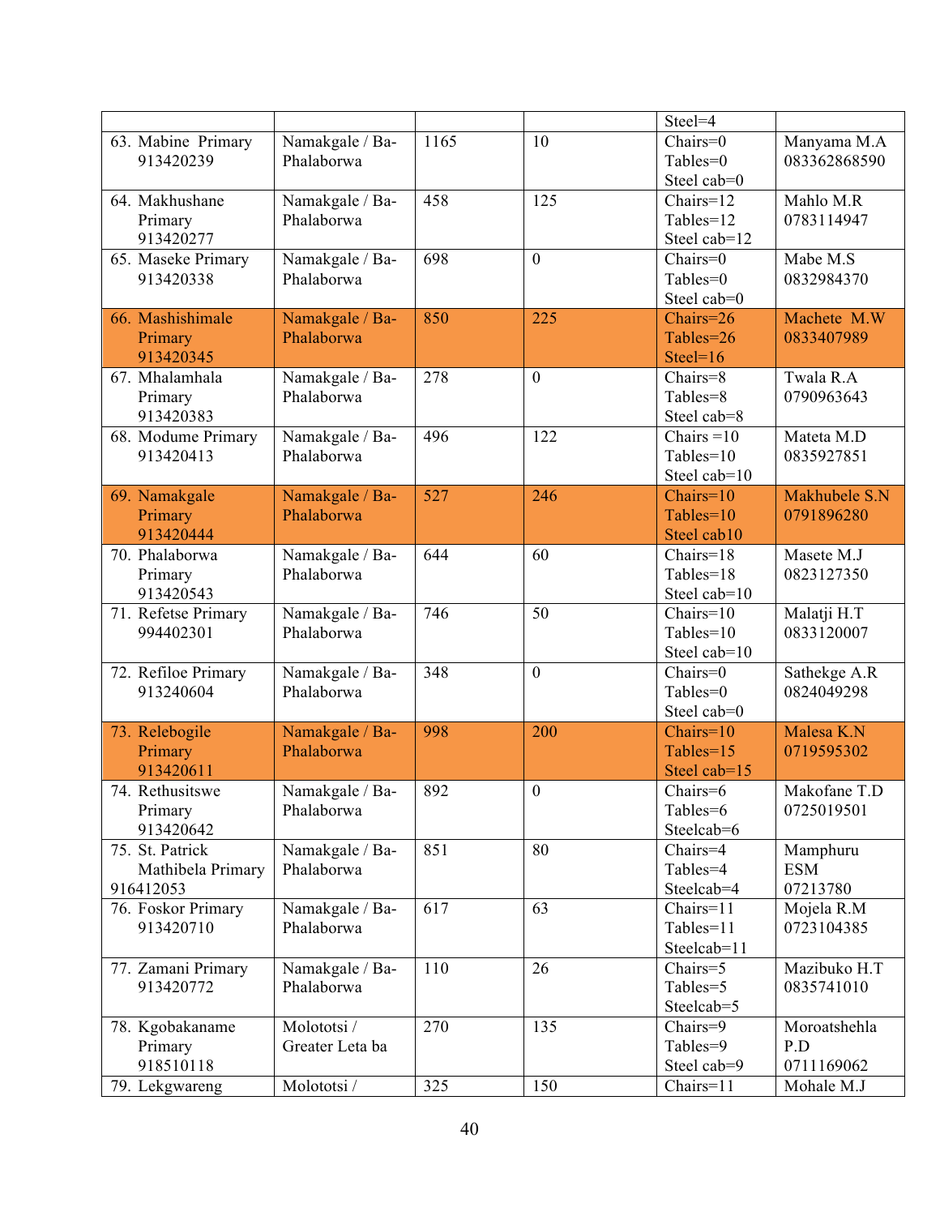| | | | | Steel=4 | |
|---|---|---|---|---|---|
| 63. Mabine Primary 913420239 | Namakgale / Ba-Phalaborwa | 1165 | 10 | Chairs=0 Tables=0 Steel cab=0 | Manyama M.A 083362868590 |
| 64. Makhushane Primary 913420277 | Namakgale / Ba-Phalaborwa | 458 | 125 | Chairs=12 Tables=12 Steel cab=12 | Mahlo M.R 0783114947 |
| 65. Maseke Primary 913420338 | Namakgale / Ba-Phalaborwa | 698 | 0 | Chairs=0 Tables=0 Steel cab=0 | Mabe M.S 0832984370 |
| 66. Mashishimale Primary 913420345 | Namakgale / Ba-Phalaborwa | 850 | 225 | Chairs=26 Tables=26 Steel=16 | Machete M.W 0833407989 |
| 67. Mhalamhala Primary 913420383 | Namakgale / Ba-Phalaborwa | 278 | 0 | Chairs=8 Tables=8 Steel cab=8 | Twala R.A 0790963643 |
| 68. Modume Primary 913420413 | Namakgale / Ba-Phalaborwa | 496 | 122 | Chairs =10 Tables=10 Steel cab=10 | Mateta M.D 0835927851 |
| 69. Namakgale Primary 913420444 | Namakgale / Ba-Phalaborwa | 527 | 246 | Chairs=10 Tables=10 Steel cab10 | Makhubele S.N 0791896280 |
| 70. Phalaborwa Primary 913420543 | Namakgale / Ba-Phalaborwa | 644 | 60 | Chairs=18 Tables=18 Steel cab=10 | Masete M.J 0823127350 |
| 71. Refetse Primary 994402301 | Namakgale / Ba-Phalaborwa | 746 | 50 | Chairs=10 Tables=10 Steel cab=10 | Malatji H.T 0833120007 |
| 72. Refiloe Primary 913240604 | Namakgale / Ba-Phalaborwa | 348 | 0 | Chairs=0 Tables=0 Steel cab=0 | Sathekge A.R 0824049298 |
| 73. Relebogile Primary 913420611 | Namakgale / Ba-Phalaborwa | 998 | 200 | Chairs=10 Tables=15 Steel cab=15 | Malesa K.N 0719595302 |
| 74. Rethusitswe Primary 913420642 | Namakgale / Ba-Phalaborwa | 892 | 0 | Chairs=6 Tables=6 Steelcab=6 | Makofane T.D 0725019501 |
| 75. St. Patrick Mathibela Primary 916412053 | Namakgale / Ba-Phalaborwa | 851 | 80 | Chairs=4 Tables=4 Steelcab=4 | Mamphuru ESM 07213780 |
| 76. Foskor Primary 913420710 | Namakgale / Ba-Phalaborwa | 617 | 63 | Chairs=11 Tables=11 Steelcab=11 | Mojela R.M 0723104385 |
| 77. Zamani Primary 913420772 | Namakgale / Ba-Phalaborwa | 110 | 26 | Chairs=5 Tables=5 Steelcab=5 | Mazibuko H.T 0835741010 |
| 78. Kgobakaname Primary 918510118 | Molototsi / Greater Leta ba | 270 | 135 | Chairs=9 Tables=9 Steel cab=9 | Moroatshehla P.D 0711169062 |
| 79. Lekgwareng | Molototsi / | 325 | 150 | Chairs=11 | Mohale M.J |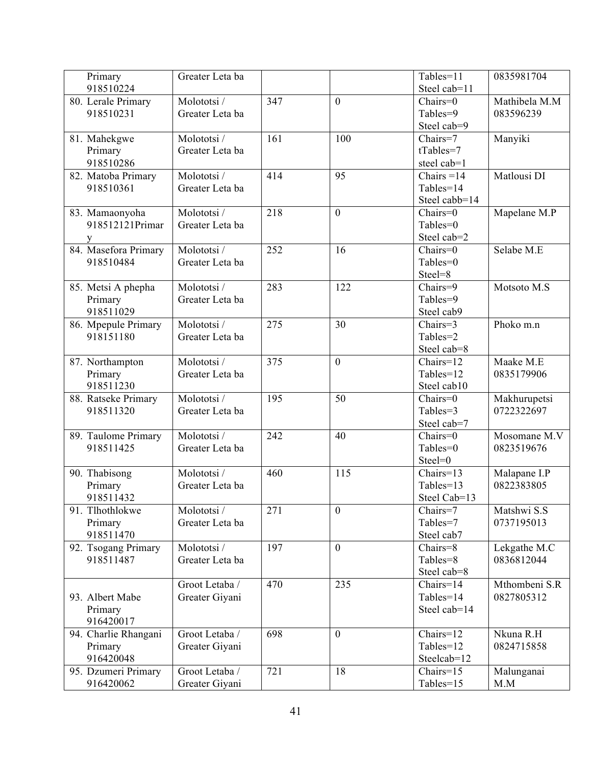| Primary 918510224 | Greater Leta ba | | | Tables=11 Steel cab=11 | 0835981704 |
|---|---|---|---|---|---|
| 80. Lerale Primary 918510231 | Molototsi / Greater Leta ba | 347 | 0 | Chairs=0 Tables=9 Steel cab=9 | Mathibela M.M 083596239 |
| 81. Mahekgwe Primary 918510286 | Molototsi / Greater Leta ba | 161 | 100 | Chairs=7 tTables=7 steel cab=1 | Manyiki |
| 82. Matoba Primary 918510361 | Molototsi / Greater Leta ba | 414 | 95 | Chairs =14 Tables=14 Steel cabb=14 | Matlousi DI |
| 83. Mamaonyoha 918512121Primar y | Molototsi / Greater Leta ba | 218 | 0 | Chairs=0 Tables=0 Steel cab=2 | Mapelane M.P |
| 84. Masefora Primary 918510484 | Molototsi / Greater Leta ba | 252 | 16 | Chairs=0 Tables=0 Steel=8 | Selabe M.E |
| 85. Metsi A phepha Primary 918511029 | Molototsi / Greater Leta ba | 283 | 122 | Chairs=9 Tables=9 Steel cab9 | Motsoto M.S |
| 86. Mpepule Primary 918151180 | Molototsi / Greater Leta ba | 275 | 30 | Chairs=3 Tables=2 Steel cab=8 | Phoko m.n |
| 87. Northampton Primary 918511230 | Molototsi / Greater Leta ba | 375 | 0 | Chairs=12 Tables=12 Steel cab10 | Maake M.E 0835179906 |
| 88. Ratseke Primary 918511320 | Molototsi / Greater Leta ba | 195 | 50 | Chairs=0 Tables=3 Steel cab=7 | Makhurupetsi 0722322697 |
| 89. Taulome Primary 918511425 | Molototsi / Greater Leta ba | 242 | 40 | Chairs=0 Tables=0 Steel=0 | Mosomane M.V 0823519676 |
| 90. Thabisong Primary 918511432 | Molototsi / Greater Leta ba | 460 | 115 | Chairs=13 Tables=13 Steel Cab=13 | Malapane I.P 0822383805 |
| 91. Tlhothlokwe Primary 918511470 | Molototsi / Greater Leta ba | 271 | 0 | Chairs=7 Tables=7 Steel cab7 | Matshwi S.S 0737195013 |
| 92. Tsogang Primary 918511487 | Molototsi / Greater Leta ba | 197 | 0 | Chairs=8 Tables=8 Steel cab=8 | Lekgathe M.C 0836812044 |
| 93. Albert Mabe Primary 916420017 | Groot Letaba / Greater Giyani | 470 | 235 | Chairs=14 Tables=14 Steel cab=14 | Mthombeni S.R 0827805312 |
| 94. Charlie Rhangani Primary 916420048 | Groot Letaba / Greater Giyani | 698 | 0 | Chairs=12 Tables=12 Steelcab=12 | Nkuna R.H 0824715858 |
| 95. Dzumeri Primary 916420062 | Groot Letaba / Greater Giyani | 721 | 18 | Chairs=15 Tables=15 | Malunganai M.M |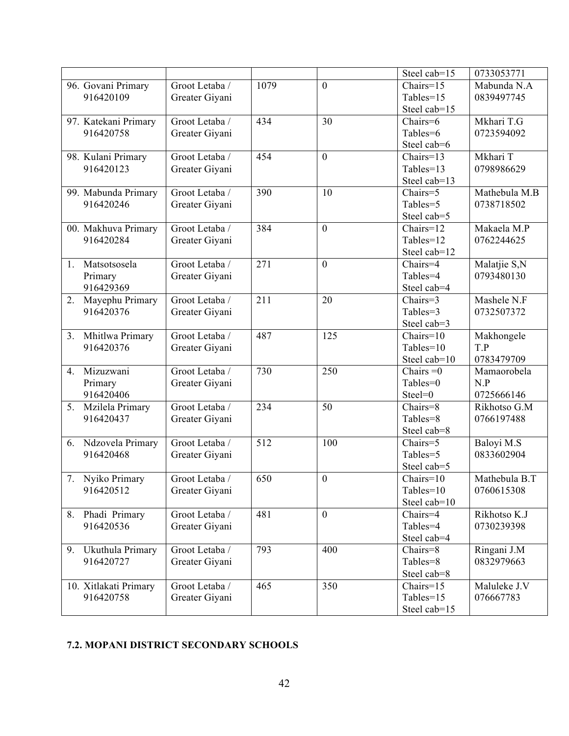| | | | | | |
|---|---|---|---|---|---|
| | | | | Steel cab=15 | 0733053771 |
| 96. Govani Primary 916420109 | Groot Letaba / Greater Giyani | 1079 | 0 | Chairs=15 Tables=15 Steel cab=15 | Mabunda N.A 0839497745 |
| 97. Katekani Primary 916420758 | Groot Letaba / Greater Giyani | 434 | 30 | Chairs=6 Tables=6 Steel cab=6 | Mkhari T.G 0723594092 |
| 98. Kulani Primary 916420123 | Groot Letaba / Greater Giyani | 454 | 0 | Chairs=13 Tables=13 Steel cab=13 | Mkhari T 0798986629 |
| 99. Mabunda Primary 916420246 | Groot Letaba / Greater Giyani | 390 | 10 | Chairs=5 Tables=5 Steel cab=5 | Mathebula M.B 0738718502 |
| 00. Makhuva Primary 916420284 | Groot Letaba / Greater Giyani | 384 | 0 | Chairs=12 Tables=12 Steel cab=12 | Makaela M.P 0762244625 |
| 1. Matsotsosela Primary 916429369 | Groot Letaba / Greater Giyani | 271 | 0 | Chairs=4 Tables=4 Steel cab=4 | Malatjie S,N 0793480130 |
| 2. Mayephu Primary 916420376 | Groot Letaba / Greater Giyani | 211 | 20 | Chairs=3 Tables=3 Steel cab=3 | Mashele N.F 0732507372 |
| 3. Mhitlwa Primary 916420376 | Groot Letaba / Greater Giyani | 487 | 125 | Chairs=10 Tables=10 Steel cab=10 | Makhongele T.P 0783479709 |
| 4. Mizuzwani Primary 916420406 | Groot Letaba / Greater Giyani | 730 | 250 | Chairs =0 Tables=0 Steel=0 | Mamaorobela N.P 0725666146 |
| 5. Mzilela Primary 916420437 | Groot Letaba / Greater Giyani | 234 | 50 | Chairs=8 Tables=8 Steel cab=8 | Rikhotso G.M 0766197488 |
| 6. Ndzovela Primary 916420468 | Groot Letaba / Greater Giyani | 512 | 100 | Chairs=5 Tables=5 Steel cab=5 | Baloyi M.S 0833602904 |
| 7. Nyiko Primary 916420512 | Groot Letaba / Greater Giyani | 650 | 0 | Chairs=10 Tables=10 Steel cab=10 | Mathebula B.T 0760615308 |
| 8. Phadi Primary 916420536 | Groot Letaba / Greater Giyani | 481 | 0 | Chairs=4 Tables=4 Steel cab=4 | Rikhotso K.J 0730239398 |
| 9. Ukuthula Primary 916420727 | Groot Letaba / Greater Giyani | 793 | 400 | Chairs=8 Tables=8 Steel cab=8 | Ringani J.M 0832979663 |
| 10. Xitlakati Primary 916420758 | Groot Letaba / Greater Giyani | 465 | 350 | Chairs=15 Tables=15 Steel cab=15 | Maluleke J.V 076667783 |

### 7.2. MOPANI DISTRICT SECONDARY SCHOOLS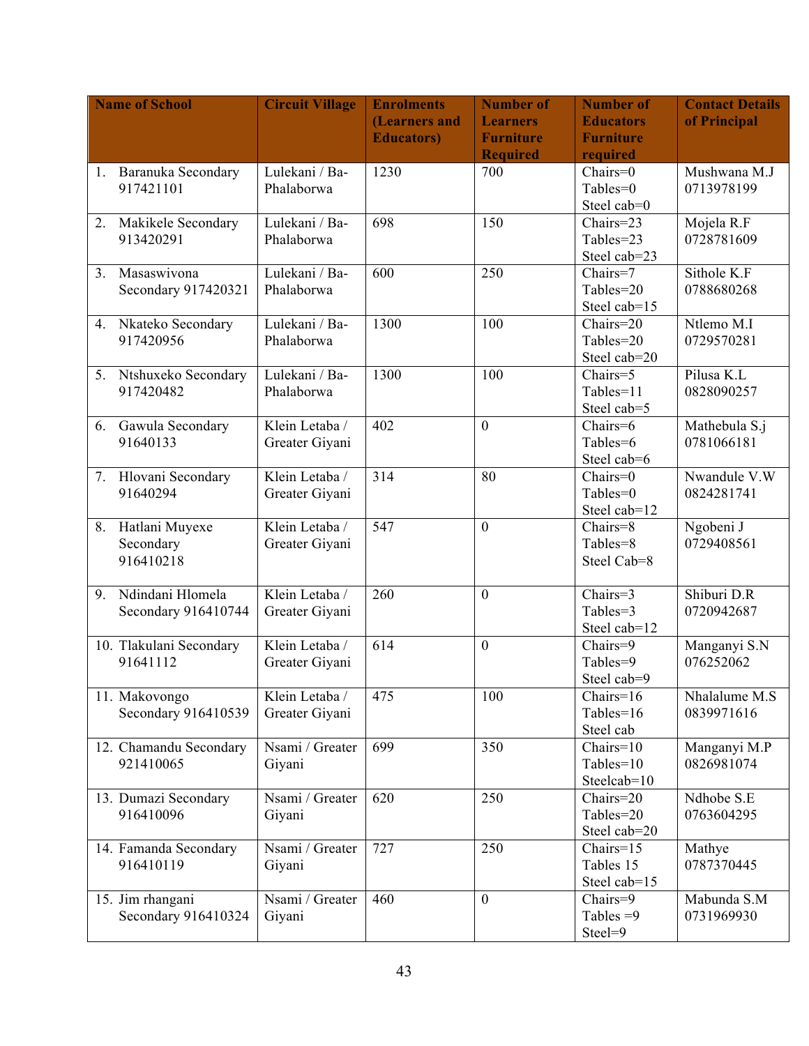| Name of School | Circuit Village | Enrolments (Learners and Educators) | Number of Learners Furniture Required | Number of Educators Furniture required | Contact Details of Principal |
|---|---|---|---|---|---|
| 1. Baranuka Secondary 917421101 | Lulekani / Ba-Phalaborwa | 1230 | 700 | Chairs=0 Tables=0 Steel cab=0 | Mushwana M.J 0713978199 |
| 2. Makikele Secondary 913420291 | Lulekani / Ba-Phalaborwa | 698 | 150 | Chairs=23 Tables=23 Steel cab=23 | Mojela R.F 0728781609 |
| 3. Masaswivona Secondary 917420321 | Lulekani / Ba-Phalaborwa | 600 | 250 | Chairs=7 Tables=20 Steel cab=15 | Sithole K.F 0788680268 |
| 4. Nkateko Secondary 917420956 | Lulekani / Ba-Phalaborwa | 1300 | 100 | Chairs=20 Tables=20 Steel cab=20 | Ntlemo M.I 0729570281 |
| 5. Ntshuxeko Secondary 917420482 | Lulekani / Ba-Phalaborwa | 1300 | 100 | Chairs=5 Tables=11 Steel cab=5 | Pilusa K.L 0828090257 |
| 6. Gawula Secondary 91640133 | Klein Letaba / Greater Giyani | 402 | 0 | Chairs=6 Tables=6 Steel cab=6 | Mathebula S.j 0781066181 |
| 7. Hlovani Secondary 91640294 | Klein Letaba / Greater Giyani | 314 | 80 | Chairs=0 Tables=0 Steel cab=12 | Nwandule V.W 0824281741 |
| 8. Hatlani Muyexe Secondary 916410218 | Klein Letaba / Greater Giyani | 547 | 0 | Chairs=8 Tables=8 Steel Cab=8 | Ngobeni J 0729408561 |
| 9. Ndindani Hlomela Secondary 916410744 | Klein Letaba / Greater Giyani | 260 | 0 | Chairs=3 Tables=3 Steel cab=12 | Shiburi D.R 0720942687 |
| 10. Tlakulani Secondary 91641112 | Klein Letaba / Greater Giyani | 614 | 0 | Chairs=9 Tables=9 Steel cab=9 | Manganyi S.N 076252062 |
| 11. Makovongo Secondary 916410539 | Klein Letaba / Greater Giyani | 475 | 100 | Chairs=16 Tables=16 Steel cab | Nhalalume M.S 0839971616 |
| 12. Chamandu Secondary 921410065 | Nsami / Greater Giyani | 699 | 350 | Chairs=10 Tables=10 Steelcab=10 | Manganyi M.P 0826981074 |
| 13. Dumazi Secondary 916410096 | Nsami / Greater Giyani | 620 | 250 | Chairs=20 Tables=20 Steel cab=20 | Ndhobe S.E 0763604295 |
| 14. Famanda Secondary 916410119 | Nsami / Greater Giyani | 727 | 250 | Chairs=15 Tables 15 Steel cab=15 | Mathye 0787370445 |
| 15. Jim rhangani Secondary 916410324 | Nsami / Greater Giyani | 460 | 0 | Chairs=9 Tables =9 Steel=9 | Mabunda S.M 0731969930 |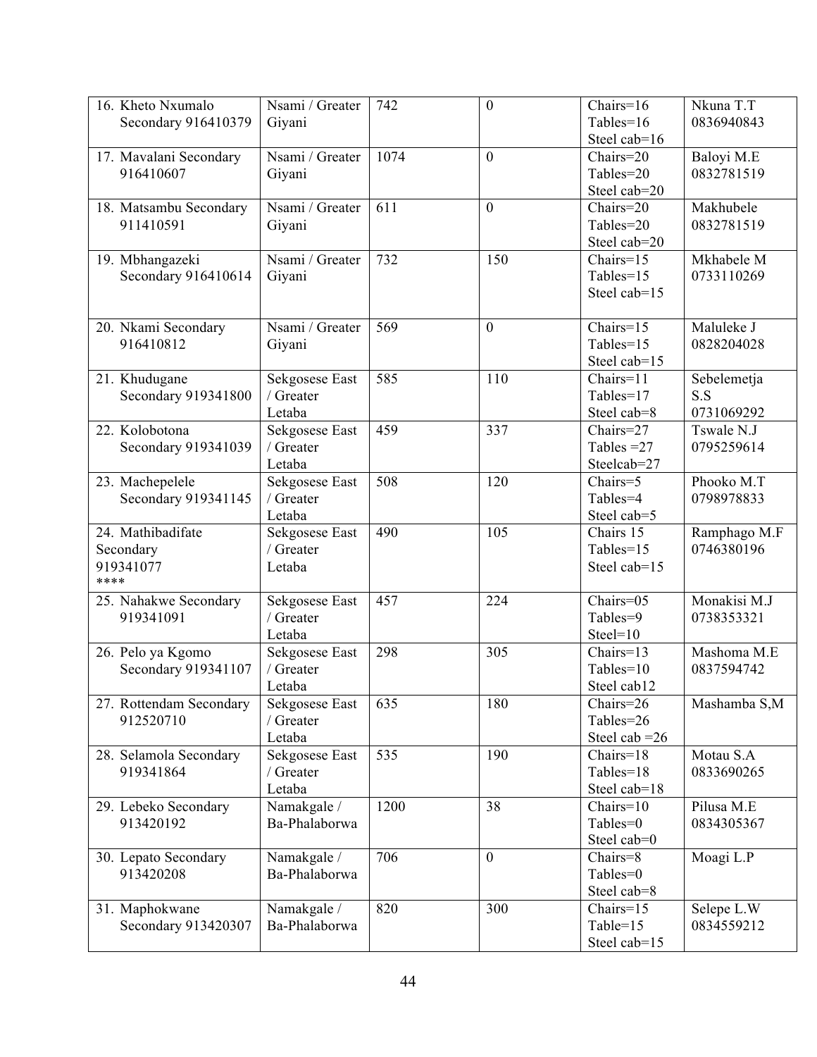| | | | | | |
|---|---|---|---|---|---|
| 16. Kheto Nxumalo Secondary 916410379 | Nsami / Greater Giyani | 742 | 0 | Chairs=16<br>Tables=16<br>Steel cab=16 | Nkuna T.T 0836940843 |
| 17. Mavalani Secondary 916410607 | Nsami / Greater Giyani | 1074 | 0 | Chairs=20<br>Tables=20<br>Steel cab=20 | Baloyi M.E 0832781519 |
| 18. Matsambu Secondary 911410591 | Nsami / Greater Giyani | 611 | 0 | Chairs=20<br>Tables=20<br>Steel cab=20 | Makhubele 0832781519 |
| 19. Mbhangazeki Secondary 916410614 | Nsami / Greater Giyani | 732 | 150 | Chairs=15<br>Tables=15<br>Steel cab=15 | Mkhabele M 0733110269 |
| 20. Nkami Secondary 916410812 | Nsami / Greater Giyani | 569 | 0 | Chairs=15<br>Tables=15<br>Steel cab=15 | Maluleke J 0828204028 |
| 21. Khudugane Secondary 919341800 | Sekgosese East / Greater Letaba | 585 | 110 | Chairs=11<br>Tables=17<br>Steel cab=8 | Sebelemetja S.S 0731069292 |
| 22. Kolobotona Secondary 919341039 | Sekgosese East / Greater Letaba | 459 | 337 | Chairs=27<br>Tables =27<br>Steelcab=27 | Tswale N.J 0795259614 |
| 23. Machepelele Secondary 919341145 | Sekgosese East / Greater Letaba | 508 | 120 | Chairs=5<br>Tables=4<br>Steel cab=5 | Phooko M.T 0798978833 |
| 24. Mathibadifate Secondary 919341077 **** | Sekgosese East / Greater Letaba | 490 | 105 | Chairs 15<br>Tables=15<br>Steel cab=15 | Ramphago M.F 0746380196 |
| 25. Nahakwe Secondary 919341091 | Sekgosese East / Greater Letaba | 457 | 224 | Chairs=05<br>Tables=9<br>Steel=10 | Monakisi M.J 0738353321 |
| 26. Pelo ya Kgomo Secondary 919341107 | Sekgosese East / Greater Letaba | 298 | 305 | Chairs=13<br>Tables=10<br>Steel cab12 | Mashoma M.E 0837594742 |
| 27. Rottendam Secondary 912520710 | Sekgosese East / Greater Letaba | 635 | 180 | Chairs=26<br>Tables=26<br>Steel cab =26 | Mashamba S,M |
| 28. Selamola Secondary 919341864 | Sekgosese East / Greater Letaba | 535 | 190 | Chairs=18<br>Tables=18<br>Steel cab=18 | Motau S.A 0833690265 |
| 29. Lebeko Secondary 913420192 | Namakgale / Ba-Phalaborwa | 1200 | 38 | Chairs=10<br>Tables=0<br>Steel cab=0 | Pilusa M.E 0834305367 |
| 30. Lepato Secondary 913420208 | Namakgale / Ba-Phalaborwa | 706 | 0 | Chairs=8<br>Tables=0<br>Steel cab=8 | Moagi L.P |
| 31. Maphokwane Secondary 913420307 | Namakgale / Ba-Phalaborwa | 820 | 300 | Chairs=15<br>Table=15<br>Steel cab=15 | Selepe L.W 0834559212 |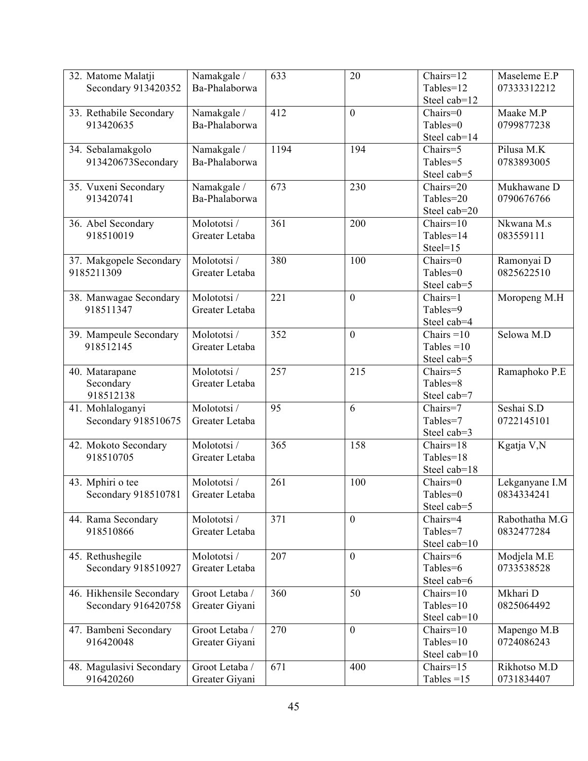| | | | | | |
|---|---|---|---|---|---|
| 32. Matome Malatji Secondary 913420352 | Namakgale / Ba-Phalaborwa | 633 | 20 | Chairs=12<br>Tables=12<br>Steel cab=12 | Maseleme E.P 07333312212 |
| 33. Rethabile Secondary 913420635 | Namakgale / Ba-Phalaborwa | 412 | 0 | Chairs=0<br>Tables=0<br>Steel cab=14 | Maake M.P 0799877238 |
| 34. Sebalamakgolo 913420673Secondary | Namakgale / Ba-Phalaborwa | 1194 | 194 | Chairs=5<br>Tables=5<br>Steel cab=5 | Pilusa M.K 0783893005 |
| 35. Vuxeni Secondary 913420741 | Namakgale / Ba-Phalaborwa | 673 | 230 | Chairs=20<br>Tables=20<br>Steel cab=20 | Mukhawane D 0790676766 |
| 36. Abel Secondary 918510019 | Molototsi / Greater Letaba | 361 | 200 | Chairs=10<br>Tables=14<br>Steel=15 | Nkwana M.s 083559111 |
| 37. Makgopele Secondary 9185211309 | Molototsi / Greater Letaba | 380 | 100 | Chairs=0<br>Tables=0<br>Steel cab=5 | Ramonyai D 0825622510 |
| 38. Manwagae Secondary 918511347 | Molototsi / Greater Letaba | 221 | 0 | Chairs=1<br>Tables=9<br>Steel cab=4 | Moropeng M.H |
| 39. Mampeule Secondary 918512145 | Molototsi / Greater Letaba | 352 | 0 | Chairs =10<br>Tables =10<br>Steel cab=5 | Selowa M.D |
| 40. Matarapane Secondary 918512138 | Molototsi / Greater Letaba | 257 | 215 | Chairs=5<br>Tables=8<br>Steel cab=7 | Ramaphoko P.E |
| 41. Mohlaloganyi Secondary 918510675 | Molototsi / Greater Letaba | 95 | 6 | Chairs=7<br>Tables=7<br>Steel cab=3 | Seshai S.D 0722145101 |
| 42. Mokoto Secondary 918510705 | Molototsi / Greater Letaba | 365 | 158 | Chairs=18<br>Tables=18<br>Steel cab=18 | Kgatja V,N |
| 43. Mphiri o tee Secondary 918510781 | Molototsi / Greater Letaba | 261 | 100 | Chairs=0<br>Tables=0<br>Steel cab=5 | Lekganyane I.M 0834334241 |
| 44. Rama Secondary 918510866 | Molototsi / Greater Letaba | 371 | 0 | Chairs=4<br>Tables=7<br>Steel cab=10 | Rabothatha M.G 0832477284 |
| 45. Rethushegile Secondary 918510927 | Molototsi / Greater Letaba | 207 | 0 | Chairs=6<br>Tables=6<br>Steel cab=6 | Modjela M.E 0733538528 |
| 46. Hikhensile Secondary Secondary 916420758 | Groot Letaba / Greater Giyani | 360 | 50 | Chairs=10<br>Tables=10<br>Steel cab=10 | Mkhari D 0825064492 |
| 47. Bambeni Secondary 916420048 | Groot Letaba / Greater Giyani | 270 | 0 | Chairs=10<br>Tables=10<br>Steel cab=10 | Mapengo M.B 0724086243 |
| 48. Magulasivi Secondary 916420260 | Groot Letaba / Greater Giyani | 671 | 400 | Chairs=15<br>Tables =15 | Rikhotso M.D 0731834407 |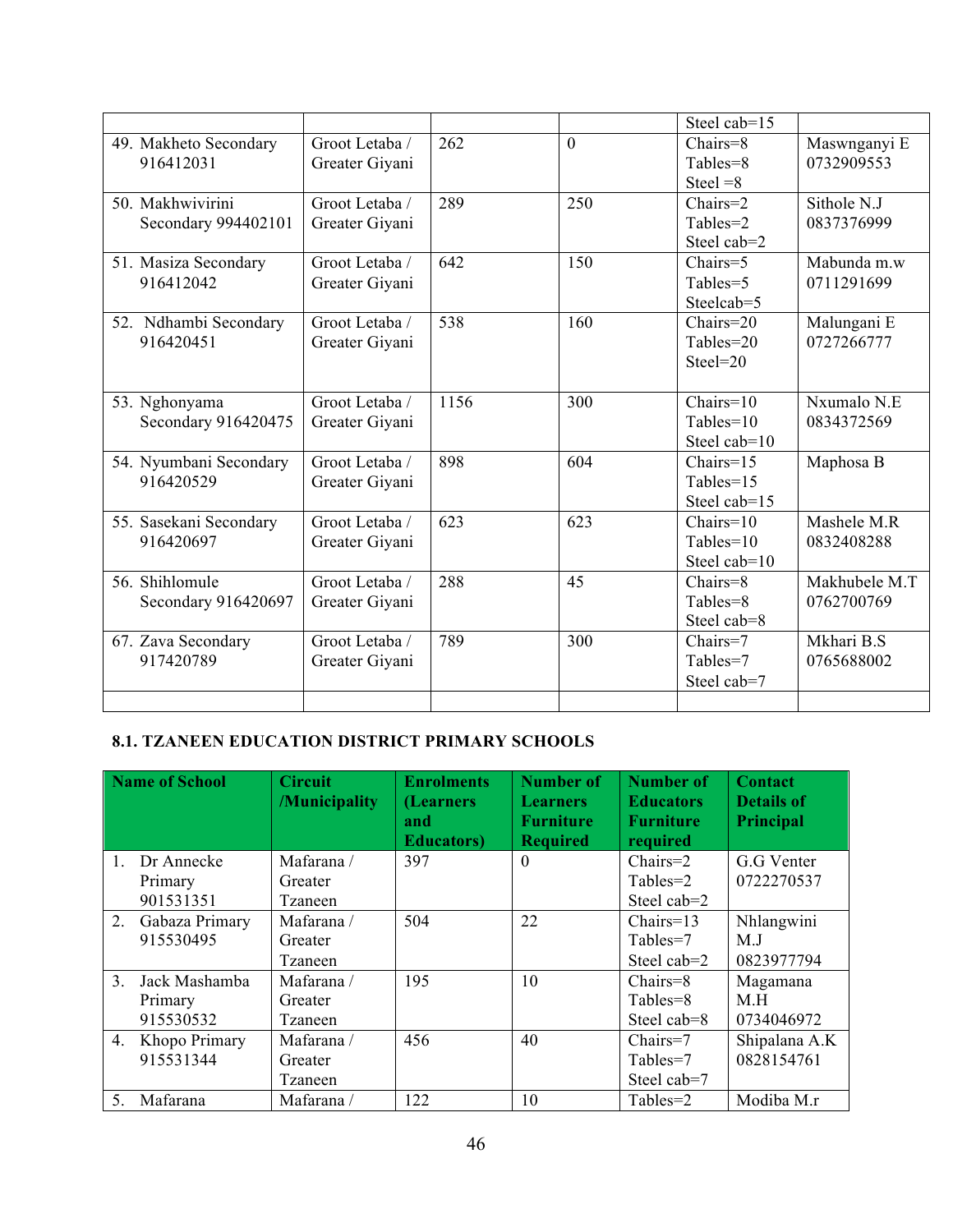| | | | | Steel cab=15 | |
|---|---|---|---|---|---|
| 49. Makheto Secondary 916412031 | Groot Letaba / Greater Giyani | 262 | 0 | Chairs=8<br>Tables=8<br>Steel =8 | Maswnganyi E 0732909553 |
| 50. Makhwivirini Secondary 994402101 | Groot Letaba / Greater Giyani | 289 | 250 | Chairs=2<br>Tables=2<br>Steel cab=2 | Sithole N.J 0837376999 |
| 51. Masiza Secondary 916412042 | Groot Letaba / Greater Giyani | 642 | 150 | Chairs=5<br>Tables=5<br>Steelcab=5 | Mabunda m.w 0711291699 |
| 52. Ndhambi Secondary 916420451 | Groot Letaba / Greater Giyani | 538 | 160 | Chairs=20<br>Tables=20<br>Steel=20 | Malungani E 0727266777 |
| 53. Nghonyama Secondary 916420475 | Groot Letaba / Greater Giyani | 1156 | 300 | Chairs=10<br>Tables=10<br>Steel cab=10 | Nxumalo N.E 0834372569 |
| 54. Nyumbani Secondary 916420529 | Groot Letaba / Greater Giyani | 898 | 604 | Chairs=15<br>Tables=15<br>Steel cab=15 | Maphosa B |
| 55. Sasekani Secondary 916420697 | Groot Letaba / Greater Giyani | 623 | 623 | Chairs=10<br>Tables=10<br>Steel cab=10 | Mashele M.R 0832408288 |
| 56. Shihlomule Secondary 916420697 | Groot Letaba / Greater Giyani | 288 | 45 | Chairs=8<br>Tables=8<br>Steel cab=8 | Makhubele M.T 0762700769 |
| 67. Zava Secondary 917420789 | Groot Letaba / Greater Giyani | 789 | 300 | Chairs=7<br>Tables=7<br>Steel cab=7 | Mkhari B.S 0765688002 |
| | | | | | |

**8.1. TZANEEN EDUCATION DISTRICT PRIMARY SCHOOLS**

| Name of School | Circuit /Municipality | Enrolments (Learners and Educators) | Number of Learners Furniture Required | Number of Educators Furniture required | Contact Details of Principal |
|---|---|---|---|---|---|
| 1. Dr Annecke Primary 901531351 | Mafarana / Greater Tzaneen | 397 | 0 | Chairs=2<br>Tables=2<br>Steel cab=2 | G.G Venter 0722270537 |
| 2. Gabaza Primary 915530495 | Mafarana / Greater Tzaneen | 504 | 22 | Chairs=13<br>Tables=7<br>Steel cab=2 | Nhlangwini M.J 0823977794 |
| 3. Jack Mashamba Primary 915530532 | Mafarana / Greater Tzaneen | 195 | 10 | Chairs=8<br>Tables=8<br>Steel cab=8 | Magamana M.H 0734046972 |
| 4. Khopo Primary 915531344 | Mafarana / Greater Tzaneen | 456 | 40 | Chairs=7<br>Tables=7<br>Steel cab=7 | Shipalana A.K 0828154761 |
| 5. Mafarana | Mafarana / | 122 | 10 | Tables=2 | Modiba M.r |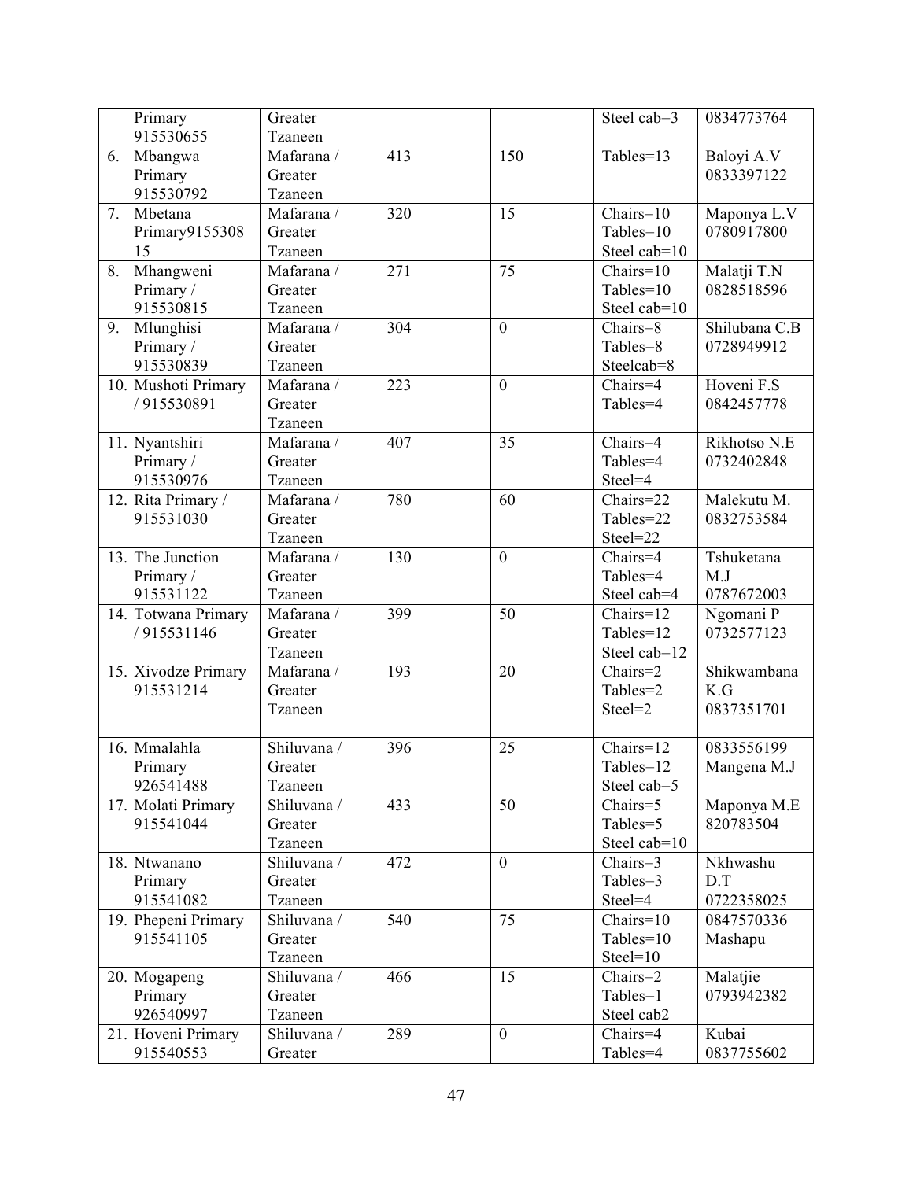| | | | | | |
|---|---|---|---|---|---|
| Primary 915530655 | Greater Tzaneen | | | Steel cab=3 | 0834773764 |
| 6. Mbangwa Primary 915530792 | Mafarana / Greater Tzaneen | 413 | 150 | Tables=13 | Baloyi A.V 0833397122 |
| 7. Mbetana Primary915530815 | Mafarana / Greater Tzaneen | 320 | 15 | Chairs=10 Tables=10 Steel cab=10 | Maponya L.V 0780917800 |
| 8. Mhangweni Primary / 915530815 | Mafarana / Greater Tzaneen | 271 | 75 | Chairs=10 Tables=10 Steel cab=10 | Malatji T.N 0828518596 |
| 9. Mlunghisi Primary / 915530839 | Mafarana / Greater Tzaneen | 304 | 0 | Chairs=8 Tables=8 Steelcab=8 | Shilubana C.B 0728949912 |
| 10. Mushoti Primary / 915530891 | Mafarana / Greater Tzaneen | 223 | 0 | Chairs=4 Tables=4 | Hoveni F.S 0842457778 |
| 11. Nyantshiri Primary / 915530976 | Mafarana / Greater Tzaneen | 407 | 35 | Chairs=4 Tables=4 Steel=4 | Rikhotso N.E 0732402848 |
| 12. Rita Primary / 915531030 | Mafarana / Greater Tzaneen | 780 | 60 | Chairs=22 Tables=22 Steel=22 | Malekutu M. 0832753584 |
| 13. The Junction Primary / 915531122 | Mafarana / Greater Tzaneen | 130 | 0 | Chairs=4 Tables=4 Steel cab=4 | Tshuketana M.J 0787672003 |
| 14. Totwana Primary / 915531146 | Mafarana / Greater Tzaneen | 399 | 50 | Chairs=12 Tables=12 Steel cab=12 | Ngomani P 0732577123 |
| 15. Xivodze Primary 915531214 | Mafarana / Greater Tzaneen | 193 | 20 | Chairs=2 Tables=2 Steel=2 | Shikwambana K.G 0837351701 |
| 16. Mmalahla Primary 926541488 | Shiluvana / Greater Tzaneen | 396 | 25 | Chairs=12 Tables=12 Steel cab=5 | 0833556199 Mangena M.J |
| 17. Molati Primary 915541044 | Shiluvana / Greater Tzaneen | 433 | 50 | Chairs=5 Tables=5 Steel cab=10 | Maponya M.E 820783504 |
| 18. Ntwanano Primary 915541082 | Shiluvana / Greater Tzaneen | 472 | 0 | Chairs=3 Tables=3 Steel=4 | Nkhwashu D.T 0722358025 |
| 19. Phepeni Primary 915541105 | Shiluvana / Greater Tzaneen | 540 | 75 | Chairs=10 Tables=10 Steel=10 | 0847570336 Mashapu |
| 20. Mogapeng Primary 926540997 | Shiluvana / Greater Tzaneen | 466 | 15 | Chairs=2 Tables=1 Steel cab2 | Malatjie 0793942382 |
| 21. Hoveni Primary 915540553 | Shiluvana / Greater | 289 | 0 | Chairs=4 Tables=4 | Kubai 0837755602 |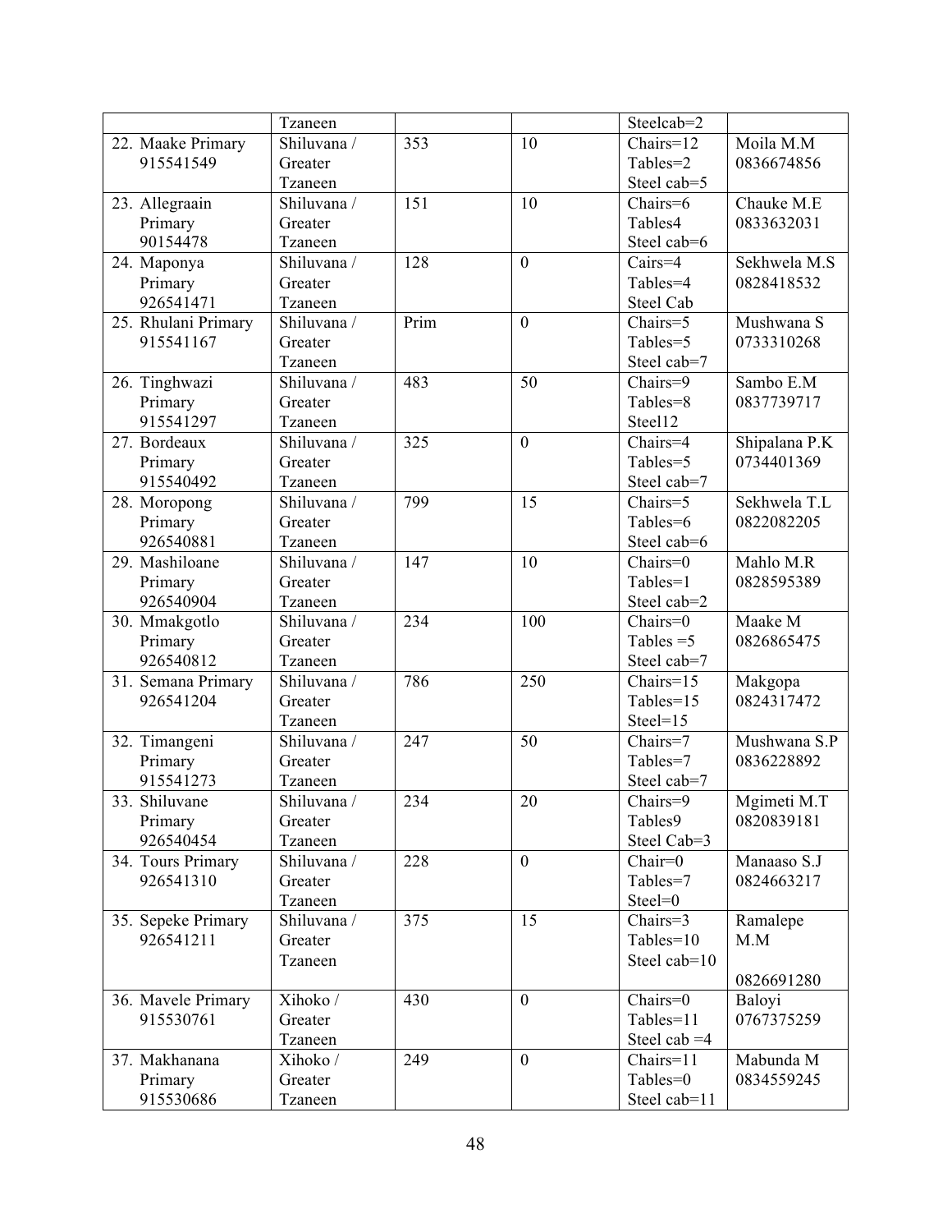| | | | | | |
|---|---|---|---|---|---|
| | Tzaneen | | | Steelcab=2 | |
| 22. Maake Primary 915541549 | Shiluvana / Greater Tzaneen | 353 | 10 | Chairs=12 Tables=2 Steel cab=5 | Moila M.M 0836674856 |
| 23. Allegraain Primary 90154478 | Shiluvana / Greater Tzaneen | 151 | 10 | Chairs=6 Tables4 Steel cab=6 | Chauke M.E 0833632031 |
| 24. Maponya Primary 926541471 | Shiluvana / Greater Tzaneen | 128 | 0 | Cairs=4 Tables=4 Steel Cab | Sekhwela M.S 0828418532 |
| 25. Rhulani Primary 915541167 | Shiluvana / Greater Tzaneen | Prim | 0 | Chairs=5 Tables=5 Steel cab=7 | Mushwana S 0733310268 |
| 26. Tinghwazi Primary 915541297 | Shiluvana / Greater Tzaneen | 483 | 50 | Chairs=9 Tables=8 Steel12 | Sambo E.M 0837739717 |
| 27. Bordeaux Primary 915540492 | Shiluvana / Greater Tzaneen | 325 | 0 | Chairs=4 Tables=5 Steel cab=7 | Shipalana P.K 0734401369 |
| 28. Moropong Primary 926540881 | Shiluvana / Greater Tzaneen | 799 | 15 | Chairs=5 Tables=6 Steel cab=6 | Sekhwela T.L 0822082205 |
| 29. Mashiloane Primary 926540904 | Shiluvana / Greater Tzaneen | 147 | 10 | Chairs=0 Tables=1 Steel cab=2 | Mahlo M.R 0828595389 |
| 30. Mmakgotlo Primary 926540812 | Shiluvana / Greater Tzaneen | 234 | 100 | Chairs=0 Tables =5 Steel cab=7 | Maake M 0826865475 |
| 31. Semana Primary 926541204 | Shiluvana / Greater Tzaneen | 786 | 250 | Chairs=15 Tables=15 Steel=15 | Makgopa 0824317472 |
| 32. Timangeni Primary 915541273 | Shiluvana / Greater Tzaneen | 247 | 50 | Chairs=7 Tables=7 Steel cab=7 | Mushwana S.P 0836228892 |
| 33. Shiluvane Primary 926540454 | Shiluvana / Greater Tzaneen | 234 | 20 | Chairs=9 Tables9 Steel Cab=3 | Mgimeti M.T 0820839181 |
| 34. Tours Primary 926541310 | Shiluvana / Greater Tzaneen | 228 | 0 | Chair=0 Tables=7 Steel=0 | Manaaso S.J 0824663217 |
| 35. Sepeke Primary 926541211 | Shiluvana / Greater Tzaneen | 375 | 15 | Chairs=3 Tables=10 Steel cab=10 | Ramalepe M.M 0826691280 |
| 36. Mavele Primary 915530761 | Xihoko / Greater Tzaneen | 430 | 0 | Chairs=0 Tables=11 Steel cab =4 | Baloyi 0767375259 |
| 37. Makhanana Primary 915530686 | Xihoko / Greater Tzaneen | 249 | 0 | Chairs=11 Tables=0 Steel cab=11 | Mabunda M 0834559245 |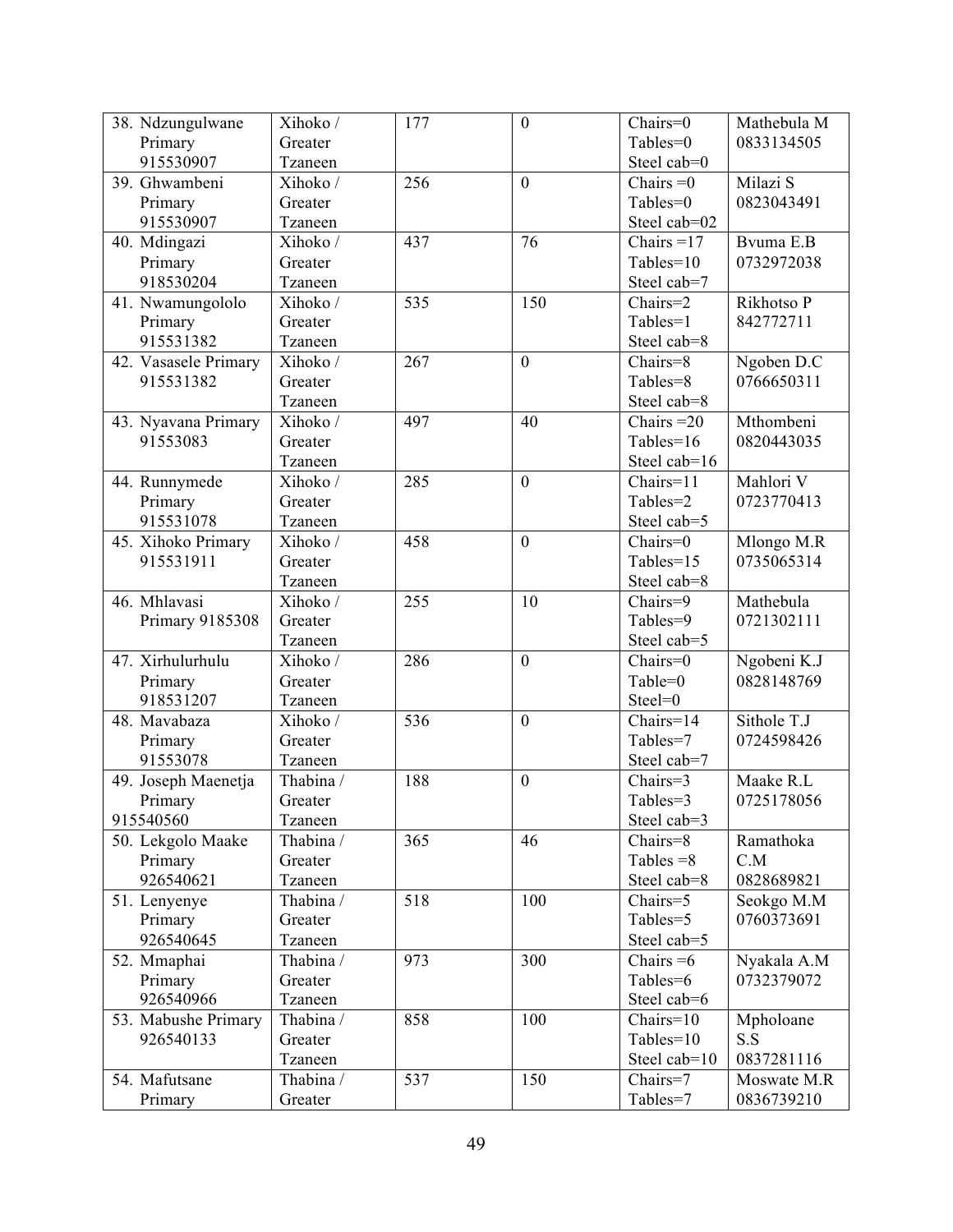| | | | | | |
|---|---|---|---|---|---|
| 38. Ndzungulwane Primary 915530907 | Xihoko / Greater Tzaneen | 177 | 0 | Chairs=0 Tables=0 Steel cab=0 | Mathebula M 0833134505 |
| 39. Ghwambeni Primary 915530907 | Xihoko / Greater Tzaneen | 256 | 0 | Chairs =0 Tables=0 Steel cab=02 | Milazi S 0823043491 |
| 40. Mdingazi Primary 918530204 | Xihoko / Greater Tzaneen | 437 | 76 | Chairs =17 Tables=10 Steel cab=7 | Bvuma E.B 0732972038 |
| 41. Nwamungololo Primary 915531382 | Xihoko / Greater Tzaneen | 535 | 150 | Chairs=2 Tables=1 Steel cab=8 | Rikhotso P 842772711 |
| 42. Vasasele Primary 915531382 | Xihoko / Greater Tzaneen | 267 | 0 | Chairs=8 Tables=8 Steel cab=8 | Ngoben D.C 0766650311 |
| 43. Nyavana Primary 91553083 | Xihoko / Greater Tzaneen | 497 | 40 | Chairs =20 Tables=16 Steel cab=16 | Mthombeni 0820443035 |
| 44. Runnymede Primary 915531078 | Xihoko / Greater Tzaneen | 285 | 0 | Chairs=11 Tables=2 Steel cab=5 | Mahlori V 0723770413 |
| 45. Xihoko Primary 915531911 | Xihoko / Greater Tzaneen | 458 | 0 | Chairs=0 Tables=15 Steel cab=8 | Mlongo M.R 0735065314 |
| 46. Mhlavasi Primary 9185308 | Xihoko / Greater Tzaneen | 255 | 10 | Chairs=9 Tables=9 Steel cab=5 | Mathebula 0721302111 |
| 47. Xirhulurhulu Primary 918531207 | Xihoko / Greater Tzaneen | 286 | 0 | Chairs=0 Table=0 Steel=0 | Ngobeni K.J 0828148769 |
| 48. Mavabaza Primary 91553078 | Xihoko / Greater Tzaneen | 536 | 0 | Chairs=14 Tables=7 Steel cab=7 | Sithole T.J 0724598426 |
| 49. Joseph Maenetja Primary 915540560 | Thabina / Greater Tzaneen | 188 | 0 | Chairs=3 Tables=3 Steel cab=3 | Maake R.L 0725178056 |
| 50. Lekgolo Maake Primary 926540621 | Thabina / Greater Tzaneen | 365 | 46 | Chairs=8 Tables =8 Steel cab=8 | Ramathoka C.M 0828689821 |
| 51. Lenyenye Primary 926540645 | Thabina / Greater Tzaneen | 518 | 100 | Chairs=5 Tables=5 Steel cab=5 | Seokgo M.M 0760373691 |
| 52. Mmaphai Primary 926540966 | Thabina / Greater Tzaneen | 973 | 300 | Chairs =6 Tables=6 Steel cab=6 | Nyakala A.M 0732379072 |
| 53. Mabushe Primary 926540133 | Thabina / Greater Tzaneen | 858 | 100 | Chairs=10 Tables=10 Steel cab=10 | Mpholoane S.S 0837281116 |
| 54. Mafutsane Primary | Thabina / Greater | 537 | 150 | Chairs=7 Tables=7 | Moswate M.R 0836739210 |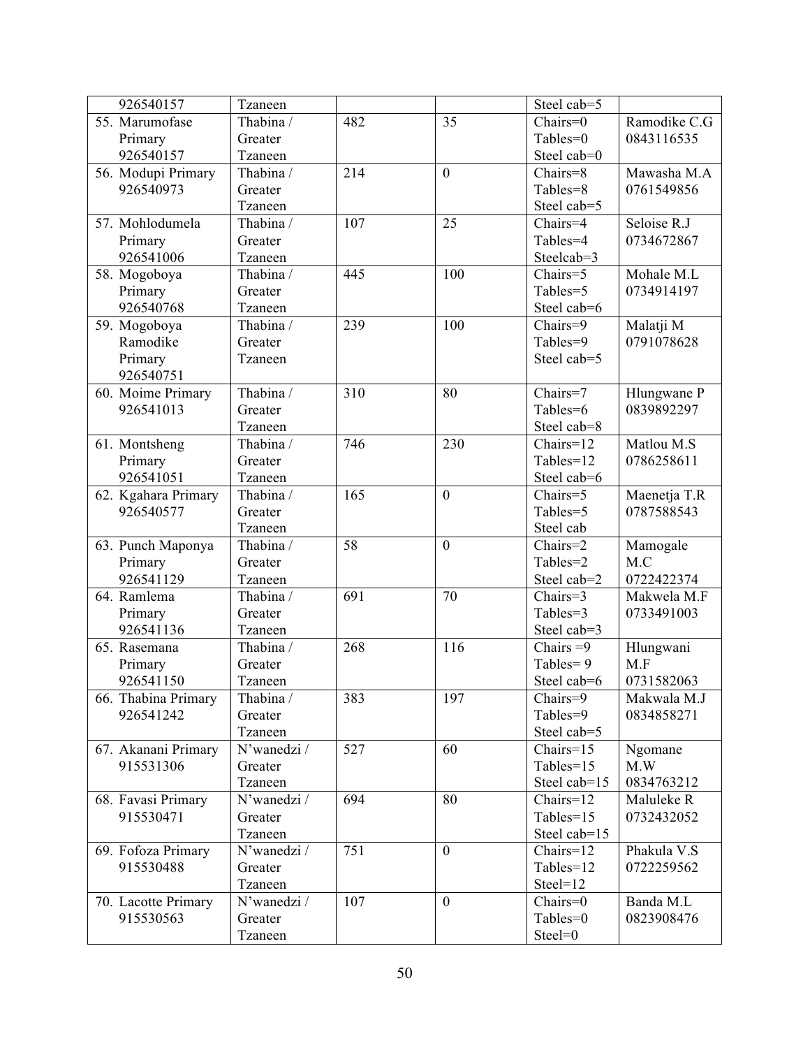| | | | | | |
|---|---|---|---|---|---|
| 926540157 | Tzaneen | | | Steel cab=5 | |
| 55. Marumofase Primary 926540157 | Thabina / Greater Tzaneen | 482 | 35 | Chairs=0 Tables=0 Steel cab=0 | Ramodike C.G 0843116535 |
| 56. Modupi Primary 926540973 | Thabina / Greater Tzaneen | 214 | 0 | Chairs=8 Tables=8 Steel cab=5 | Mawasha M.A 0761549856 |
| 57. Mohlodumela Primary 926541006 | Thabina / Greater Tzaneen | 107 | 25 | Chairs=4 Tables=4 Steelcab=3 | Seloise R.J 0734672867 |
| 58. Mogoboya Primary 926540768 | Thabina / Greater Tzaneen | 445 | 100 | Chairs=5 Tables=5 Steel cab=6 | Mohale M.L 0734914197 |
| 59. Mogoboya Ramodike Primary 926540751 | Thabina / Greater Tzaneen | 239 | 100 | Chairs=9 Tables=9 Steel cab=5 | Malatji M 0791078628 |
| 60. Moime Primary 926541013 | Thabina / Greater Tzaneen | 310 | 80 | Chairs=7 Tables=6 Steel cab=8 | Hlungwane P 0839892297 |
| 61. Montsheng Primary 926541051 | Thabina / Greater Tzaneen | 746 | 230 | Chairs=12 Tables=12 Steel cab=6 | Matlou M.S 0786258611 |
| 62. Kgahara Primary 926540577 | Thabina / Greater Tzaneen | 165 | 0 | Chairs=5 Tables=5 Steel cab | Maenetja T.R 0787588543 |
| 63. Punch Maponya Primary 926541129 | Thabina / Greater Tzaneen | 58 | 0 | Chairs=2 Tables=2 Steel cab=2 | Mamogale M.C 0722422374 |
| 64. Ramlema Primary 926541136 | Thabina / Greater Tzaneen | 691 | 70 | Chairs=3 Tables=3 Steel cab=3 | Makwela M.F 0733491003 |
| 65. Rasemana Primary 926541150 | Thabina / Greater Tzaneen | 268 | 116 | Chairs =9 Tables= 9 Steel cab=6 | Hlungwani M.F 0731582063 |
| 66. Thabina Primary 926541242 | Thabina / Greater Tzaneen | 383 | 197 | Chairs=9 Tables=9 Steel cab=5 | Makwala M.J 0834858271 |
| 67. Akanani Primary 915531306 | N'wanedzi / Greater Tzaneen | 527 | 60 | Chairs=15 Tables=15 Steel cab=15 | Ngomane M.W 0834763212 |
| 68. Favasi Primary 915530471 | N'wanedzi / Greater Tzaneen | 694 | 80 | Chairs=12 Tables=15 Steel cab=15 | Maluleke R 0732432052 |
| 69. Fofoza Primary 915530488 | N'wanedzi / Greater Tzaneen | 751 | 0 | Chairs=12 Tables=12 Steel=12 | Phakula V.S 0722259562 |
| 70. Lacotte Primary 915530563 | N'wanedzi / Greater Tzaneen | 107 | 0 | Chairs=0 Tables=0 Steel=0 | Banda M.L 0823908476 |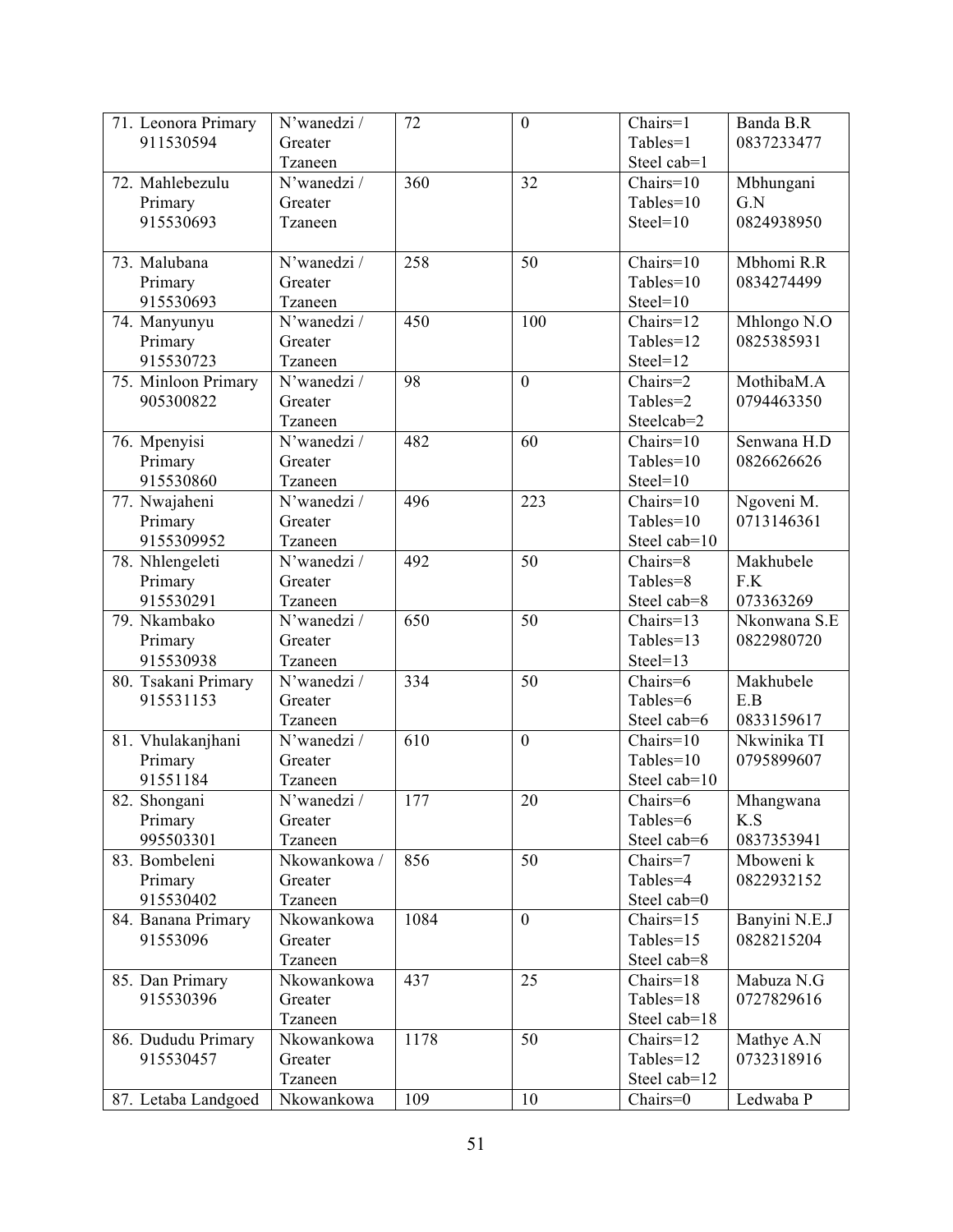| 71. Leonora Primary 911530594 | N'wanedzi / Greater Tzaneen | 72 | 0 | Chairs=1 Tables=1 Steel cab=1 | Banda B.R 0837233477 |
|---|---|---|---|---|---|
| 72. Mahlebezulu Primary 915530693 | N'wanedzi / Greater Tzaneen | 360 | 32 | Chairs=10 Tables=10 Steel=10 | Mbhungani G.N 0824938950 |
| 73. Malubana Primary 915530693 | N'wanedzi / Greater Tzaneen | 258 | 50 | Chairs=10 Tables=10 Steel=10 | Mbhomi R.R 0834274499 |
| 74. Manyunyu Primary 915530723 | N'wanedzi / Greater Tzaneen | 450 | 100 | Chairs=12 Tables=12 Steel=12 | Mhlongo N.O 0825385931 |
| 75. Minloon Primary 905300822 | N'wanedzi / Greater Tzaneen | 98 | 0 | Chairs=2 Tables=2 Steelcab=2 | MothibaM.A 0794463350 |
| 76. Mpenyisi Primary 915530860 | N'wanedzi / Greater Tzaneen | 482 | 60 | Chairs=10 Tables=10 Steel=10 | Senwana H.D 0826626626 |
| 77. Nwajaheni Primary 9155309952 | N'wanedzi / Greater Tzaneen | 496 | 223 | Chairs=10 Tables=10 Steel cab=10 | Ngoveni M. 0713146361 |
| 78. Nhlengeleti Primary 915530291 | N'wanedzi / Greater Tzaneen | 492 | 50 | Chairs=8 Tables=8 Steel cab=8 | Makhubele F.K 073363269 |
| 79. Nkambako Primary 915530938 | N'wanedzi / Greater Tzaneen | 650 | 50 | Chairs=13 Tables=13 Steel=13 | Nkonwana S.E 0822980720 |
| 80. Tsakani Primary 915531153 | N'wanedzi / Greater Tzaneen | 334 | 50 | Chairs=6 Tables=6 Steel cab=6 | Makhubele E.B 0833159617 |
| 81. Vhulakanjhani Primary 91551184 | N'wanedzi / Greater Tzaneen | 610 | 0 | Chairs=10 Tables=10 Steel cab=10 | Nkwinika TI 0795899607 |
| 82. Shongani Primary 995503301 | N'wanedzi / Greater Tzaneen | 177 | 20 | Chairs=6 Tables=6 Steel cab=6 | Mhangwana K.S 0837353941 |
| 83. Bombeleni Primary 915530402 | Nkowankowa / Greater Tzaneen | 856 | 50 | Chairs=7 Tables=4 Steel cab=0 | Mboweni k 0822932152 |
| 84. Banana Primary 91553096 | Nkowankowa Greater Tzaneen | 1084 | 0 | Chairs=15 Tables=15 Steel cab=8 | Banyini N.E.J 0828215204 |
| 85. Dan Primary 915530396 | Nkowankowa Greater Tzaneen | 437 | 25 | Chairs=18 Tables=18 Steel cab=18 | Mabuza N.G 0727829616 |
| 86. Dududu Primary 915530457 | Nkowankowa Greater Tzaneen | 1178 | 50 | Chairs=12 Tables=12 Steel cab=12 | Mathye A.N 0732318916 |
| 87. Letaba Landgoed | Nkowankowa | 109 | 10 | Chairs=0 | Ledwaba P |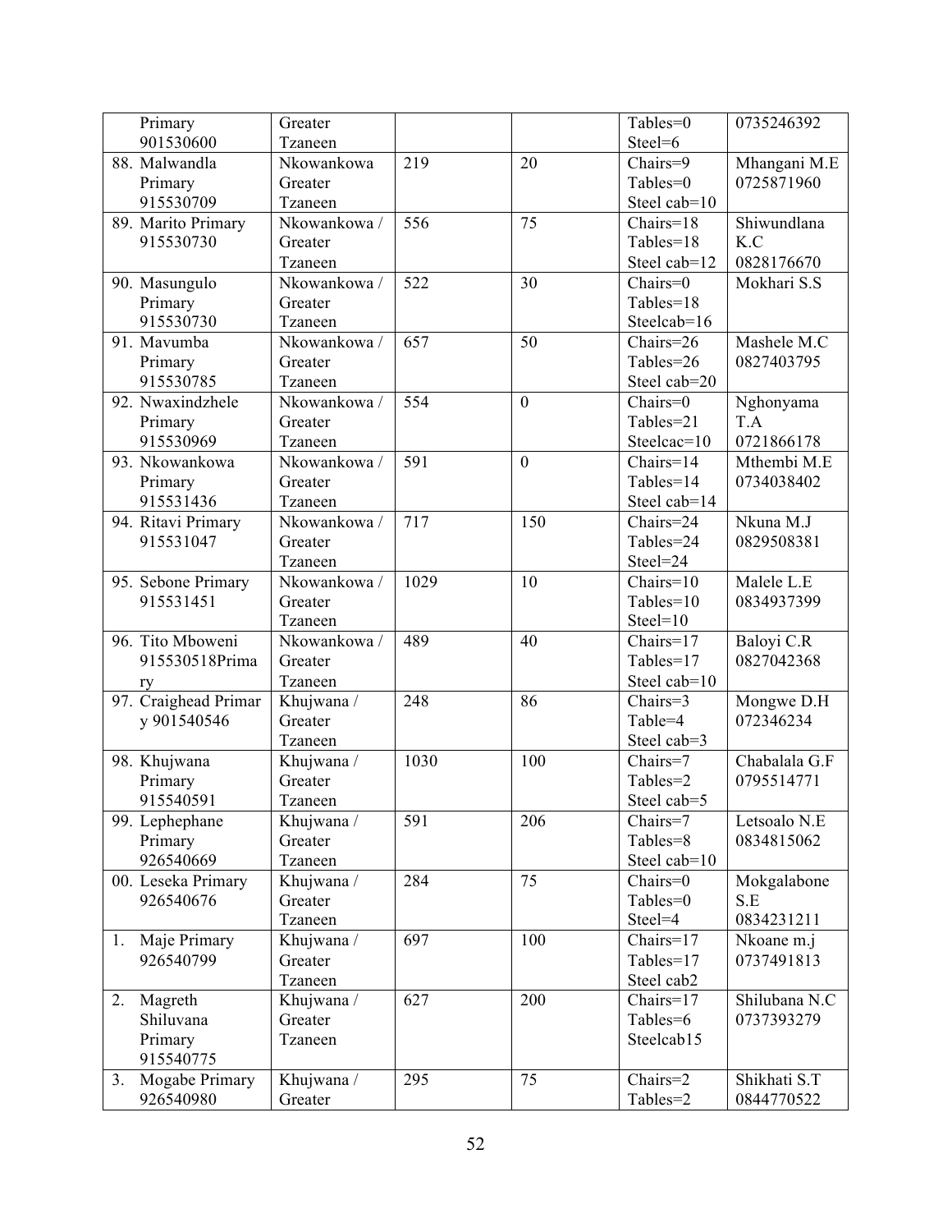| Primary 901530600 | Greater Tzaneen | | | Tables=0 Steel=6 | 0735246392 |
|---|---|---|---|---|---|
| 88. Malwandla Primary 915530709 | Nkowankowa Greater Tzaneen | 219 | 20 | Chairs=9 Tables=0 Steel cab=10 | Mhangani M.E 0725871960 |
| 89. Marito Primary 915530730 | Nkowankowa / Greater Tzaneen | 556 | 75 | Chairs=18 Tables=18 Steel cab=12 | Shiwundlana K.C 0828176670 |
| 90. Masungulo Primary 915530730 | Nkowankowa / Greater Tzaneen | 522 | 30 | Chairs=0 Tables=18 Steelcab=16 | Mokhari S.S |
| 91. Mavumba Primary 915530785 | Nkowankowa / Greater Tzaneen | 657 | 50 | Chairs=26 Tables=26 Steel cab=20 | Mashele M.C 0827403795 |
| 92. Nwaxindzhele Primary 915530969 | Nkowankowa / Greater Tzaneen | 554 | 0 | Chairs=0 Tables=21 Steelcac=10 | Nghonyama T.A 0721866178 |
| 93. Nkowankowa Primary 915531436 | Nkowankowa / Greater Tzaneen | 591 | 0 | Chairs=14 Tables=14 Steel cab=14 | Mthembi M.E 0734038402 |
| 94. Ritavi Primary 915531047 | Nkowankowa / Greater Tzaneen | 717 | 150 | Chairs=24 Tables=24 Steel=24 | Nkuna M.J 0829508381 |
| 95. Sebone Primary 915531451 | Nkowankowa / Greater Tzaneen | 1029 | 10 | Chairs=10 Tables=10 Steel=10 | Malele L.E 0834937399 |
| 96. Tito Mboweni 915530518Primary | Nkowankowa / Greater Tzaneen | 489 | 40 | Chairs=17 Tables=17 Steel cab=10 | Baloyi C.R 0827042368 |
| 97. Craighead Primary 901540546 | Khujwana / Greater Tzaneen | 248 | 86 | Chairs=3 Table=4 Steel cab=3 | Mongwe D.H 072346234 |
| 98. Khujwana Primary 915540591 | Khujwana / Greater Tzaneen | 1030 | 100 | Chairs=7 Tables=2 Steel cab=5 | Chabalala G.F 0795514771 |
| 99. Lephephane Primary 926540669 | Khujwana / Greater Tzaneen | 591 | 206 | Chairs=7 Tables=8 Steel cab=10 | Letsoalo N.E 0834815062 |
| 00. Leseka Primary 926540676 | Khujwana / Greater Tzaneen | 284 | 75 | Chairs=0 Tables=0 Steel=4 | Mokgalabone S.E 0834231211 |
| 1. Maje Primary 926540799 | Khujwana / Greater Tzaneen | 697 | 100 | Chairs=17 Tables=17 Steel cab2 | Nkoane m.j 0737491813 |
| 2. Magreth Shiluvana Primary 915540775 | Khujwana / Greater Tzaneen | 627 | 200 | Chairs=17 Tables=6 Steelcab15 | Shilubana N.C 0737393279 |
| 3. Mogabe Primary 926540980 | Khujwana / Greater | 295 | 75 | Chairs=2 Tables=2 | Shikhati S.T 0844770522 |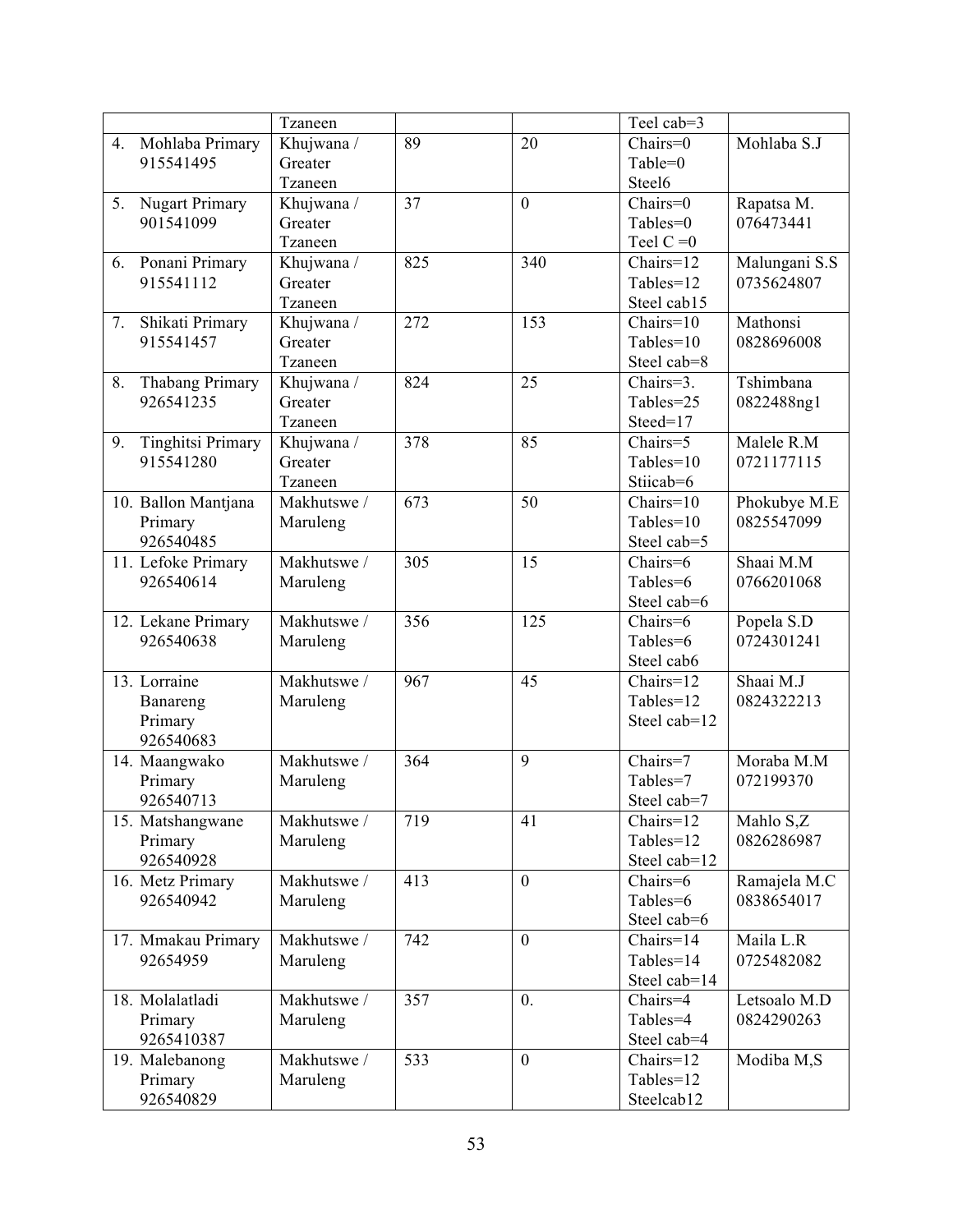| | Tzaneen | | | Teel cab=3 | |
|---|---|---|---|---|---|
| 4. Mohlaba Primary 915541495 | Khujwana / Greater Tzaneen | 89 | 20 | Chairs=0 Table=0 Steel6 | Mohlaba S.J |
| 5. Nugart Primary 901541099 | Khujwana / Greater Tzaneen | 37 | 0 | Chairs=0 Tables=0 Teel C =0 | Rapatsa M. 076473441 |
| 6. Ponani Primary 915541112 | Khujwana / Greater Tzaneen | 825 | 340 | Chairs=12 Tables=12 Steel cab15 | Malungani S.S 0735624807 |
| 7. Shikati Primary 915541457 | Khujwana / Greater Tzaneen | 272 | 153 | Chairs=10 Tables=10 Steel cab=8 | Mathonsi 0828696008 |
| 8. Thabang Primary 926541235 | Khujwana / Greater Tzaneen | 824 | 25 | Chairs=3. Tables=25 Steed=17 | Tshimbana 0822488ng1 |
| 9. Tinghitsi Primary 915541280 | Khujwana / Greater Tzaneen | 378 | 85 | Chairs=5 Tables=10 Stiicab=6 | Malele R.M 0721177115 |
| 10. Ballon Mantjana Primary 926540485 | Makhutswe / Maruleng | 673 | 50 | Chairs=10 Tables=10 Steel cab=5 | Phokubye M.E 0825547099 |
| 11. Lefoke Primary 926540614 | Makhutswe / Maruleng | 305 | 15 | Chairs=6 Tables=6 Steel cab=6 | Shaai M.M 0766201068 |
| 12. Lekane Primary 926540638 | Makhutswe / Maruleng | 356 | 125 | Chairs=6 Tables=6 Steel cab6 | Popela S.D 0724301241 |
| 13. Lorraine Banareng Primary 926540683 | Makhutswe / Maruleng | 967 | 45 | Chairs=12 Tables=12 Steel cab=12 | Shaai M.J 0824322213 |
| 14. Maangwako Primary 926540713 | Makhutswe / Maruleng | 364 | 9 | Chairs=7 Tables=7 Steel cab=7 | Moraba M.M 072199370 |
| 15. Matshangwane Primary 926540928 | Makhutswe / Maruleng | 719 | 41 | Chairs=12 Tables=12 Steel cab=12 | Mahlo S,Z 0826286987 |
| 16. Metz Primary 926540942 | Makhutswe / Maruleng | 413 | 0 | Chairs=6 Tables=6 Steel cab=6 | Ramajela M.C 0838654017 |
| 17. Mmakau Primary 92654959 | Makhutswe / Maruleng | 742 | 0 | Chairs=14 Tables=14 Steel cab=14 | Maila L.R 0725482082 |
| 18. Molalatladi Primary 9265410387 | Makhutswe / Maruleng | 357 | 0. | Chairs=4 Tables=4 Steel cab=4 | Letsoalo M.D 0824290263 |
| 19. Malebanong Primary 926540829 | Makhutswe / Maruleng | 533 | 0 | Chairs=12 Tables=12 Steelcab12 | Modiba M,S |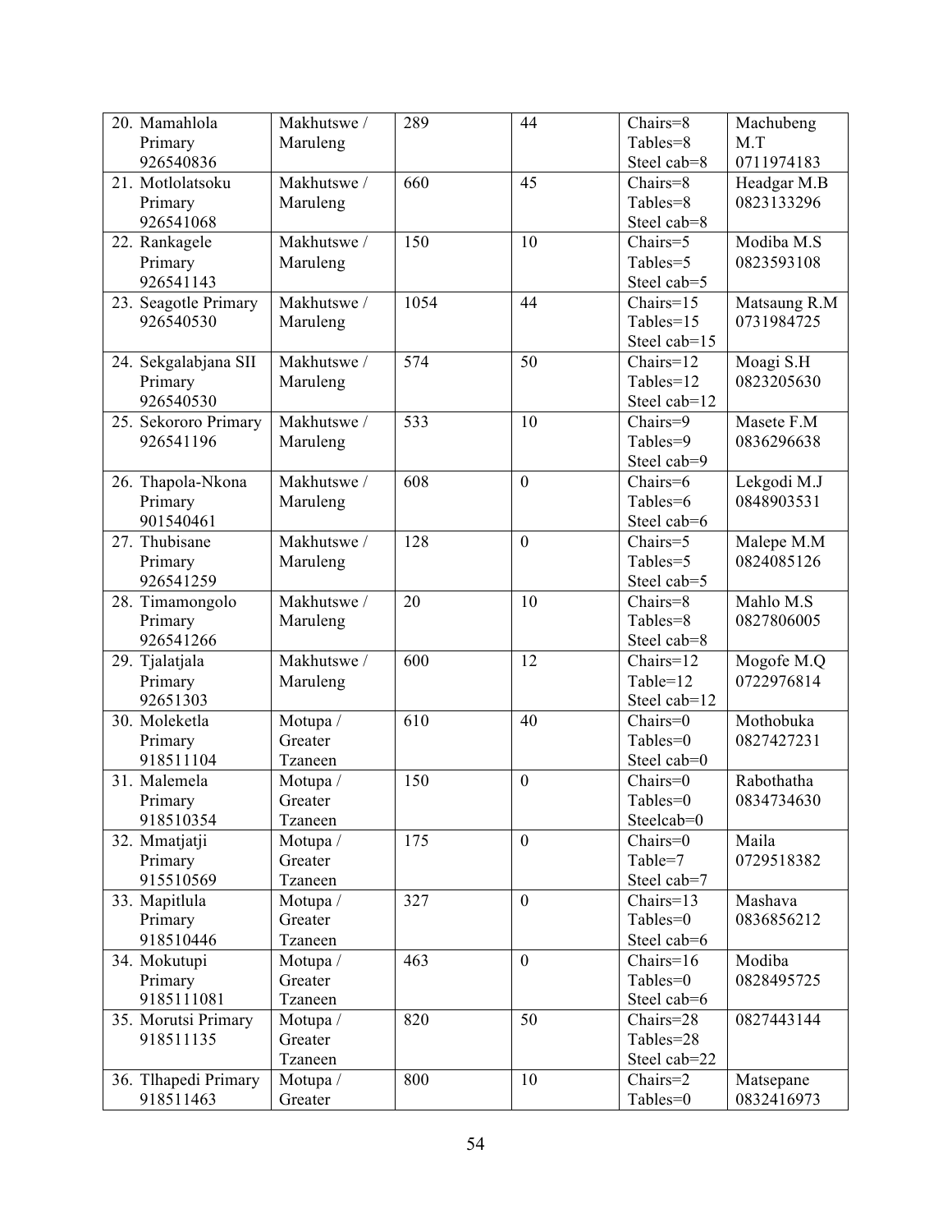| 20. Mamahlola Primary 926540836 | Makhutswe / Maruleng | 289 | 44 | Chairs=8 Tables=8 Steel cab=8 | Machubeng M.T 0711974183 |
|---|---|---|---|---|---|
| 21. Motlolatsoku Primary 926541068 | Makhutswe / Maruleng | 660 | 45 | Chairs=8 Tables=8 Steel cab=8 | Headgar M.B 0823133296 |
| 22. Rankagele Primary 926541143 | Makhutswe / Maruleng | 150 | 10 | Chairs=5 Tables=5 Steel cab=5 | Modiba M.S 0823593108 |
| 23. Seagotle Primary 926540530 | Makhutswe / Maruleng | 1054 | 44 | Chairs=15 Tables=15 Steel cab=15 | Matsaung R.M 0731984725 |
| 24. Sekgalabjana SII Primary 926540530 | Makhutswe / Maruleng | 574 | 50 | Chairs=12 Tables=12 Steel cab=12 | Moagi S.H 0823205630 |
| 25. Sekororo Primary 926541196 | Makhutswe / Maruleng | 533 | 10 | Chairs=9 Tables=9 Steel cab=9 | Masete F.M 0836296638 |
| 26. Thapola-Nkona Primary 901540461 | Makhutswe / Maruleng | 608 | 0 | Chairs=6 Tables=6 Steel cab=6 | Lekgodi M.J 0848903531 |
| 27. Thubisane Primary 926541259 | Makhutswe / Maruleng | 128 | 0 | Chairs=5 Tables=5 Steel cab=5 | Malepe M.M 0824085126 |
| 28. Timamongolo Primary 926541266 | Makhutswe / Maruleng | 20 | 10 | Chairs=8 Tables=8 Steel cab=8 | Mahlo M.S 0827806005 |
| 29. Tjalatjala Primary 92651303 | Makhutswe / Maruleng | 600 | 12 | Chairs=12 Table=12 Steel cab=12 | Mogofe M.Q 0722976814 |
| 30. Moleketla Primary 918511104 | Motupa / Greater Tzaneen | 610 | 40 | Chairs=0 Tables=0 Steel cab=0 | Mothobuka 0827427231 |
| 31. Malemela Primary 918510354 | Motupa / Greater Tzaneen | 150 | 0 | Chairs=0 Tables=0 Steelcab=0 | Rabothatha 0834734630 |
| 32. Mmatjatji Primary 915510569 | Motupa / Greater Tzaneen | 175 | 0 | Chairs=0 Table=7 Steel cab=7 | Maila 0729518382 |
| 33. Mapitlula Primary 918510446 | Motupa / Greater Tzaneen | 327 | 0 | Chairs=13 Tables=0 Steel cab=6 | Mashava 0836856212 |
| 34. Mokutupi Primary 9185111081 | Motupa / Greater Tzaneen | 463 | 0 | Chairs=16 Tables=0 Steel cab=6 | Modiba 0828495725 |
| 35. Morutsi Primary 918511135 | Motupa / Greater Tzaneen | 820 | 50 | Chairs=28 Tables=28 Steel cab=22 | 0827443144 |
| 36. Tlhapedi Primary 918511463 | Motupa / Greater | 800 | 10 | Chairs=2 Tables=0 | Matsepane 0832416973 |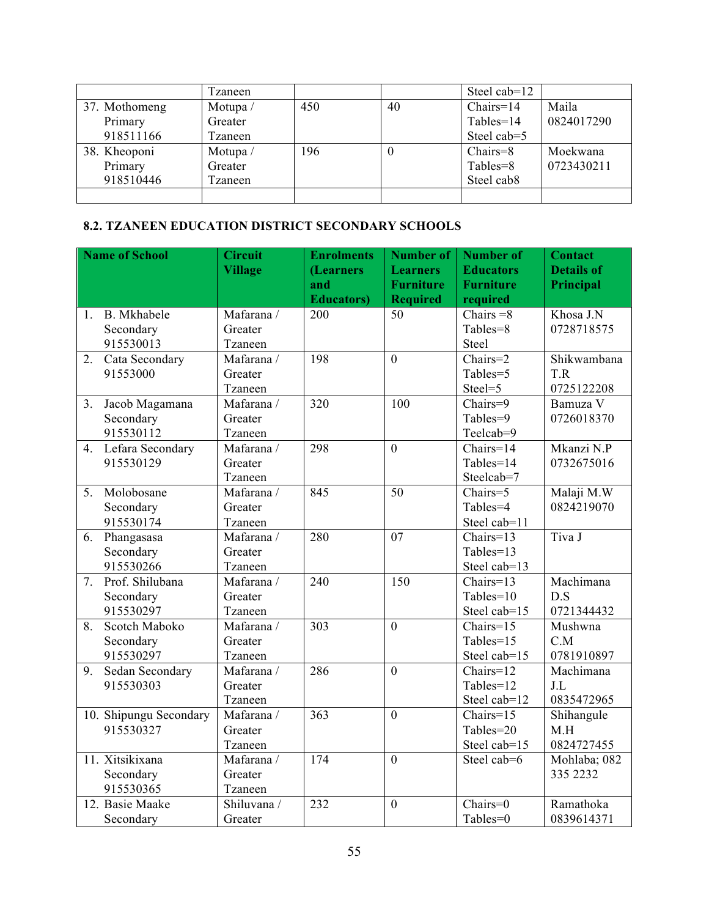| | Tzaneen | | | Steel cab=12 | |
|---|---|---|---|---|---|
| 37. Mothomeng Primary 918511166 | Motupa / Greater Tzaneen | 450 | 40 | Chairs=14 Tables=14 Steel cab=5 | Maila 0824017290 |
| 38. Kheoponi Primary 918510446 | Motupa / Greater Tzaneen | 196 | 0 | Chairs=8 Tables=8 Steel cab8 | Moekwana 0723430211 |
| | | | | | |

**8.2. TZANEEN EDUCATION DISTRICT SECONDARY SCHOOLS**

| Name of School | Circuit Village | Enrolments (Learners and Educators) | Number of Learners Furniture Required | Number of Educators Furniture required | Contact Details of Principal |
|---|---|---|---|---|---|
| 1. B. Mkhabele Secondary 915530013 | Mafarana / Greater Tzaneen | 200 | 50 | Chairs =8 Tables=8 Steel | Khosa J.N 0728718575 |
| 2. Cata Secondary 91553000 | Mafarana / Greater Tzaneen | 198 | 0 | Chairs=2 Tables=5 Steel=5 | Shikwambana T.R 0725122208 |
| 3. Jacob Magamana Secondary 915530112 | Mafarana / Greater Tzaneen | 320 | 100 | Chairs=9 Tables=9 Teelcab=9 | Bamuza V 0726018370 |
| 4. Lefara Secondary 915530129 | Mafarana / Greater Tzaneen | 298 | 0 | Chairs=14 Tables=14 Steelcab=7 | Mkanzi N.P 0732675016 |
| 5. Molobosane Secondary 915530174 | Mafarana / Greater Tzaneen | 845 | 50 | Chairs=5 Tables=4 Steel cab=11 | Malaji M.W 0824219070 |
| 6. Phangasasa Secondary 915530266 | Mafarana / Greater Tzaneen | 280 | 07 | Chairs=13 Tables=13 Steel cab=13 | Tiva J |
| 7. Prof. Shilubana Secondary 915530297 | Mafarana / Greater Tzaneen | 240 | 150 | Chairs=13 Tables=10 Steel cab=15 | Machimana D.S 0721344432 |
| 8. Scotch Maboko Secondary 915530297 | Mafarana / Greater Tzaneen | 303 | 0 | Chairs=15 Tables=15 Steel cab=15 | Mushwna C.M 0781910897 |
| 9. Sedan Secondary 915530303 | Mafarana / Greater Tzaneen | 286 | 0 | Chairs=12 Tables=12 Steel cab=12 | Machimana J.L 0835472965 |
| 10. Shipungu Secondary 915530327 | Mafarana / Greater Tzaneen | 363 | 0 | Chairs=15 Tables=20 Steel cab=15 | Shihangule M.H 0824727455 |
| 11. Xitsikixana Secondary 915530365 | Mafarana / Greater Tzaneen | 174 | 0 | Steel cab=6 | Mohlaba; 082 335 2232 |
| 12. Basie Maake Secondary | Shiluvana / Greater | 232 | 0 | Chairs=0 Tables=0 | Ramathoka 0839614371 |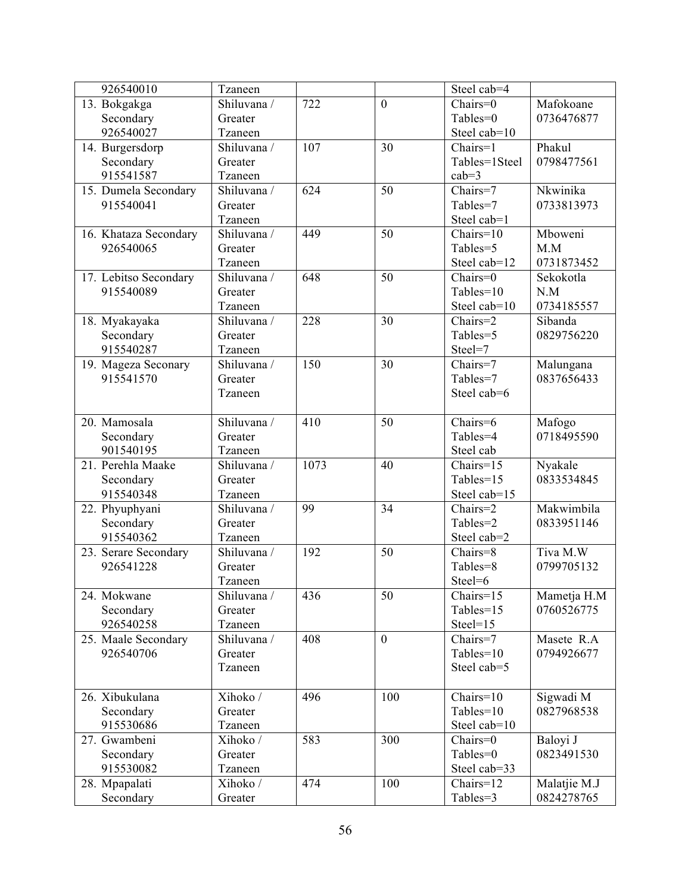| 926540010 | Tzaneen | | | Steel cab=4 | |
|---|---|---|---|---|---|
| 13. Bokgakga Secondary 926540027 | Shiluvana / Greater Tzaneen | 722 | 0 | Chairs=0 Tables=0 Steel cab=10 | Mafokoane 0736476877 |
| 14. Burgersdorp Secondary 915541587 | Shiluvana / Greater Tzaneen | 107 | 30 | Chairs=1 Tables=1Steel cab=3 | Phakul 0798477561 |
| 15. Dumela Secondary 915540041 | Shiluvana / Greater Tzaneen | 624 | 50 | Chairs=7 Tables=7 Steel cab=1 | Nkwinika 0733813973 |
| 16. Khataza Secondary 926540065 | Shiluvana / Greater Tzaneen | 449 | 50 | Chairs=10 Tables=5 Steel cab=12 | Mboweni M.M 0731873452 |
| 17. Lebitso Secondary 915540089 | Shiluvana / Greater Tzaneen | 648 | 50 | Chairs=0 Tables=10 Steel cab=10 | Sekokotla N.M 0734185557 |
| 18. Myakayaka Secondary 915540287 | Shiluvana / Greater Tzaneen | 228 | 30 | Chairs=2 Tables=5 Steel=7 | Sibanda 0829756220 |
| 19. Mageza Seconary 915541570 | Shiluvana / Greater Tzaneen | 150 | 30 | Chairs=7 Tables=7 Steel cab=6 | Malungana 0837656433 |
| 20. Mamosala Secondary 901540195 | Shiluvana / Greater Tzaneen | 410 | 50 | Chairs=6 Tables=4 Steel cab | Mafogo 0718495590 |
| 21. Perehla Maake Secondary 915540348 | Shiluvana / Greater Tzaneen | 1073 | 40 | Chairs=15 Tables=15 Steel cab=15 | Nyakale 0833534845 |
| 22. Phyuphyani Secondary 915540362 | Shiluvana / Greater Tzaneen | 99 | 34 | Chairs=2 Tables=2 Steel cab=2 | Makwimbila 0833951146 |
| 23. Serare Secondary 926541228 | Shiluvana / Greater Tzaneen | 192 | 50 | Chairs=8 Tables=8 Steel=6 | Tiva M.W 0799705132 |
| 24. Mokwane Secondary 926540258 | Shiluvana / Greater Tzaneen | 436 | 50 | Chairs=15 Tables=15 Steel=15 | Mametja H.M 0760526775 |
| 25. Maale Secondary 926540706 | Shiluvana / Greater Tzaneen | 408 | 0 | Chairs=7 Tables=10 Steel cab=5 | Masete R.A 0794926677 |
| 26. Xibukulana Secondary 915530686 | Xihoko / Greater Tzaneen | 496 | 100 | Chairs=10 Tables=10 Steel cab=10 | Sigwadi M 0827968538 |
| 27. Gwambeni Secondary 915530082 | Xihoko / Greater Tzaneen | 583 | 300 | Chairs=0 Tables=0 Steel cab=33 | Baloyi J 0823491530 |
| 28. Mpapalati Secondary | Xihoko / Greater | 474 | 100 | Chairs=12 Tables=3 | Malatjie M.J 0824278765 |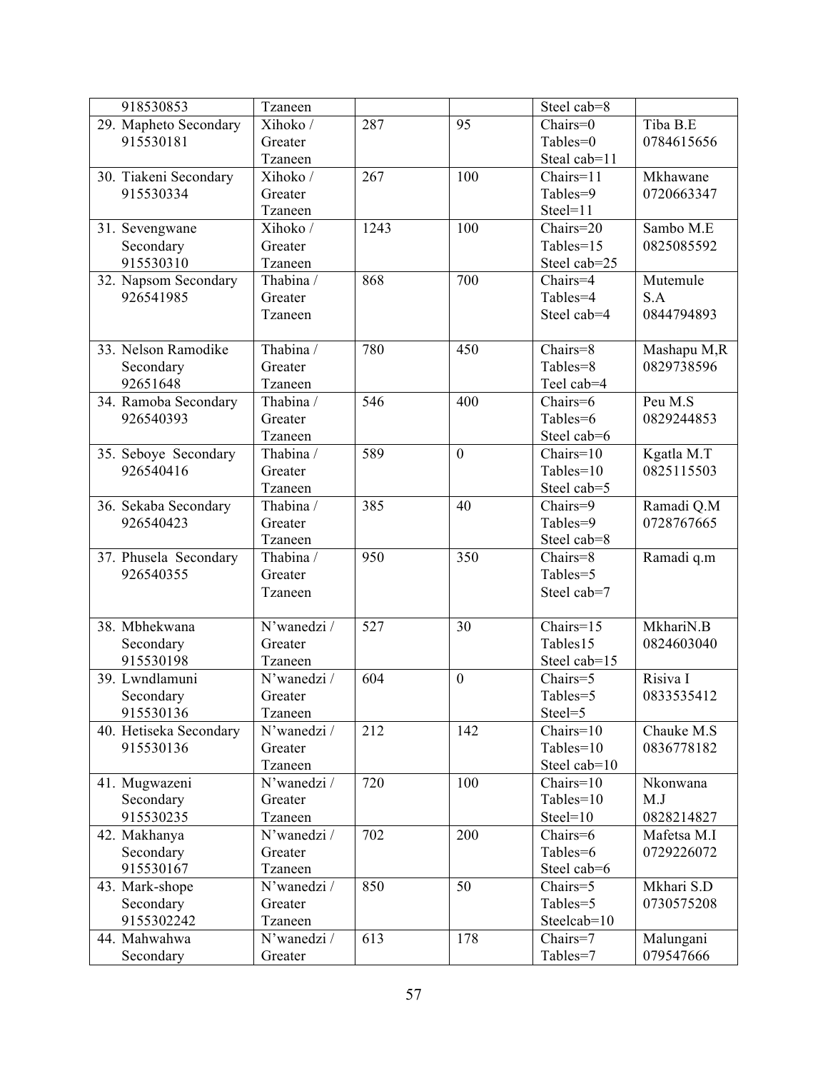| 918530853 | Tzaneen | | | Steel cab=8 | |
|---|---|---|---|---|---|
| 29. Mapheto Secondary 915530181 | Xihoko / Greater Tzaneen | 287 | 95 | Chairs=0 Tables=0 Steal cab=11 | Tiba B.E 0784615656 |
| 30. Tiakeni Secondary 915530334 | Xihoko / Greater Tzaneen | 267 | 100 | Chairs=11 Tables=9 Steel=11 | Mkhawane 0720663347 |
| 31. Sevengwane Secondary 915530310 | Xihoko / Greater Tzaneen | 1243 | 100 | Chairs=20 Tables=15 Steel cab=25 | Sambo M.E 0825085592 |
| 32. Napsom Secondary 926541985 | Thabina / Greater Tzaneen | 868 | 700 | Chairs=4 Tables=4 Steel cab=4 | Mutemule S.A 0844794893 |
| 33. Nelson Ramodike Secondary 92651648 | Thabina / Greater Tzaneen | 780 | 450 | Chairs=8 Tables=8 Teel cab=4 | Mashapu M,R 0829738596 |
| 34. Ramoba Secondary 926540393 | Thabina / Greater Tzaneen | 546 | 400 | Chairs=6 Tables=6 Steel cab=6 | Peu M.S 0829244853 |
| 35. Seboye Secondary 926540416 | Thabina / Greater Tzaneen | 589 | 0 | Chairs=10 Tables=10 Steel cab=5 | Kgatla M.T 0825115503 |
| 36. Sekaba Secondary 926540423 | Thabina / Greater Tzaneen | 385 | 40 | Chairs=9 Tables=9 Steel cab=8 | Ramadi Q.M 0728767665 |
| 37. Phusela Secondary 926540355 | Thabina / Greater Tzaneen | 950 | 350 | Chairs=8 Tables=5 Steel cab=7 | Ramadi q.m |
| 38. Mbhekwana Secondary 915530198 | N'wanedzi / Greater Tzaneen | 527 | 30 | Chairs=15 Tables15 Steel cab=15 | MkhariN.B 0824603040 |
| 39. Lwndlamuni Secondary 915530136 | N'wanedzi / Greater Tzaneen | 604 | 0 | Chairs=5 Tables=5 Steel=5 | Risiva I 0833535412 |
| 40. Hetiseka Secondary 915530136 | N'wanedzi / Greater Tzaneen | 212 | 142 | Chairs=10 Tables=10 Steel cab=10 | Chauke M.S 0836778182 |
| 41. Mugwazeni Secondary 915530235 | N'wanedzi / Greater Tzaneen | 720 | 100 | Chairs=10 Tables=10 Steel=10 | Nkonwana M.J 0828214827 |
| 42. Makhanya Secondary 915530167 | N'wanedzi / Greater Tzaneen | 702 | 200 | Chairs=6 Tables=6 Steel cab=6 | Mafetsa M.I 0729226072 |
| 43. Mark-shope Secondary 9155302242 | N'wanedzi / Greater Tzaneen | 850 | 50 | Chairs=5 Tables=5 Steelcab=10 | Mkhari S.D 0730575208 |
| 44. Mahwahwa Secondary | N'wanedzi / Greater | 613 | 178 | Chairs=7 Tables=7 | Malungani 079547666 |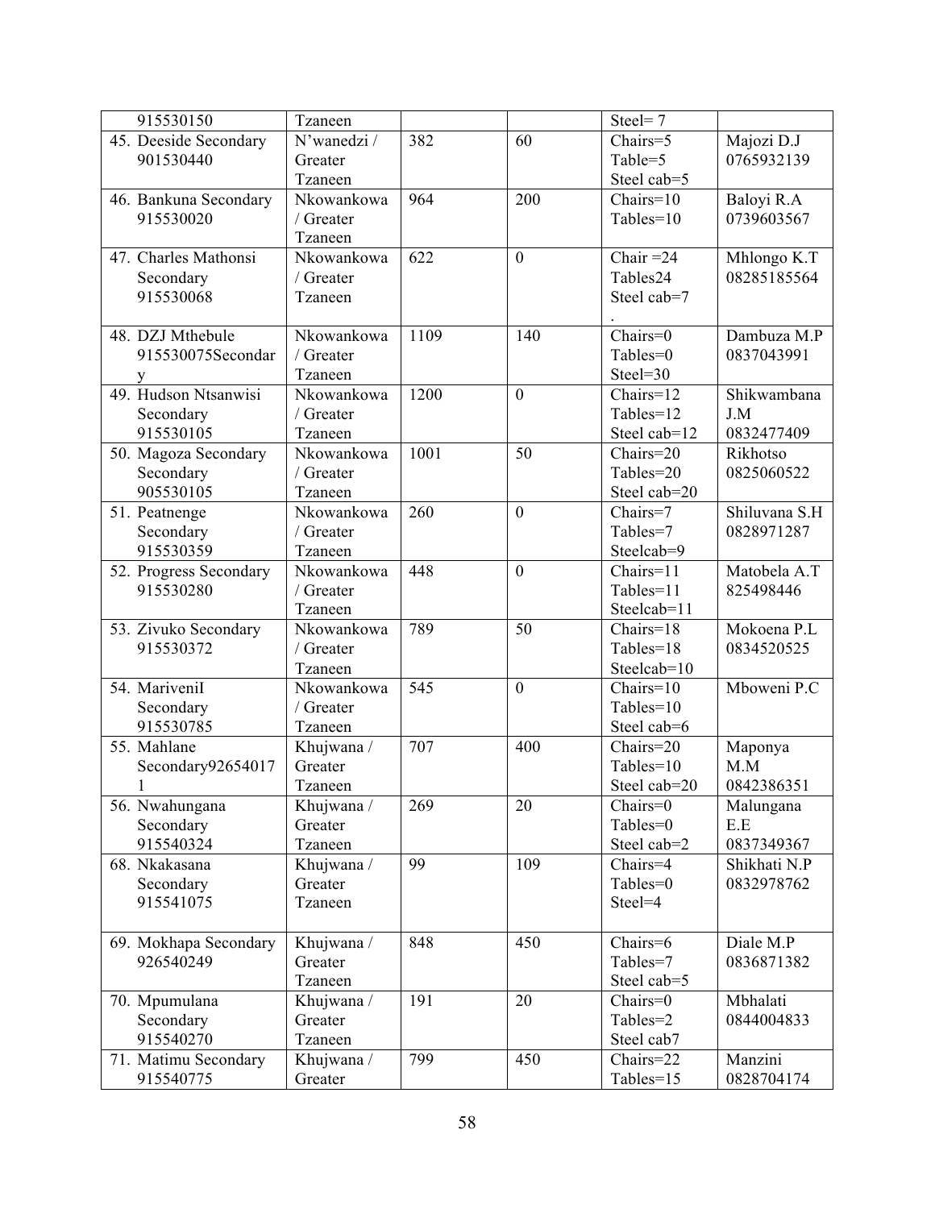| | | | | | |
|---|---|---|---|---|---|
| 915530150 | Tzaneen | | | Steel= 7 | |
| 45. Deeside Secondary 901530440 | N'wanedzi / Greater Tzaneen | 382 | 60 | Chairs=5 Table=5 Steel cab=5 | Majozi D.J 0765932139 |
| 46. Bankuna Secondary 915530020 | Nkowankowa / Greater Tzaneen | 964 | 200 | Chairs=10 Tables=10 | Baloyi R.A 0739603567 |
| 47. Charles Mathonsi Secondary 915530068 | Nkowankowa / Greater Tzaneen | 622 | 0 | Chair =24 Tables24 Steel cab=7 . | Mhlongo K.T 08285185564 |
| 48. DZJ Mthebule 915530075Secondary | Nkowankowa / Greater Tzaneen | 1109 | 140 | Chairs=0 Tables=0 Steel=30 | Dambuza M.P 0837043991 |
| 49. Hudson Ntsanwisi Secondary 915530105 | Nkowankowa / Greater Tzaneen | 1200 | 0 | Chairs=12 Tables=12 Steel cab=12 | Shikwambana J.M 0832477409 |
| 50. Magoza Secondary Secondary 905530105 | Nkowankowa / Greater Tzaneen | 1001 | 50 | Chairs=20 Tables=20 Steel cab=20 | Rikhotso 0825060522 |
| 51. Peatnenge Secondary 915530359 | Nkowankowa / Greater Tzaneen | 260 | 0 | Chairs=7 Tables=7 Steelcab=9 | Shiluvana S.H 0828971287 |
| 52. Progress Secondary 915530280 | Nkowankowa / Greater Tzaneen | 448 | 0 | Chairs=11 Tables=11 Steelcab=11 | Matobela A.T 825498446 |
| 53. Zivuko Secondary 915530372 | Nkowankowa / Greater Tzaneen | 789 | 50 | Chairs=18 Tables=18 Steelcab=10 | Mokoena P.L 0834520525 |
| 54. MariveniI Secondary 915530785 | Nkowankowa / Greater Tzaneen | 545 | 0 | Chairs=10 Tables=10 Steel cab=6 | Mboweni P.C |
| 55. Mahlane Secondary926540171 | Khujwana / Greater Tzaneen | 707 | 400 | Chairs=20 Tables=10 Steel cab=20 | Maponya M.M 0842386351 |
| 56. Nwahungana Secondary 915540324 | Khujwana / Greater Tzaneen | 269 | 20 | Chairs=0 Tables=0 Steel cab=2 | Malungana E.E 0837349367 |
| 68. Nkakasana Secondary 915541075 | Khujwana / Greater Tzaneen | 99 | 109 | Chairs=4 Tables=0 Steel=4 | Shikhati N.P 0832978762 |
| 69. Mokhapa Secondary 926540249 | Khujwana / Greater Tzaneen | 848 | 450 | Chairs=6 Tables=7 Steel cab=5 | Diale M.P 0836871382 |
| 70. Mpumulana Secondary 915540270 | Khujwana / Greater Tzaneen | 191 | 20 | Chairs=0 Tables=2 Steel cab7 | Mbhalati 0844004833 |
| 71. Matimu Secondary 915540775 | Khujwana / Greater | 799 | 450 | Chairs=22 Tables=15 | Manzini 0828704174 |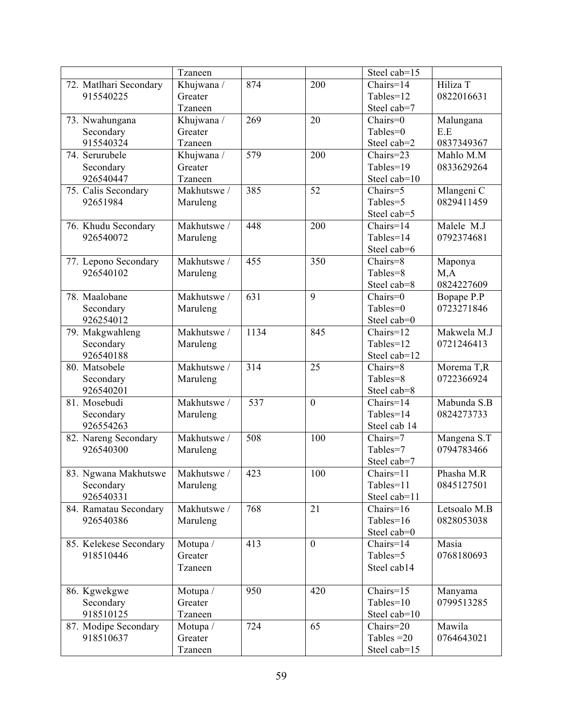| | | | | | |
|---|---|---|---|---|---|
| | Tzaneen | | | Steel cab=15 | |
| 72. Matlhari Secondary 915540225 | Khujwana / Greater Tzaneen | 874 | 200 | Chairs=14 Tables=12 Steel cab=7 | Hiliza T 0822016631 |
| 73. Nwahungana Secondary 915540324 | Khujwana / Greater Tzaneen | 269 | 20 | Chairs=0 Tables=0 Steel cab=2 | Malungana E.E 0837349367 |
| 74. Serurubele Secondary 926540447 | Khujwana / Greater Tzaneen | 579 | 200 | Chairs=23 Tables=19 Steel cab=10 | Mahlo M.M 0833629264 |
| 75. Calis Secondary 92651984 | Makhutswe / Maruleng | 385 | 52 | Chairs=5 Tables=5 Steel cab=5 | Mlangeni C 0829411459 |
| 76. Khudu Secondary 926540072 | Makhutswe / Maruleng | 448 | 200 | Chairs=14 Tables=14 Steel cab=6 | Malele M.J 0792374681 |
| 77. Lepono Secondary 926540102 | Makhutswe / Maruleng | 455 | 350 | Chairs=8 Tables=8 Steel cab=8 | Maponya M,A 0824227609 |
| 78. Maalobane Secondary 926254012 | Makhutswe / Maruleng | 631 | 9 | Chairs=0 Tables=0 Steel cab=0 | Bopape P.P 0723271846 |
| 79. Makgwahleng Secondary 926540188 | Makhutswe / Maruleng | 1134 | 845 | Chairs=12 Tables=12 Steel cab=12 | Makwela M.J 0721246413 |
| 80. Matsobele Secondary 926540201 | Makhutswe / Maruleng | 314 | 25 | Chairs=8 Tables=8 Steel cab=8 | Morema T,R 0722366924 |
| 81. Mosebudi Secondary 926554263 | Makhutswe / Maruleng | 537 | 0 | Chairs=14 Tables=14 Steel cab 14 | Mabunda S.B 0824273733 |
| 82. Nareng Secondary 926540300 | Makhutswe / Maruleng | 508 | 100 | Chairs=7 Tables=7 Steel cab=7 | Mangena S.T 0794783466 |
| 83. Ngwana Makhutswe Secondary 926540331 | Makhutswe / Maruleng | 423 | 100 | Chairs=11 Tables=11 Steel cab=11 | Phasha M.R 0845127501 |
| 84. Ramatau Secondary 926540386 | Makhutswe / Maruleng | 768 | 21 | Chairs=16 Tables=16 Steel cab=0 | Letsoalo M.B 0828053038 |
| 85. Kelekese Secondary 918510446 | Motupa / Greater Tzaneen | 413 | 0 | Chairs=14 Tables=5 Steel cab14 | Masia 0768180693 |
| 86. Kgwekgwe Secondary 918510125 | Motupa / Greater Tzaneen | 950 | 420 | Chairs=15 Tables=10 Steel cab=10 | Manyama 0799513285 |
| 87. Modipe Secondary 918510637 | Motupa / Greater Tzaneen | 724 | 65 | Chairs=20 Tables =20 Steel cab=15 | Mawila 0764643021 |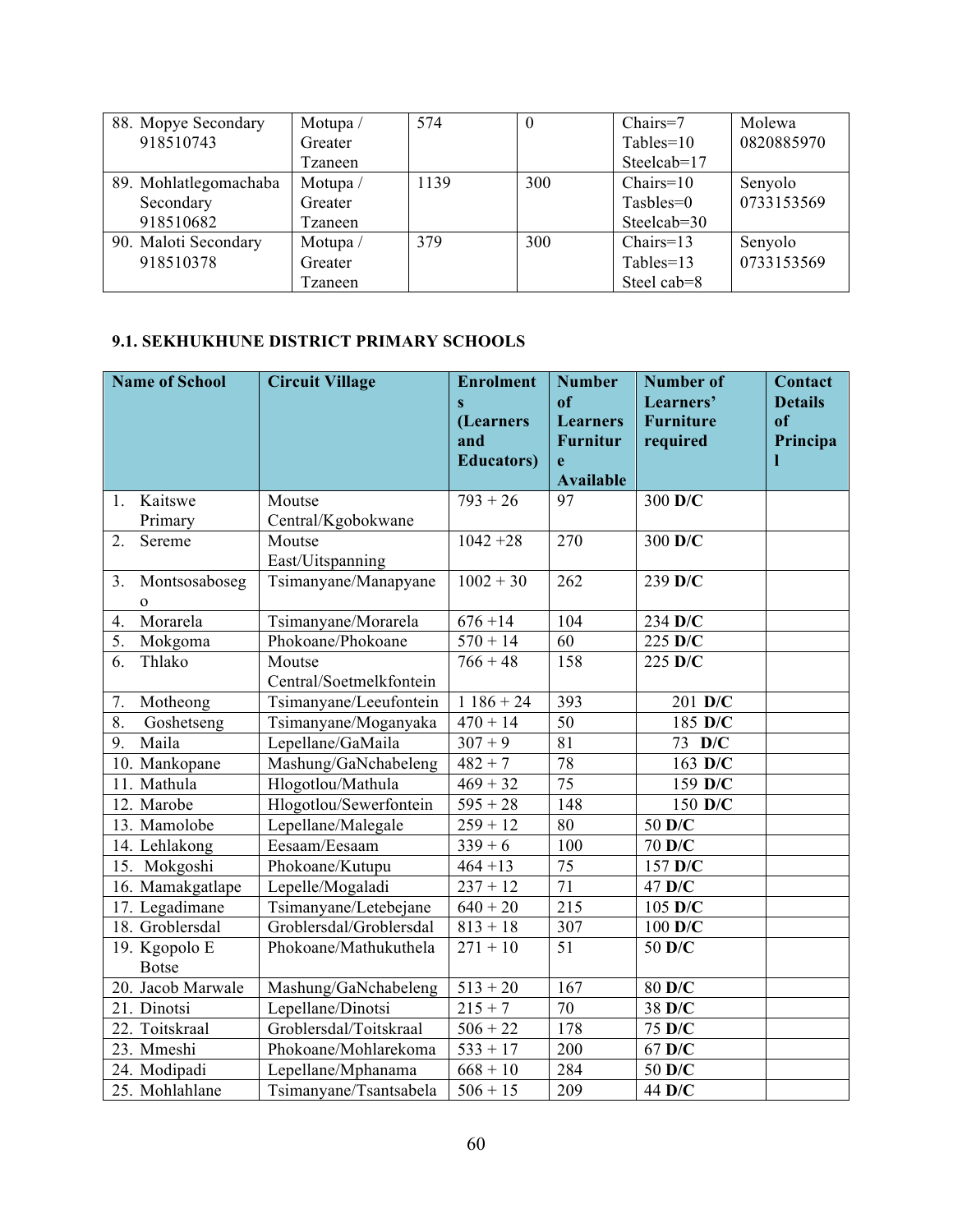| 88. Mopye Secondary 918510743 | Motupa / Greater Tzaneen | 574 | 0 | Chairs=7 Tables=10 Steelcab=17 | Molewa 0820885970 |
|---|---|---|---|---|---|
| 89. Mohlatlegomachaba Secondary 918510682 | Motupa / Greater Tzaneen | 1139 | 300 | Chairs=10 Tasbles=0 Steelcab=30 | Senyolo 0733153569 |
| 90. Maloti Secondary 918510378 | Motupa / Greater Tzaneen | 379 | 300 | Chairs=13 Tables=13 Steel cab=8 | Senyolo 0733153569 |

### 9.1. SEKHUKHUNE DISTRICT PRIMARY SCHOOLS

| Name of School | Circuit Village | Enrolments (Learners and Educators) | Number of Learners Furniture Available | Number of Learners' Furniture required | Contact Details of Principal |
|---|---|---|---|---|---|
| 1. Kaitswe Primary | Moutse Central/Kgobokwane | 793 + 26 | 97 | 300 **D/C** | |
| 2. Sereme | Moutse East/Uitspanning | 1042 +28 | 270 | 300 **D/C** | |
| 3. Montsosaboseg o | Tsimanyane/Manapyane | 1002 + 30 | 262 | 239 **D/C** | |
| 4. Morarela | Tsimanyane/Morarela | 676 +14 | 104 | 234 **D/C** | |
| 5. Mokgoma | Phokoane/Phokoane | 570 + 14 | 60 | 225 **D/C** | |
| 6. Thlako | Moutse Central/Soetmelkfontein | 766 + 48 | 158 | 225 **D/C** | |
| 7. Motheong | Tsimanyane/Leeufontein | 1 186 + 24 | 393 | 201 **D/C** | |
| 8. Goshetseng | Tsimanyane/Moganyaka | 470 + 14 | 50 | 185 **D/C** | |
| 9. Maila | Lepellane/GaMaila | 307 + 9 | 81 | 73 **D/C** | |
| 10. Mankopane | Mashung/GaNchabeleng | 482 + 7 | 78 | 163 **D/C** | |
| 11. Mathula | Hlogotlou/Mathula | 469 + 32 | 75 | 159 **D/C** | |
| 12. Marobe | Hlogotlou/Sewerfontein | 595 + 28 | 148 | 150 **D/C** | |
| 13. Mamolobe | Lepellane/Malegale | 259 + 12 | 80 | 50 **D/C** | |
| 14. Lehlakong | Eesaam/Eesaam | 339 + 6 | 100 | 70 **D/C** | |
| 15. Mokgoshi | Phokoane/Kutupu | 464 +13 | 75 | 157 **D/C** | |
| 16. Mamakgatlape | Lepelle/Mogaladi | 237 + 12 | 71 | 47 **D/C** | |
| 17. Legadimane | Tsimanyane/Letebejane | 640 + 20 | 215 | 105 **D/C** | |
| 18. Groblersdal | Groblersdal/Groblersdal | 813 + 18 | 307 | 100 **D/C** | |
| 19. Kgopolo E Botse | Phokoane/Mathukuthela | 271 + 10 | 51 | 50 **D/C** | |
| 20. Jacob Marwale | Mashung/GaNchabeleng | 513 + 20 | 167 | 80 **D/C** | |
| 21. Dinotsi | Lepellane/Dinotsi | 215 + 7 | 70 | 38 **D/C** | |
| 22. Toitskraal | Groblersdal/Toitskraal | 506 + 22 | 178 | 75 **D/C** | |
| 23. Mmeshi | Phokoane/Mohlarekoma | 533 + 17 | 200 | 67 **D/C** | |
| 24. Modipadi | Lepellane/Mphanama | 668 + 10 | 284 | 50 **D/C** | |
| 25. Mohlahlane | Tsimanyane/Tsantsabela | 506 + 15 | 209 | 44 **D/C** | |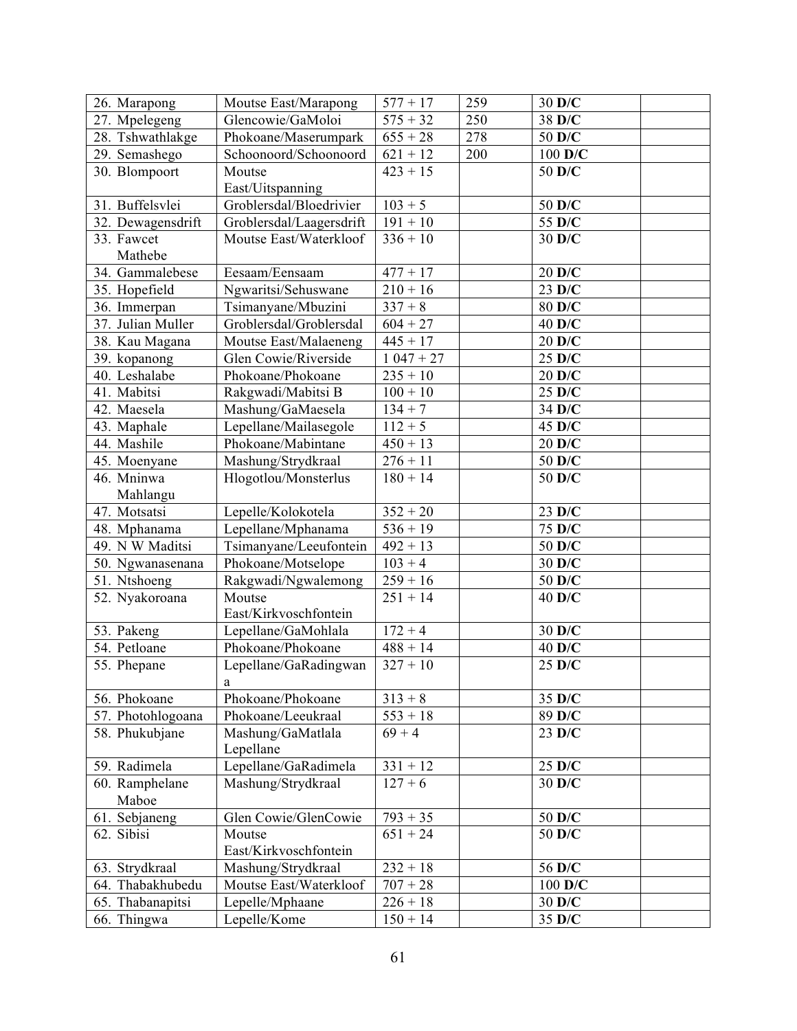| 26. Marapong | Moutse East/Marapong | 577 + 17 | 259 | 30 **D/C** | |
|---|---|---|---|---|---|
| 27. Mpelegeng | Glencowie/GaMoloi | 575 + 32 | 250 | 38 **D/C** | |
| 28. Tshwathlakge | Phokoane/Maserumpark | 655 + 28 | 278 | 50 **D/C** | |
| 29. Semashego | Schoonoord/Schoonoord | 621 + 12 | 200 | 100 **D/C** | |
| 30. Blompoort | Moutse East/Uitspanning | 423 + 15 | | 50 **D/C** | |
| 31. Buffelsvlei | Groblersdal/Bloedrivier | 103 + 5 | | 50 **D/C** | |
| 32. Dewagensdrift | Groblersdal/Laagersdrift | 191 + 10 | | 55 **D/C** | |
| 33. Fawcet Mathebe | Moutse East/Waterkloof | 336 + 10 | | 30 **D/C** | |
| 34. Gammalebese | Eesaam/Eensaam | 477 + 17 | | 20 **D/C** | |
| 35. Hopefield | Ngwaritsi/Sehuswane | 210 + 16 | | 23 **D/C** | |
| 36. Immerpan | Tsimanyane/Mbuzini | 337 + 8 | | 80 **D/C** | |
| 37. Julian Muller | Groblersdal/Groblersdal | 604 + 27 | | 40 **D/C** | |
| 38. Kau Magana | Moutse East/Malaeneng | 445 + 17 | | 20 **D/C** | |
| 39. kopanong | Glen Cowie/Riverside | 1 047 + 27 | | 25 **D/C** | |
| 40. Leshalabe | Phokoane/Phokoane | 235 + 10 | | 20 **D/C** | |
| 41. Mabitsi | Rakgwadi/Mabitsi B | 100 + 10 | | 25 **D/C** | |
| 42. Maesela | Mashung/GaMaesela | 134 + 7 | | 34 **D/C** | |
| 43. Maphale | Lepellane/Mailasegole | 112 + 5 | | 45 **D/C** | |
| 44. Mashile | Phokoane/Mabintane | 450 + 13 | | 20 **D/C** | |
| 45. Moenyane | Mashung/Strydkraal | 276 + 11 | | 50 **D/C** | |
| 46. Mninwa Mahlangu | Hlogotlou/Monsterlus | 180 + 14 | | 50 **D/C** | |
| 47. Motsatsi | Lepelle/Kolokotela | 352 + 20 | | 23 **D/C** | |
| 48. Mphanama | Lepellane/Mphanama | 536 + 19 | | 75 **D/C** | |
| 49. N W Maditsi | Tsimanyane/Leeufontein | 492 + 13 | | 50 **D/C** | |
| 50. Ngwanasenana | Phokoane/Motselope | 103 + 4 | | 30 **D/C** | |
| 51. Ntshoeng | Rakgwadi/Ngwalemong | 259 + 16 | | 50 **D/C** | |
| 52. Nyakoroana | Moutse East/Kirkvoschfontein | 251 + 14 | | 40 **D/C** | |
| 53. Pakeng | Lepellane/GaMohlala | 172 + 4 | | 30 **D/C** | |
| 54. Petloane | Phokoane/Phokoane | 488 + 14 | | 40 **D/C** | |
| 55. Phepane | Lepellane/GaRadingwana | 327 + 10 | | 25 **D/C** | |
| 56. Phokoane | Phokoane/Phokoane | 313 + 8 | | 35 **D/C** | |
| 57. Photohlogoana | Phokoane/Leeukraal | 553 + 18 | | 89 **D/C** | |
| 58. Phukubjane | Mashung/GaMatlala Lepellane | 69 + 4 | | 23 **D/C** | |
| 59. Radimela | Lepellane/GaRadimela | 331 + 12 | | 25 **D/C** | |
| 60. Ramphelane Maboe | Mashung/Strydkraal | 127 + 6 | | 30 **D/C** | |
| 61. Sebjaneng | Glen Cowie/GlenCowie | 793 + 35 | | 50 **D/C** | |
| 62. Sibisi | Moutse East/Kirkvoschfontein | 651 + 24 | | 50 **D/C** | |
| 63. Strydkraal | Mashung/Strydkraal | 232 + 18 | | 56 **D/C** | |
| 64. Thabakhubedu | Moutse East/Waterkloof | 707 + 28 | | 100 **D/C** | |
| 65. Thabanapitsi | Lepelle/Mphaane | 226 + 18 | | 30 **D/C** | |
| 66. Thingwa | Lepelle/Kome | 150 + 14 | | 35 **D/C** | |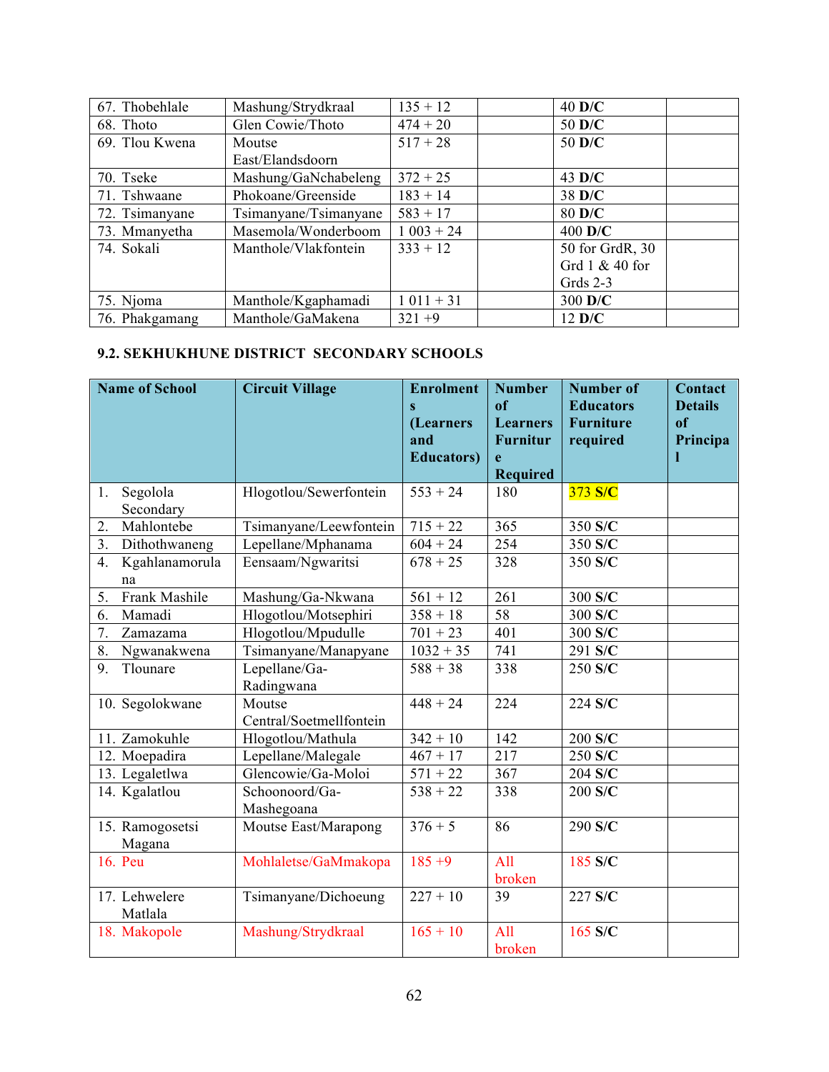| 67. Thobehlale | Mashung/Strydkraal | 135 + 12 | | 40 **D/C** | |
|---|---|---|---|---|---|
| 68. Thoto | Glen Cowie/Thoto | 474 + 20 | | 50 **D/C** | |
| 69. Tlou Kwena | Moutse East/Elandsdoorn | 517 + 28 | | 50 **D/C** | |
| 70. Tseke | Mashung/GaNchabeleng | 372 + 25 | | 43 **D/C** | |
| 71. Tshwaane | Phokoane/Greenside | 183 + 14 | | 38 **D/C** | |
| 72. Tsimanyane | Tsimanyane/Tsimanyane | 583 + 17 | | 80 **D/C** | |
| 73. Mmanyetha | Masemola/Wonderboom | 1 003 + 24 | | 400 **D/C** | |
| 74. Sokali | Manthole/Vlakfontein | 333 + 12 | | 50 for GrdR, 30 Grd 1 & 40 for Grds 2-3 | |
| 75. Njoma | Manthole/Kgaphamadi | 1 011 + 31 | | 300 **D/C** | |
| 76. Phakgamang | Manthole/GaMakena | 321 +9 | | 12 **D/C** | |

### 9.2. SEKHUKHUNE DISTRICT SECONDARY SCHOOLS

| Name of School | Circuit Village | Enrolments (Learners and Educators) | Number of Learners Furniture Required | Number of Educators Furniture required | Contact Details of Principal |
|---|---|---|---|---|---|
| 1. Segolola Secondary | Hlogotlou/Sewerfontein | 553 + 24 | 180 | 373 **S/C** | |
| 2. Mahlontebe | Tsimanyane/Leewfontein | 715 + 22 | 365 | 350 **S/C** | |
| 3. Dithothwaneng | Lepellane/Mphanama | 604 + 24 | 254 | 350 **S/C** | |
| 4. Kgahlanamorulana | Eensaam/Ngwaritsi | 678 + 25 | 328 | 350 **S/C** | |
| 5. Frank Mashile | Mashung/Ga-Nkwana | 561 + 12 | 261 | 300 **S/C** | |
| 6. Mamadi | Hlogotlou/Motsephiri | 358 + 18 | 58 | 300 **S/C** | |
| 7. Zamazama | Hlogotlou/Mpudulle | 701 + 23 | 401 | 300 **S/C** | |
| 8. Ngwanakwena | Tsimanyane/Manapyane | 1032 + 35 | 741 | 291 **S/C** | |
| 9. Tlounare | Lepellane/Ga-Radingwana | 588 + 38 | 338 | 250 **S/C** | |
| 10. Segolokwane | Moutse Central/Soetmellfontein | 448 + 24 | 224 | 224 **S/C** | |
| 11. Zamokuhle | Hlogotlou/Mathula | 342 + 10 | 142 | 200 **S/C** | |
| 12. Moepadira | Lepellane/Malegale | 467 + 17 | 217 | 250 **S/C** | |
| 13. Legaletlwa | Glencowie/Ga-Moloi | 571 + 22 | 367 | 204 **S/C** | |
| 14. Kgalatlou | Schoonoord/Ga-Mashegoana | 538 + 22 | 338 | 200 **S/C** | |
| 15. Ramogosetsi Magana | Moutse East/Marapong | 376 + 5 | 86 | 290 **S/C** | |
| 16. Peu | Mohlaletse/GaMmakopa | 185 +9 | All broken | 185 **S/C** | |
| 17. Lehwelere Matlala | Tsimanyane/Dichoeung | 227 + 10 | 39 | 227 **S/C** | |
| 18. Makopole | Mashung/Strydkraal | 165 + 10 | All broken | 165 **S/C** | |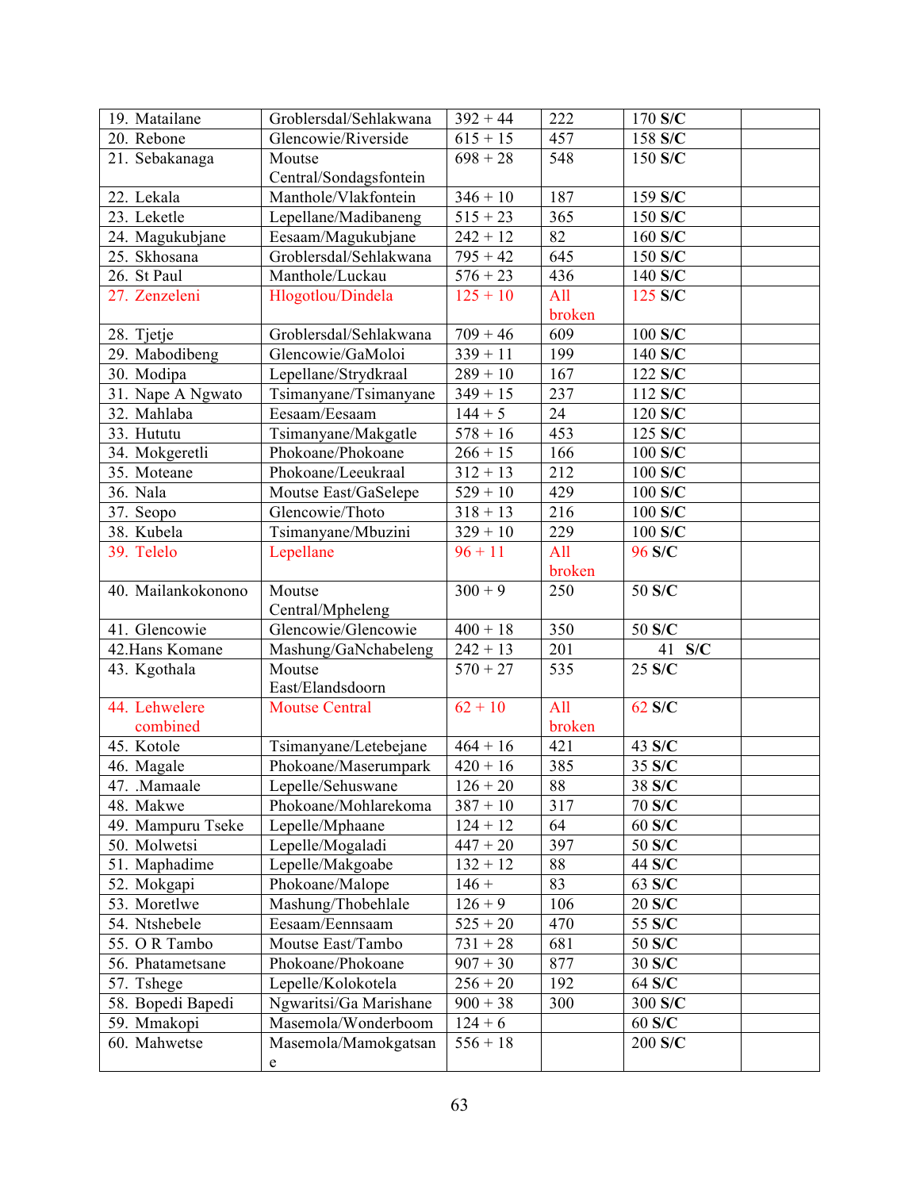| | | | | | |
|---|---|---|---|---|---|
| 19. Matailane | Groblersdal/Sehlakwana | 392 + 44 | 222 | 170 **S/C** | |
| 20. Rebone | Glencowie/Riverside | 615 + 15 | 457 | 158 **S/C** | |
| 21. Sebakanaga | Moutse Central/Sondagsfontein | 698 + 28 | 548 | 150 **S/C** | |
| 22. Lekala | Manthole/Vlakfontein | 346 + 10 | 187 | 159 **S/C** | |
| 23. Leketle | Lepellane/Madibaneng | 515 + 23 | 365 | 150 **S/C** | |
| 24. Magukubjane | Eesaam/Magukubjane | 242 + 12 | 82 | 160 **S/C** | |
| 25. Skhosana | Groblersdal/Sehlakwana | 795 + 42 | 645 | 150 **S/C** | |
| 26. St Paul | Manthole/Luckau | 576 + 23 | 436 | 140 **S/C** | |
| 27. Zenzeleni | Hlogotlou/Dindela | 125 + 10 | All broken | 125 **S/C** | |
| 28. Tjetje | Groblersdal/Sehlakwana | 709 + 46 | 609 | 100 **S/C** | |
| 29. Mabodibeng | Glencowie/GaMoloi | 339 + 11 | 199 | 140 **S/C** | |
| 30. Modipa | Lepellane/Strydkraal | 289 + 10 | 167 | 122 **S/C** | |
| 31. Nape A Ngwato | Tsimanyane/Tsimanyane | 349 + 15 | 237 | 112 **S/C** | |
| 32. Mahlaba | Eesaam/Eesaam | 144 + 5 | 24 | 120 **S/C** | |
| 33. Hututu | Tsimanyane/Makgatle | 578 + 16 | 453 | 125 **S/C** | |
| 34. Mokgeretli | Phokoane/Phokoane | 266 + 15 | 166 | 100 **S/C** | |
| 35. Moteane | Phokoane/Leeukraal | 312 + 13 | 212 | 100 **S/C** | |
| 36. Nala | Moutse East/GaSelepe | 529 + 10 | 429 | 100 **S/C** | |
| 37. Seopo | Glencowie/Thoto | 318 + 13 | 216 | 100 **S/C** | |
| 38. Kubela | Tsimanyane/Mbuzini | 329 + 10 | 229 | 100 **S/C** | |
| 39. Telelo | Lepellane | 96 + 11 | All broken | 96 **S/C** | |
| 40. Mailankokonono | Moutse Central/Mpheleng | 300 + 9 | 250 | 50 **S/C** | |
| 41. Glencowie | Glencowie/Glencowie | 400 + 18 | 350 | 50 **S/C** | |
| 42.Hans Komane | Mashung/GaNchabeleng | 242 + 13 | 201 | 41 **S/C** | |
| 43. Kgothala | Moutse East/Elandsdoorn | 570 + 27 | 535 | 25 **S/C** | |
| 44. Lehwelere combined | Moutse Central | 62 + 10 | All broken | 62 **S/C** | |
| 45. Kotole | Tsimanyane/Letebejane | 464 + 16 | 421 | 43 **S/C** | |
| 46. Magale | Phokoane/Maserumpark | 420 + 16 | 385 | 35 **S/C** | |
| 47. .Mamaale | Lepelle/Sehuswane | 126 + 20 | 88 | 38 **S/C** | |
| 48. Makwe | Phokoane/Mohlarekoma | 387 + 10 | 317 | 70 **S/C** | |
| 49. Mampuru Tseke | Lepelle/Mphaane | 124 + 12 | 64 | 60 **S/C** | |
| 50. Molwetsi | Lepelle/Mogaladi | 447 + 20 | 397 | 50 **S/C** | |
| 51. Maphadime | Lepelle/Makgoabe | 132 + 12 | 88 | 44 **S/C** | |
| 52. Mokgapi | Phokoane/Malope | 146 + | 83 | 63 **S/C** | |
| 53. Moretlwe | Mashung/Thobehlale | 126 + 9 | 106 | 20 **S/C** | |
| 54. Ntshebele | Eesaam/Eennsaam | 525 + 20 | 470 | 55 **S/C** | |
| 55. O R Tambo | Moutse East/Tambo | 731 + 28 | 681 | 50 **S/C** | |
| 56. Phatametsane | Phokoane/Phokoane | 907 + 30 | 877 | 30 **S/C** | |
| 57. Tshege | Lepelle/Kolokotela | 256 + 20 | 192 | 64 **S/C** | |
| 58. Bopedi Bapedi | Ngwaritsi/Ga Marishane | 900 + 38 | 300 | 300 **S/C** | |
| 59. Mmakopi | Masemola/Wonderboom | 124 + 6 | | 60 **S/C** | |
| 60. Mahwetse | Masemola/Mamokgatsane | 556 + 18 | | 200 **S/C** | |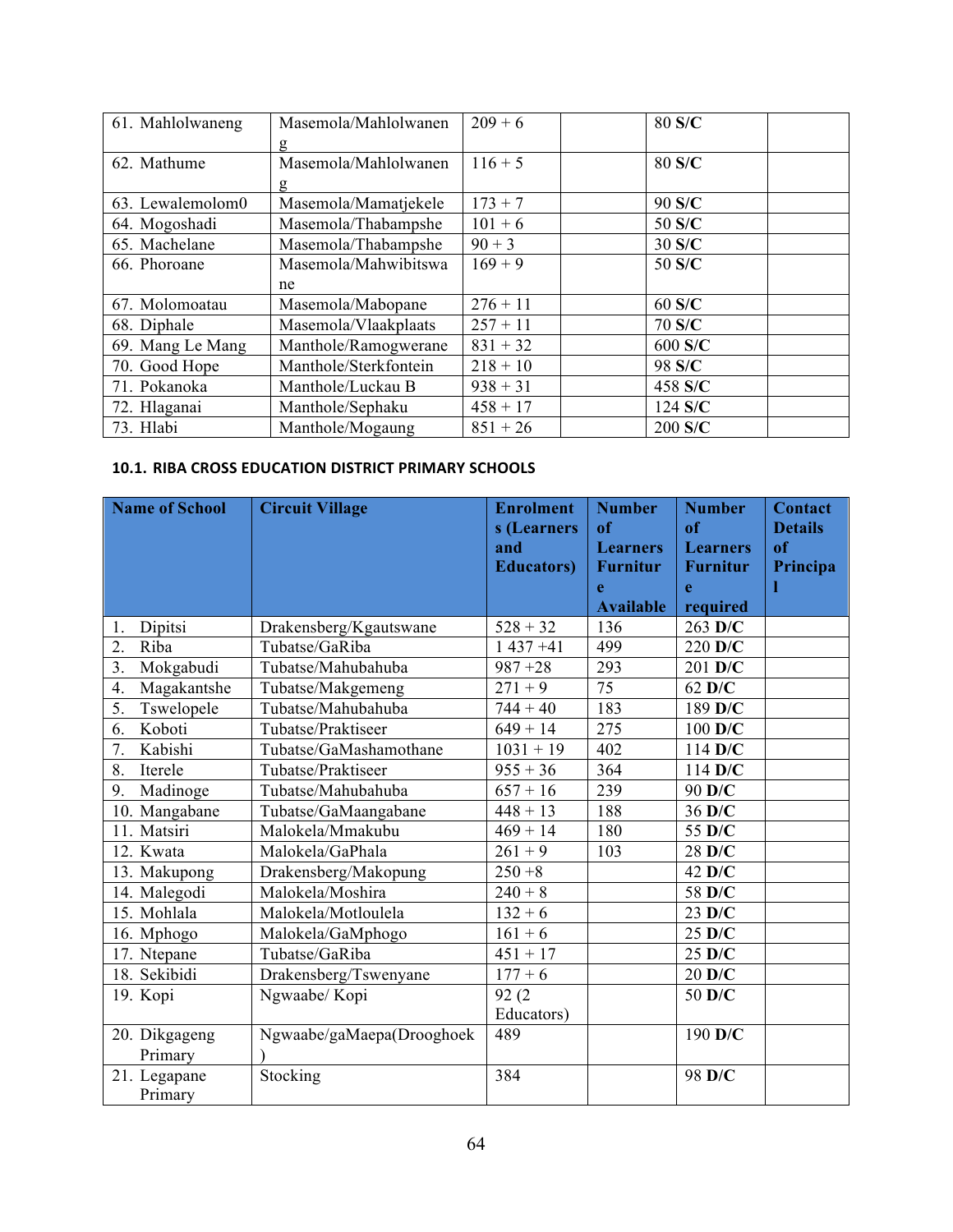| | | | | | |
|---|---|---|---|---|---|
| 61. Mahlolwaneng | Masemola/Mahlolwaneng | 209 + 6 | | 80 **S/C** | |
| 62. Mathume | Masemola/Mahlolwaneng | 116 + 5 | | 80 **S/C** | |
| 63. Lewalemolom0 | Masemola/Mamatjekele | 173 + 7 | | 90 **S/C** | |
| 64. Mogoshadi | Masemola/Thabampshe | 101 + 6 | | 50 **S/C** | |
| 65. Machelane | Masemola/Thabampshe | 90 + 3 | | 30 **S/C** | |
| 66. Phoroane | Masemola/Mahwibitswane | 169 + 9 | | 50 **S/C** | |
| 67. Molomoatau | Masemola/Mabopane | 276 + 11 | | 60 **S/C** | |
| 68. Diphale | Masemola/Vlaakplaats | 257 + 11 | | 70 **S/C** | |
| 69. Mang Le Mang | Manthole/Ramogwerane | 831 + 32 | | 600 **S/C** | |
| 70. Good Hope | Manthole/Sterkfontein | 218 + 10 | | 98 **S/C** | |
| 71. Pokanoka | Manthole/Luckau B | 938 + 31 | | 458 **S/C** | |
| 72. Hlaganai | Manthole/Sephaku | 458 + 17 | | 124 **S/C** | |
| 73. Hlabi | Manthole/Mogaung | 851 + 26 | | 200 **S/C** | |

#### 10.1. RIBA CROSS EDUCATION DISTRICT PRIMARY SCHOOLS

| Name of School | Circuit Village | Enrolments (Learners and Educators) | Number of Learners Furniture Available | Number of Learners Furniture required | Contact Details of Principal |
|---|---|---|---|---|---|
| 1. Dipitsi | Drakensberg/Kgautswane | 528 + 32 | 136 | 263 **D/C** | |
| 2. Riba | Tubatse/GaRiba | 1 437 +41 | 499 | 220 **D/C** | |
| 3. Mokgabudi | Tubatse/Mahubahuba | 987 +28 | 293 | 201 **D/C** | |
| 4. Magakantshe | Tubatse/Makgemeng | 271 + 9 | 75 | 62 **D/C** | |
| 5. Tswelopele | Tubatse/Mahubahuba | 744 + 40 | 183 | 189 **D/C** | |
| 6. Koboti | Tubatse/Praktiseer | 649 + 14 | 275 | 100 **D/C** | |
| 7. Kabishi | Tubatse/GaMashamothane | 1031 + 19 | 402 | 114 **D/C** | |
| 8. Iterele | Tubatse/Praktiseer | 955 + 36 | 364 | 114 **D/C** | |
| 9. Madinoge | Tubatse/Mahubahuba | 657 + 16 | 239 | 90 **D/C** | |
| 10. Mangabane | Tubatse/GaMaangabane | 448 + 13 | 188 | 36 **D/C** | |
| 11. Matsiri | Malokela/Mmakubu | 469 + 14 | 180 | 55 **D/C** | |
| 12. Kwata | Malokela/GaPhala | 261 + 9 | 103 | 28 **D/C** | |
| 13. Makupong | Drakensberg/Makopung | 250 +8 | | 42 **D/C** | |
| 14. Malegodi | Malokela/Moshira | 240 + 8 | | 58 **D/C** | |
| 15. Mohlala | Malokela/Motloulela | 132 + 6 | | 23 **D/C** | |
| 16. Mphogo | Malokela/GaMphogo | 161 + 6 | | 25 **D/C** | |
| 17. Ntepane | Tubatse/GaRiba | 451 + 17 | | 25 **D/C** | |
| 18. Sekibidi | Drakensberg/Tswenyane | 177 + 6 | | 20 **D/C** | |
| 19. Kopi | Ngwaabe/ Kopi | 92 (2 Educators) | | 50 **D/C** | |
| 20. Dikgageng Primary | Ngwaabe/gaMaepa(Drooghoek) | 489 | | 190 **D/C** | |
| 21. Legapane Primary | Stocking | 384 | | 98 **D/C** | |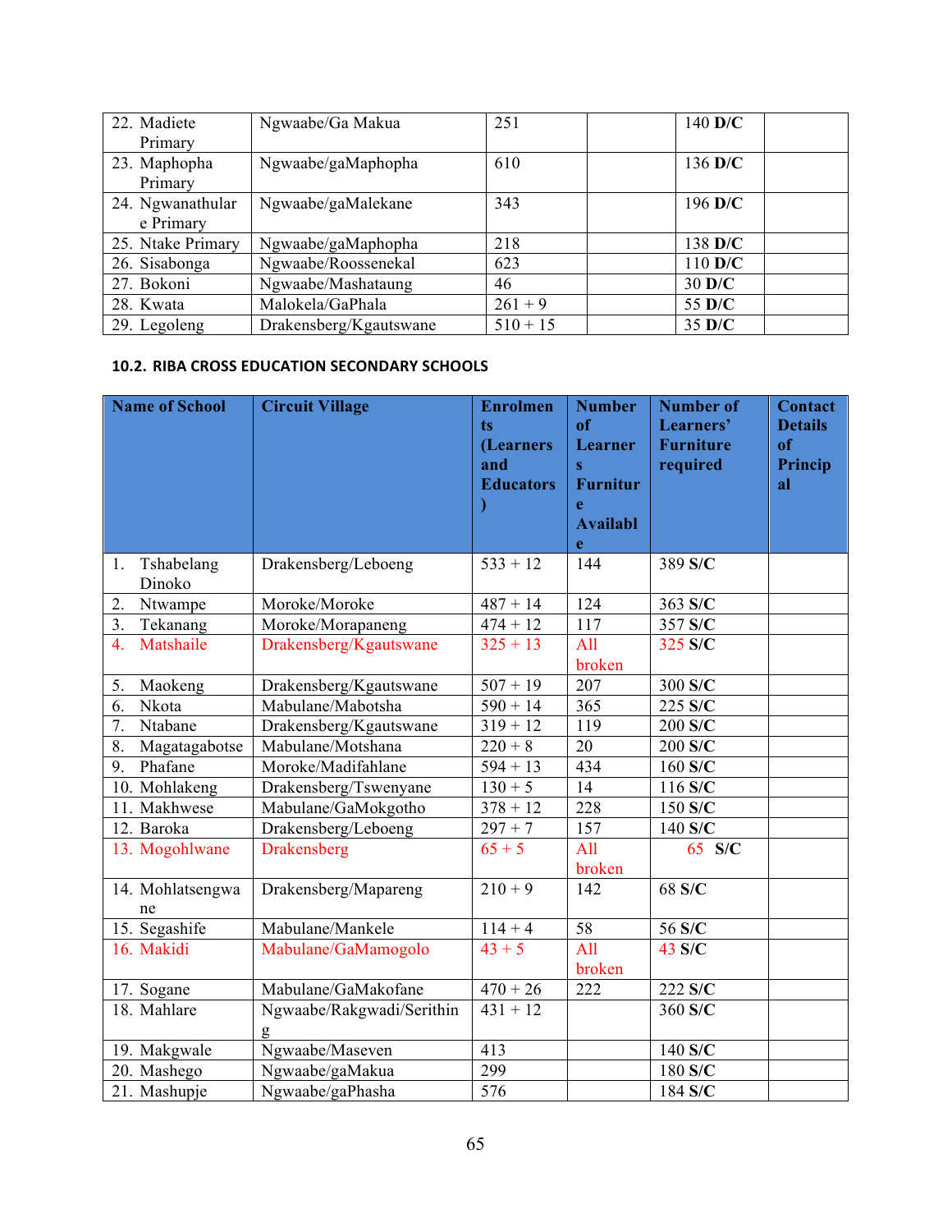| | | | | | |
|---|---|---|---|---|---|
| 22. Madiete Primary | Ngwaabe/Ga Makua | 251 | | 140 **D/C** | |
| 23. Maphopha Primary | Ngwaabe/gaMaphopha | 610 | | 136 **D/C** | |
| 24. Ngwanathulare Primary | Ngwaabe/gaMalekane | 343 | | 196 **D/C** | |
| 25. Ntake Primary | Ngwaabe/gaMaphopha | 218 | | 138 **D/C** | |
| 26. Sisabonga | Ngwaabe/Roossenekal | 623 | | 110 **D/C** | |
| 27. Bokoni | Ngwaabe/Mashataung | 46 | | 30 **D/C** | |
| 28. Kwata | Malokela/GaPhala | 261 + 9 | | 55 **D/C** | |
| 29. Legoleng | Drakensberg/Kgautswane | 510 + 15 | | 35 **D/C** | |

#### 10.2. RIBA CROSS EDUCATION SECONDARY SCHOOLS

| Name of School | Circuit Village | Enrolments (Learners and Educators) | Number of Learners Furniture Available | Number of Learners' Furniture required | Contact Details of Principal |
|---|---|---|---|---|---|
| 1. Tshabelang Dinoko | Drakensberg/Leboeng | 533 + 12 | 144 | 389 **S/C** | |
| 2. Ntwampe | Moroke/Moroke | 487 + 14 | 124 | 363 **S/C** | |
| 3. Tekanang | Moroke/Morapaneng | 474 + 12 | 117 | 357 **S/C** | |
| 4. Matshaile | Drakensberg/Kgautswane | 325 + 13 | All broken | 325 **S/C** | |
| 5. Maokeng | Drakensberg/Kgautswane | 507 + 19 | 207 | 300 **S/C** | |
| 6. Nkota | Mabulane/Mabotsha | 590 + 14 | 365 | 225 **S/C** | |
| 7. Ntabane | Drakensberg/Kgautswane | 319 + 12 | 119 | 200 **S/C** | |
| 8. Magatagabotse | Mabulane/Motshana | 220 + 8 | 20 | 200 **S/C** | |
| 9. Phafane | Moroke/Madifahlane | 594 + 13 | 434 | 160 **S/C** | |
| 10. Mohlakeng | Drakensberg/Tswenyane | 130 + 5 | 14 | 116 **S/C** | |
| 11. Makhwese | Mabulane/GaMokgotho | 378 + 12 | 228 | 150 **S/C** | |
| 12. Baroka | Drakensberg/Leboeng | 297 + 7 | 157 | 140 **S/C** | |
| 13. Mogohlwane | Drakensberg | 65 + 5 | All broken | 65 **S/C** | |
| 14. Mohlatsengwane | Drakensberg/Mapareng | 210 + 9 | 142 | 68 **S/C** | |
| 15. Segashife | Mabulane/Mankele | 114 + 4 | 58 | 56 **S/C** | |
| 16. Makidi | Mabulane/GaMamogolo | 43 + 5 | All broken | 43 **S/C** | |
| 17. Sogane | Mabulane/GaMakofane | 470 + 26 | 222 | 222 **S/C** | |
| 18. Mahlare | Ngwaabe/Rakgwadi/Serithing | 431 + 12 | | 360 **S/C** | |
| 19. Makgwale | Ngwaabe/Maseven | 413 | | 140 **S/C** | |
| 20. Mashego | Ngwaabe/gaMakua | 299 | | 180 **S/C** | |
| 21. Mashupje | Ngwaabe/gaPhasha | 576 | | 184 **S/C** | |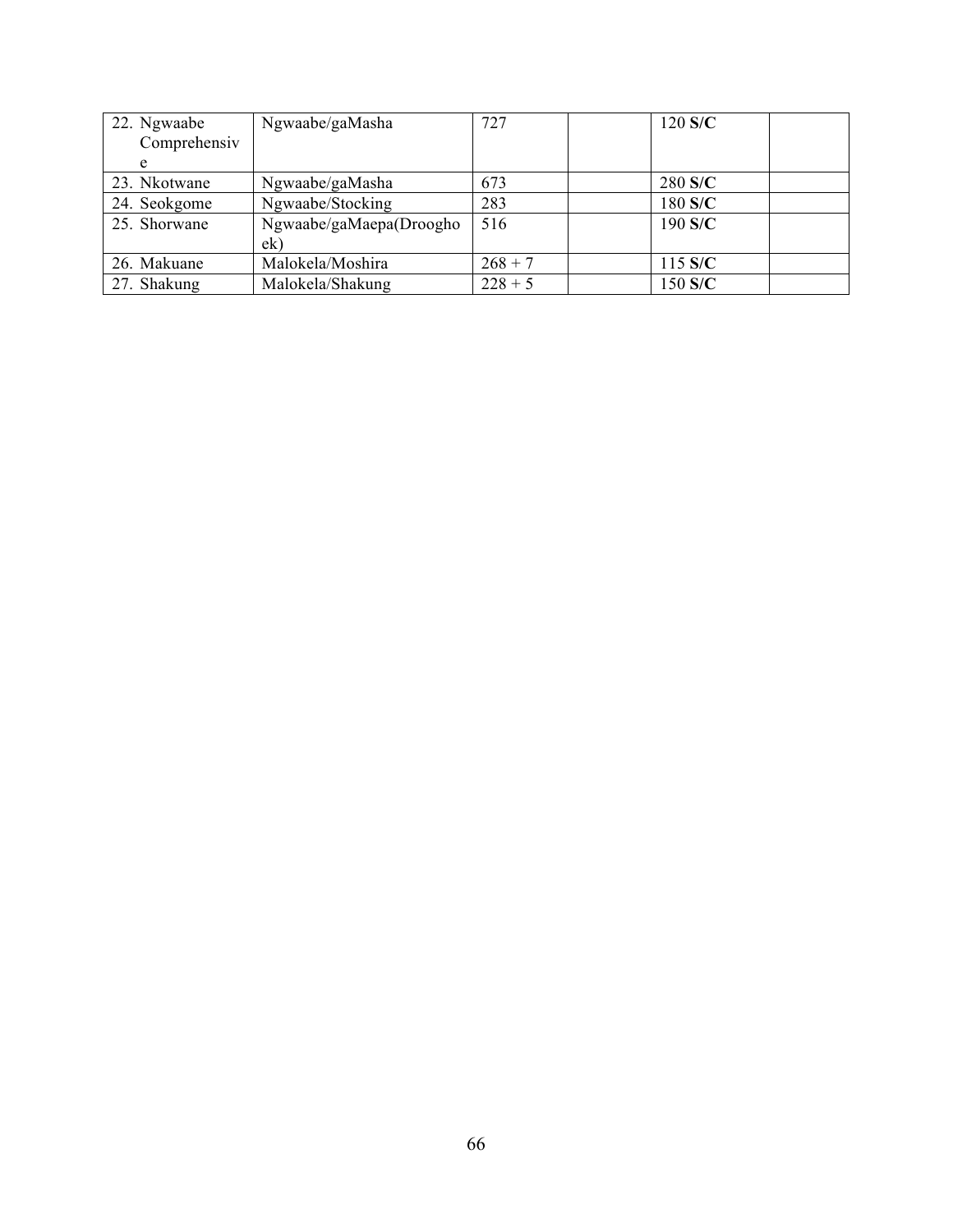| | | | | | |
|---|---|---|---|---|---|
| 22. Ngwaabe Comprehensive | Ngwaabe/gaMasha | 727 | | 120 **S/C** | |
| 23. Nkotwane | Ngwaabe/gaMasha | 673 | | 280 **S/C** | |
| 24. Seokgome | Ngwaabe/Stocking | 283 | | 180 **S/C** | |
| 25. Shorwane | Ngwaabe/gaMaepa(Drooghoek) | 516 | | 190 **S/C** | |
| 26. Makuane | Malokela/Moshira | 268 + 7 | | 115 **S/C** | |
| 27. Shakung | Malokela/Shakung | 228 + 5 | | 150 **S/C** | |